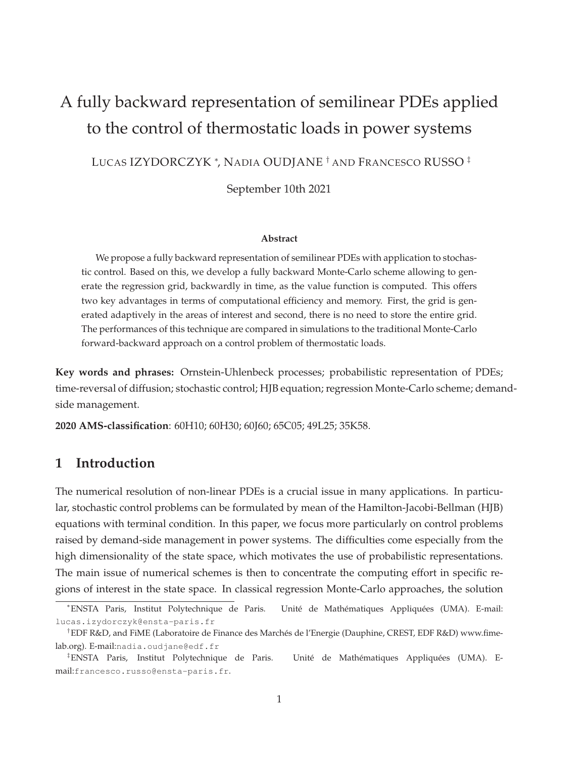# A fully backward representation of semilinear PDEs applied to the control of thermostatic loads in power systems

LUCAS IZYDORCZYK [*], NADIA OUDJANE [†] AND FRANCESCO RUSSO [‡]

September 10th 2021

### Abstract

We propose a fully backward representation of semilinear PDEs with application to stochastic control. Based on this, we develop a fully backward Monte-Carlo scheme allowing to generate the regression grid, backwardly in time, as the value function is computed. This offers two key advantages in terms of computational efficiency and memory. First, the grid is generated adaptively in the areas of interest and second, there is no need to store the entire grid. The performances of this technique are compared in simulations to the traditional Monte-Carlo forward-backward approach on a control problem of thermostatic loads.

**Key words and phrases:** Ornstein-Uhlenbeck processes; probabilistic representation of PDEs; time-reversal of diffusion; stochastic control; HJB equation; regression Monte-Carlo scheme; demand-side management.

**2020 AMS-classification**: 60H10; 60H30; 60J60; 65C05; 49L25; 35K58.

## 1 Introduction

The numerical resolution of non-linear PDEs is a crucial issue in many applications. In particular, stochastic control problems can be formulated by mean of the Hamilton-Jacobi-Bellman (HJB) equations with terminal condition. In this paper, we focus more particularly on control problems raised by demand-side management in power systems. The difficulties come especially from the high dimensionality of the state space, which motivates the use of probabilistic representations. The main issue of numerical schemes is then to concentrate the computing effort in specific regions of interest in the state space. In classical regression Monte-Carlo approaches, the solution

---

[*] ENSTA Paris, Institut Polytechnique de Paris. Unité de Mathématiques Appliquées (UMA). E-mail: lucas.izydorczyk@ensta-paris.fr

[†] EDF R&D, and FiME (Laboratoire de Finance des Marchés de l'Energie (Dauphine, CREST, EDF R&D) www.fime-lab.org). E-mail:nadia.oudjane@edf.fr

[‡] ENSTA Paris, Institut Polytechnique de Paris. Unité de Mathématiques Appliquées (UMA). E-mail:francesco.russo@ensta-paris.fr.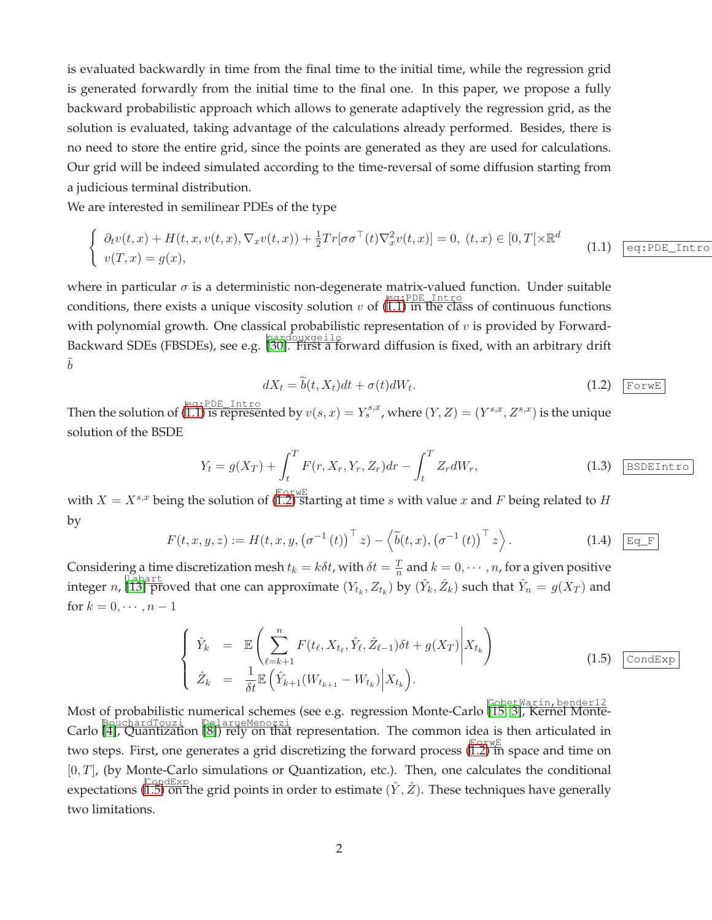is evaluated backwardly in time from the final time to the initial time, while the regression grid is generated forwardly from the initial time to the final one. In this paper, we propose a fully backward probabilistic approach which allows to generate adaptively the regression grid, as the solution is evaluated, taking advantage of the calculations already performed. Besides, there is no need to store the entire grid, since the points are generated as they are used for calculations. Our grid will be indeed simulated according to the time-reversal of some diffusion starting from a judicious terminal distribution.

We are interested in semilinear PDEs of the type

$$\begin{cases} \partial_t v(t,x) + H(t,x,v(t,x),\nabla_x v(t,x)) + \frac{1}{2}Tr[\sigma\sigma^\top(t)\nabla_x^2 v(t,x)] = 0, \ (t,x) \in [0,T[\times\mathbb{R}^d \\ v(T,x) = g(x), \end{cases} \tag{1.1}$$

where in particular $\sigma$ is a deterministic non-degenerate matrix-valued function. Under suitable conditions, there exists a unique viscosity solution $v$ of (1.1) in the class of continuous functions with polynomial growth. One classical probabilistic representation of $v$ is provided by Forward-Backward SDEs (FBSDEs), see e.g. [30]. First a forward diffusion is fixed, with an arbitrary drift $\tilde{b}$

$$dX_t = \widetilde{b}(t,X_t)dt + \sigma(t)dW_t. \tag{1.2}$$

Then the solution of (1.1) is represented by $v(s,x) = Y_s^{s,x}$, where $(Y,Z) = (Y^{s,x}, Z^{s,x})$ is the unique solution of the BSDE

$$Y_t = g(X_T) + \int_t^T F(r,X_r,Y_r,Z_r)dr - \int_t^T Z_r dW_r, \tag{1.3}$$

with $X = X^{s,x}$ being the solution of (1.2) starting at time $s$ with value $x$ and $F$ being related to $H$ by

$$F(t,x,y,z) := H(t,x,y,\left(\sigma^{-1}(t)\right)^\top z) - \left\langle \widetilde{b}(t,x), \left(\sigma^{-1}(t)\right)^\top z \right\rangle. \tag{1.4}$$

Considering a time discretization mesh $t_k = k\delta t$, with $\delta t = \frac{T}{n}$ and $k = 0,\cdots,n$, for a given positive integer $n$, [13] proved that one can approximate $(Y_{t_k}, Z_{t_k})$ by $(\hat{Y}_k, \hat{Z}_k)$ such that $\hat{Y}_n = g(X_T)$ and for $k = 0,\cdots,n-1$

$$\begin{cases} \hat{Y}_k &= \mathbb{E}\left( \sum_{\ell=k+1}^{n} F(t_\ell, X_{t_\ell}, \hat{Y}_\ell, \hat{Z}_{\ell-1})\delta t + g(X_T) \middle| X_{t_k} \right) \\ \hat{Z}_k &= \frac{1}{\delta t}\mathbb{E}\left( \hat{Y}_{k+1}(W_{t_{k+1}} - W_{t_k}) \middle| X_{t_k} \right). \end{cases} \tag{1.5}$$

Most of probabilistic numerical schemes (see e.g. regression Monte-Carlo [15, 3], Kernel Monte-Carlo [4], Quantization [8]) rely on that representation. The common idea is then articulated in two steps. First, one generates a grid discretizing the forward process (1.2) in space and time on $[0,T]$, (by Monte-Carlo simulations or Quantization, etc.). Then, one calculates the conditional expectations (1.5) on the grid points in order to estimate $(\hat{Y}, \hat{Z})$. These techniques have generally two limitations.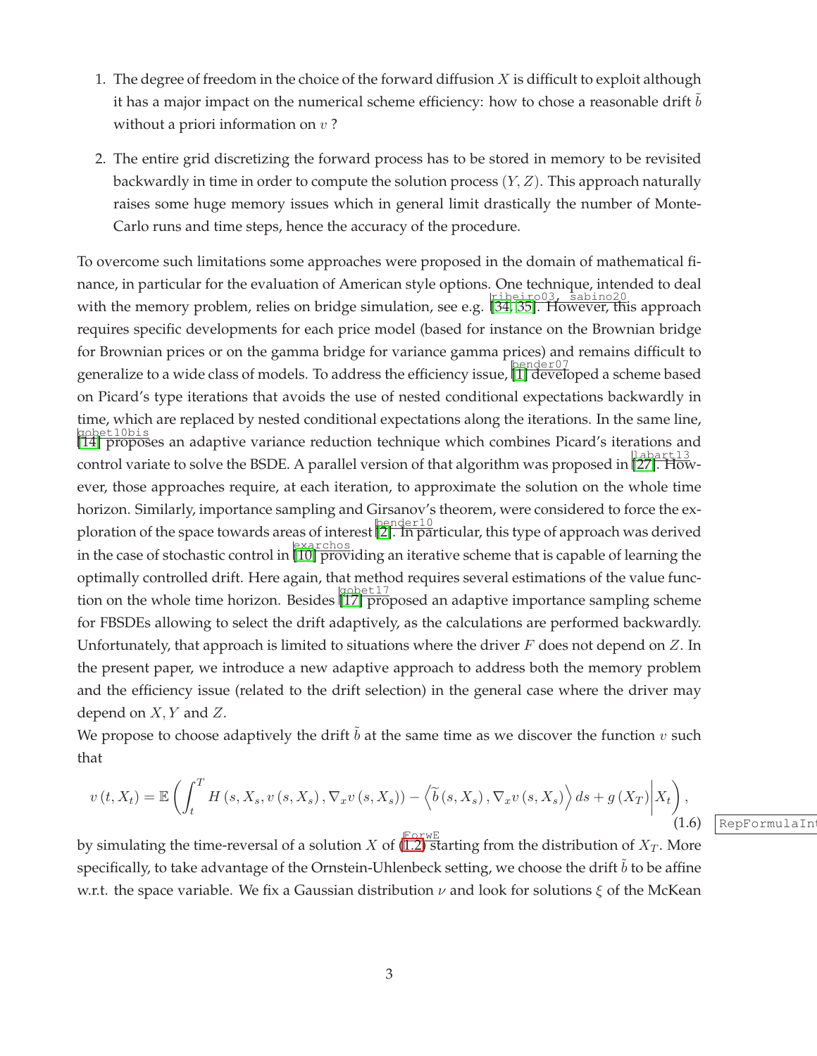2. The degree of freedom in the choice of the forward diffusion $X$ is difficult to exploit although it has a major impact on the numerical scheme efficiency: how to chose a reasonable drift $\tilde{b}$ without a priori information on $v$ ?

3. The entire grid discretizing the forward process has to be stored in memory to be revisited backwardly in time in order to compute the solution process $(Y, Z)$. This approach naturally raises some huge memory issues which in general limit drastically the number of Monte-Carlo runs and time steps, hence the accuracy of the procedure.

To overcome such limitations some approaches were proposed in the domain of mathematical finance, in particular for the evaluation of American style options. One technique, intended to deal with the memory problem, relies on bridge simulation, see e.g. [34, 35]. However, this approach requires specific developments for each price model (based for instance on the Brownian bridge for Brownian prices or on the gamma bridge for variance gamma prices) and remains difficult to generalize to a wide class of models. To address the efficiency issue, [1] developed a scheme based on Picard's type iterations that avoids the use of nested conditional expectations backwardly in time, which are replaced by nested conditional expectations along the iterations. In the same line, [14] proposes an adaptive variance reduction technique which combines Picard's iterations and control variate to solve the BSDE. A parallel version of that algorithm was proposed in [27]. However, those approaches require, at each iteration, to approximate the solution on the whole time horizon. Similarly, importance sampling and Girsanov's theorem, were considered to force the exploration of the space towards areas of interest [2]. In particular, this type of approach was derived in the case of stochastic control in [10] providing an iterative scheme that is capable of learning the optimally controlled drift. Here again, that method requires several estimations of the value function on the whole time horizon. Besides [17] proposed an adaptive importance sampling scheme for FBSDEs allowing to select the drift adaptively, as the calculations are performed backwardly. Unfortunately, that approach is limited to situations where the driver $F$ does not depend on $Z$. In the present paper, we introduce a new adaptive approach to address both the memory problem and the efficiency issue (related to the drift selection) in the general case where the driver may depend on $X, Y$ and $Z$.

We propose to choose adaptively the drift $\tilde{b}$ at the same time as we discover the function $v$ such that

$$
v(t, X_t) = \mathbb{E}\left( \int_t^T H\left(s, X_s, v(s, X_s), \nabla_x v(s, X_s)\right) - \left\langle \widetilde{b}(s, X_s), \nabla_x v(s, X_s) \right\rangle ds + g(X_T) \middle| X_t \right), \tag{1.6}
$$

by simulating the time-reversal of a solution $X$ of (1.2) starting from the distribution of $X_T$. More specifically, to take advantage of the Ornstein-Uhlenbeck setting, we choose the drift $\tilde{b}$ to be affine w.r.t. the space variable. We fix a Gaussian distribution $\nu$ and look for solutions $\xi$ of the McKean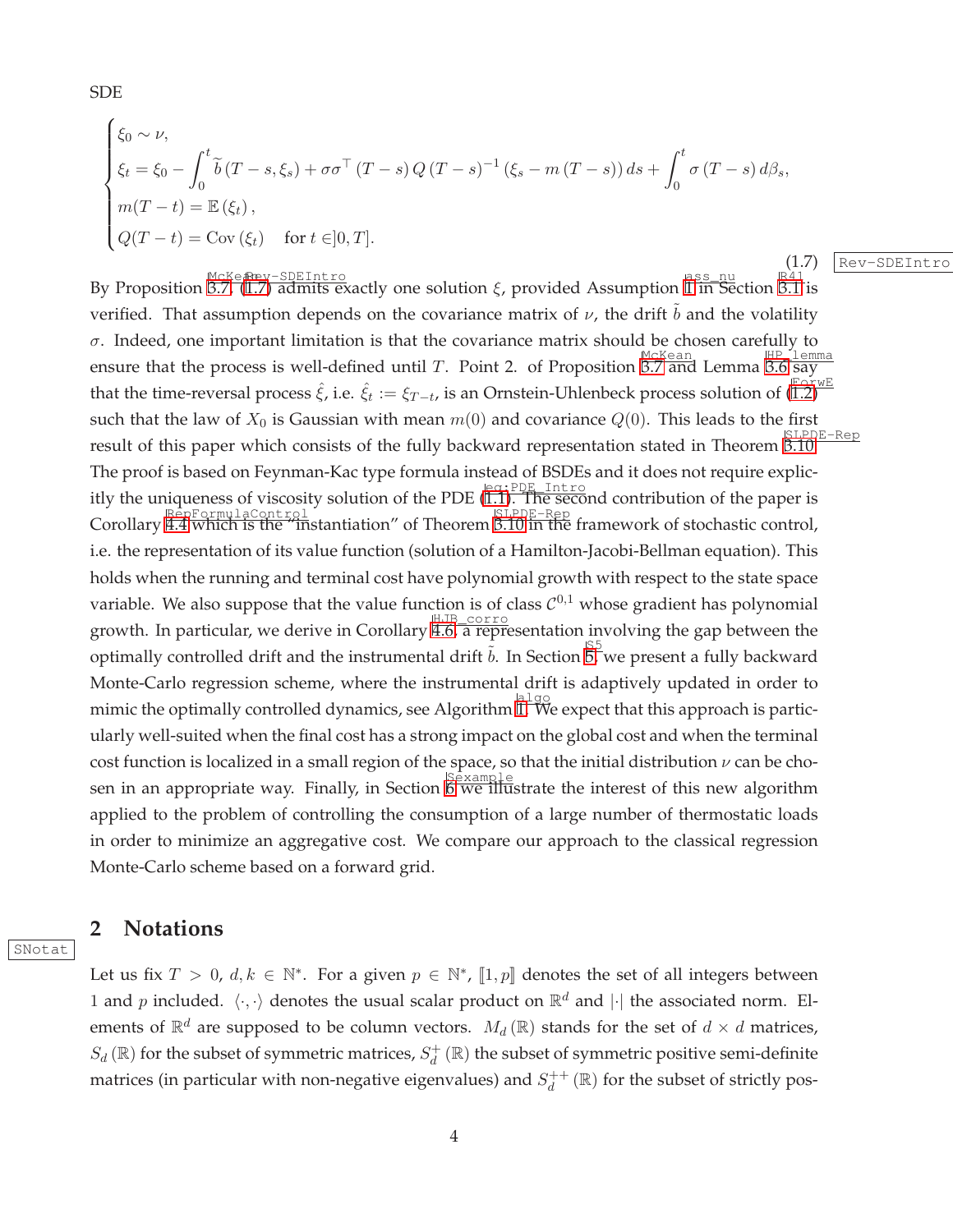SDE

$$
\begin{cases}
\xi_0 \sim \nu, \\
\xi_t = \xi_0 - \int_0^t \widetilde{b}\left(T-s, \xi_s\right) + \sigma\sigma^\top\left(T-s\right) Q\left(T-s\right)^{-1}\left(\xi_s - m\left(T-s\right)\right) ds + \int_0^t \sigma\left(T-s\right) d\beta_s, \\
m(T-t) = \mathbb{E}\left(\xi_t\right), \\
Q(T-t) = \mathrm{Cov}\left(\xi_t\right) \quad \text{for } t \in ]0,T].
\end{cases}
\tag{1.7}
$$

By Proposition 3.7, (1.7) admits exactly one solution $\xi$, provided Assumption 1 in Section 3.1 is verified. That assumption depends on the covariance matrix of $\nu$, the drift $\tilde{b}$ and the volatility $\sigma$. Indeed, one important limitation is that the covariance matrix should be chosen carefully to ensure that the process is well-defined until $T$. Point 2. of Proposition 3.7 and Lemma 3.6 say that the time-reversal process $\hat{\xi}$, i.e. $\hat{\xi}_t := \xi_{T-t}$, is an Ornstein-Uhlenbeck process solution of (1.2) such that the law of $X_0$ is Gaussian with mean $m(0)$ and covariance $Q(0)$. This leads to the first result of this paper which consists of the fully backward representation stated in Theorem 3.10. The proof is based on Feynman-Kac type formula instead of BSDEs and it does not require explicitly the uniqueness of viscosity solution of the PDE (1.1). The second contribution of the paper is Corollary 4.4 which is the "instantiation" of Theorem 3.10 in the framework of stochastic control, i.e. the representation of its value function (solution of a Hamilton-Jacobi-Bellman equation). This holds when the running and terminal cost have polynomial growth with respect to the state space variable. We also suppose that the value function is of class $\mathcal{C}^{0,1}$ whose gradient has polynomial growth. In particular, we derive in Corollary 4.6, a representation involving the gap between the optimally controlled drift and the instrumental drift $\tilde{b}$. In Section 5 we present a fully backward Monte-Carlo regression scheme, where the instrumental drift is adaptively updated in order to mimic the optimally controlled dynamics, see Algorithm 1. We expect that this approach is particularly well-suited when the final cost has a strong impact on the global cost and when the terminal cost function is localized in a small region of the space, so that the initial distribution $\nu$ can be chosen in an appropriate way. Finally, in Section 6 we illustrate the interest of this new algorithm applied to the problem of controlling the consumption of a large number of thermostatic loads in order to minimize an aggregative cost. We compare our approach to the classical regression Monte-Carlo scheme based on a forward grid.

## 2 Notations

Let us fix $T > 0$, $d, k \in \mathbb{N}^*$. For a given $p \in \mathbb{N}^*$, $[\![1,p]\!]$ denotes the set of all integers between 1 and $p$ included. $\langle \cdot, \cdot \rangle$ denotes the usual scalar product on $\mathbb{R}^d$ and $|\cdot|$ the associated norm. Elements of $\mathbb{R}^d$ are supposed to be column vectors. $M_d(\mathbb{R})$ stands for the set of $d \times d$ matrices, $S_d(\mathbb{R})$ for the subset of symmetric matrices, $S_d^+(\mathbb{R})$ the subset of symmetric positive semi-definite matrices (in particular with non-negative eigenvalues) and $S_d^{++}(\mathbb{R})$ for the subset of strictly pos-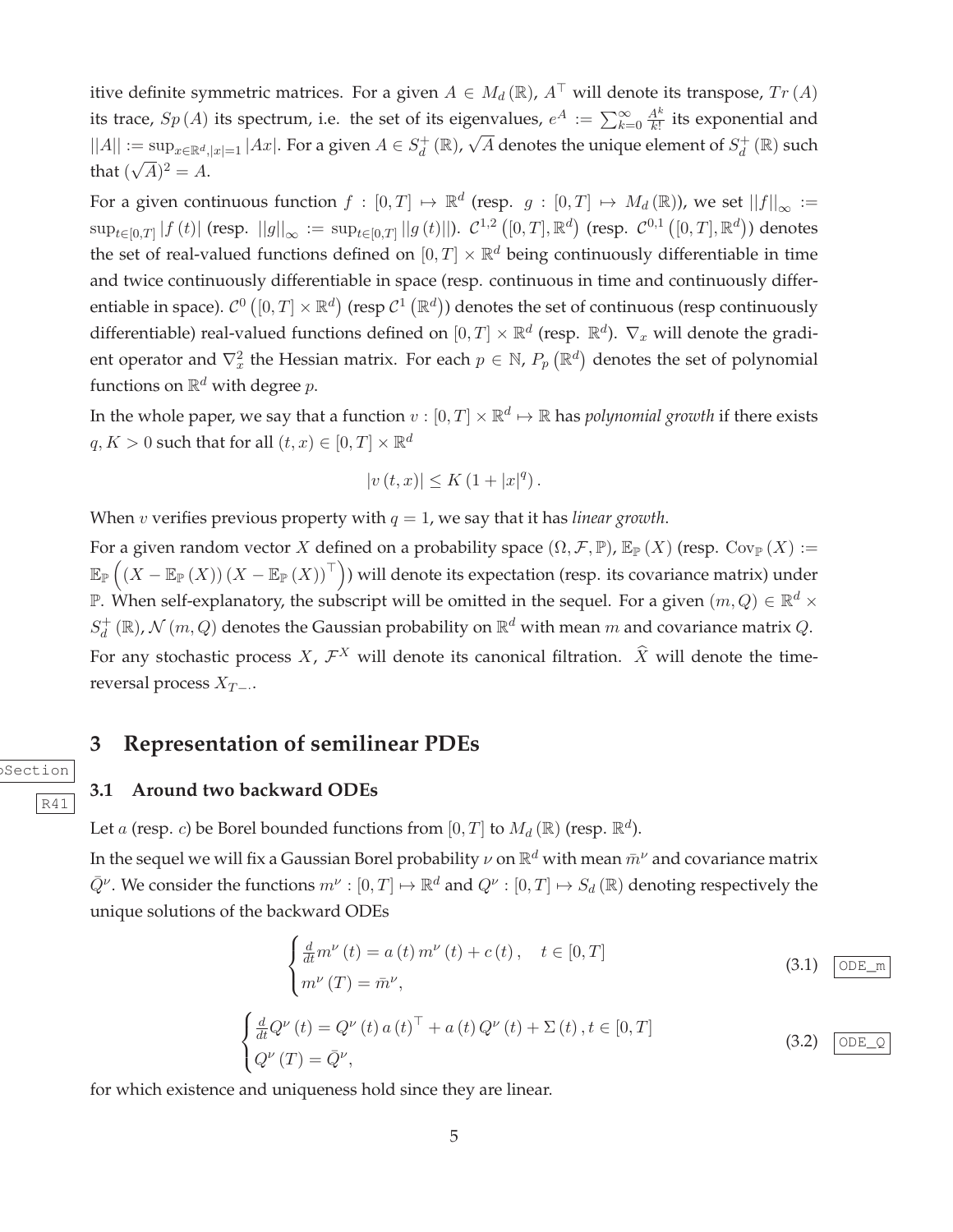itive definite symmetric matrices. For a given $A \in M_d(\mathbb{R})$, $A^\top$ will denote its transpose, $Tr(A)$ its trace, $Sp(A)$ its spectrum, i.e. the set of its eigenvalues, $e^A := \sum_{k=0}^{\infty} \frac{A^k}{k!}$ its exponential and $||A|| := \sup_{x \in \mathbb{R}^d, |x|=1} |Ax|$. For a given $A \in S_d^+(\mathbb{R})$, $\sqrt{A}$ denotes the unique element of $S_d^+(\mathbb{R})$ such that $(\sqrt{A})^2 = A$.

For a given continuous function $f : [0,T] \mapsto \mathbb{R}^d$ (resp. $g : [0,T] \mapsto M_d(\mathbb{R})$), we set $||f||_\infty := \sup_{t \in [0,T]} |f(t)|$ (resp. $||g||_\infty := \sup_{t \in [0,T]} ||g(t)||$). $\mathcal{C}^{1,2}([0,T], \mathbb{R}^d)$ (resp. $\mathcal{C}^{0,1}([0,T], \mathbb{R}^d)$) denotes the set of real-valued functions defined on $[0,T] \times \mathbb{R}^d$ being continuously differentiable in time and twice continuously differentiable in space (resp. continuous in time and continuously differentiable in space). $\mathcal{C}^0([0,T] \times \mathbb{R}^d)$ (resp $\mathcal{C}^1(\mathbb{R}^d)$) denotes the set of continuous (resp continuously differentiable) real-valued functions defined on $[0,T] \times \mathbb{R}^d$ (resp. $\mathbb{R}^d$). $\nabla_x$ will denote the gradient operator and $\nabla_x^2$ the Hessian matrix. For each $p \in \mathbb{N}$, $P_p(\mathbb{R}^d)$ denotes the set of polynomial functions on $\mathbb{R}^d$ with degree $p$.

In the whole paper, we say that a function $v : [0,T] \times \mathbb{R}^d \mapsto \mathbb{R}$ has *polynomial growth* if there exists $q, K > 0$ such that for all $(t,x) \in [0,T] \times \mathbb{R}^d$

$$|v(t,x)| \leq K(1 + |x|^q).$$

When $v$ verifies previous property with $q = 1$, we say that it has *linear growth*.

For a given random vector $X$ defined on a probability space $(\Omega, \mathcal{F}, \mathbb{P})$, $\mathbb{E}_{\mathbb{P}}(X)$ (resp. $\mathrm{Cov}_{\mathbb{P}}(X) := \mathbb{E}_{\mathbb{P}}\left((X - \mathbb{E}_{\mathbb{P}}(X))(X - \mathbb{E}_{\mathbb{P}}(X))^\top\right)$) will denote its expectation (resp. its covariance matrix) under $\mathbb{P}$. When self-explanatory, the subscript will be omitted in the sequel. For a given $(m, Q) \in \mathbb{R}^d \times S_d^+(\mathbb{R})$, $\mathcal{N}(m, Q)$ denotes the Gaussian probability on $\mathbb{R}^d$ with mean $m$ and covariance matrix $Q$. For any stochastic process $X$, $\mathcal{F}^X$ will denote its canonical filtration. $\widehat{X}$ will denote the time-reversal process $X_{T-\cdot}$.

# 3 Representation of semilinear PDEs

## 3.1 Around two backward ODEs

Let $a$ (resp. $c$) be Borel bounded functions from $[0,T]$ to $M_d(\mathbb{R})$ (resp. $\mathbb{R}^d$).

In the sequel we will fix a Gaussian Borel probability $\nu$ on $\mathbb{R}^d$ with mean $\bar{m}^\nu$ and covariance matrix $\bar{Q}^\nu$. We consider the functions $m^\nu : [0,T] \mapsto \mathbb{R}^d$ and $Q^\nu : [0,T] \mapsto S_d(\mathbb{R})$ denoting respectively the unique solutions of the backward ODEs

$$\begin{cases} \frac{d}{dt} m^\nu(t) = a(t) m^\nu(t) + c(t), \quad t \in [0,T] \\ m^\nu(T) = \bar{m}^\nu, \end{cases} \tag{3.1}$$

$$\begin{cases} \frac{d}{dt} Q^\nu(t) = Q^\nu(t) a(t)^\top + a(t) Q^\nu(t) + \Sigma(t), t \in [0,T] \\ Q^\nu(T) = \bar{Q}^\nu, \end{cases} \tag{3.2}$$

for which existence and uniqueness hold since they are linear.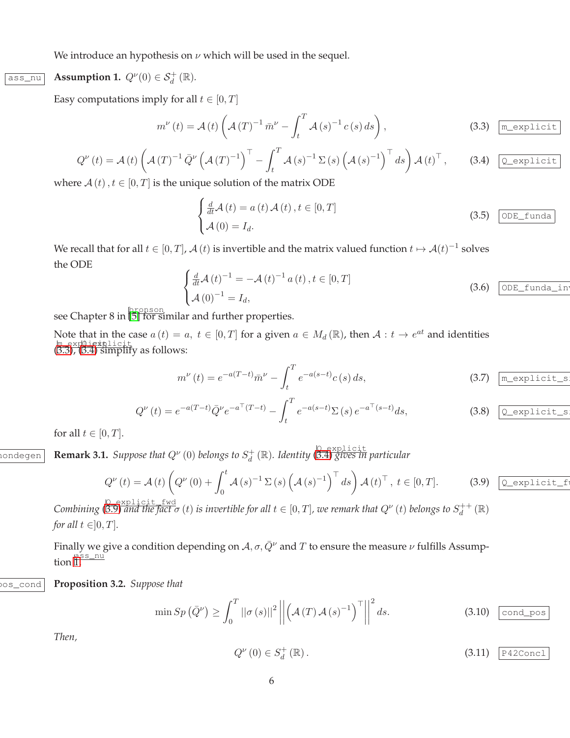We introduce an hypothesis on $\nu$ which will be used in the sequel.

**Assumption 1.** $Q^{\nu}(0) \in \mathcal{S}_d^+(\mathbb{R})$.

Easy computations imply for all $t \in [0,T]$

$$m^{\nu}(t) = \mathcal{A}(t)\left(\mathcal{A}(T)^{-1}\bar{m}^{\nu} - \int_t^T \mathcal{A}(s)^{-1} c(s)\, ds\right), \tag{3.3}$$

$$Q^{\nu}(t) = \mathcal{A}(t)\left(\mathcal{A}(T)^{-1}\bar{Q}^{\nu}\left(\mathcal{A}(T)^{-1}\right)^{\top} - \int_t^T \mathcal{A}(s)^{-1}\Sigma(s)\left(\mathcal{A}(s)^{-1}\right)^{\top} ds\right)\mathcal{A}(t)^{\top}, \tag{3.4}$$

where $\mathcal{A}(t), t \in [0,T]$ is the unique solution of the matrix ODE

$$\begin{cases} \frac{d}{dt}\mathcal{A}(t) = a(t)\mathcal{A}(t), t \in [0,T] \\ \mathcal{A}(0) = I_d. \end{cases} \tag{3.5}$$

We recall that for all $t \in [0,T]$, $\mathcal{A}(t)$ is invertible and the matrix valued function $t \mapsto \mathcal{A}(t)^{-1}$ solves the ODE

$$\begin{cases} \frac{d}{dt}\mathcal{A}(t)^{-1} = -\mathcal{A}(t)^{-1}a(t), t \in [0,T] \\ \mathcal{A}(0)^{-1} = I_d, \end{cases} \tag{3.6}$$

see Chapter 8 in [5] for similar and further properties.

Note that in the case $a(t) = a,\ t \in [0,T]$ for a given $a \in M_d(\mathbb{R})$, then $\mathcal{A} : t \to e^{at}$ and identities (3.3), (3.4) simplify as follows:

$$m^{\nu}(t) = e^{-a(T-t)}\bar{m}^{\nu} - \int_t^T e^{-a(s-t)}c(s)\, ds, \tag{3.7}$$

$$Q^{\nu}(t) = e^{-a(T-t)}\bar{Q}^{\nu}e^{-a^{\top}(T-t)} - \int_t^T e^{-a(s-t)}\Sigma(s)\, e^{-a^{\top}(s-t)} ds, \tag{3.8}$$

for all $t \in [0,T]$.

**Remark 3.1.** *Suppose that $Q^{\nu}(0)$ belongs to $S_d^+(\mathbb{R})$. Identity (3.4) gives in particular*

$$Q^{\nu}(t) = \mathcal{A}(t)\left(Q^{\nu}(0) + \int_0^t \mathcal{A}(s)^{-1}\Sigma(s)\left(\mathcal{A}(s)^{-1}\right)^{\top} ds\right)\mathcal{A}(t)^{\top},\ t \in [0,T]. \tag{3.9}$$

*Combining (3.9) and the fact $\sigma(t)$ is invertible for all $t \in [0,T]$, we remark that $Q^{\nu}(t)$ belongs to $S_d^{++}(\mathbb{R})$ for all $t \in ]0,T]$.*

Finally we give a condition depending on $\mathcal{A}, \sigma, \bar{Q}^{\nu}$ and $T$ to ensure the measure $\nu$ fulfills Assumption 1.

**Proposition 3.2.** *Suppose that*

$$\min Sp\left(\bar{Q}^{\nu}\right) \geq \int_0^T ||\sigma(s)||^2 \left|\left|\left(\mathcal{A}(T)\mathcal{A}(s)^{-1}\right)^{\top}\right|\right|^2 ds. \tag{3.10}$$

*Then,*

$$Q^{\nu}(0) \in S_d^+(\mathbb{R}). \tag{3.11}$$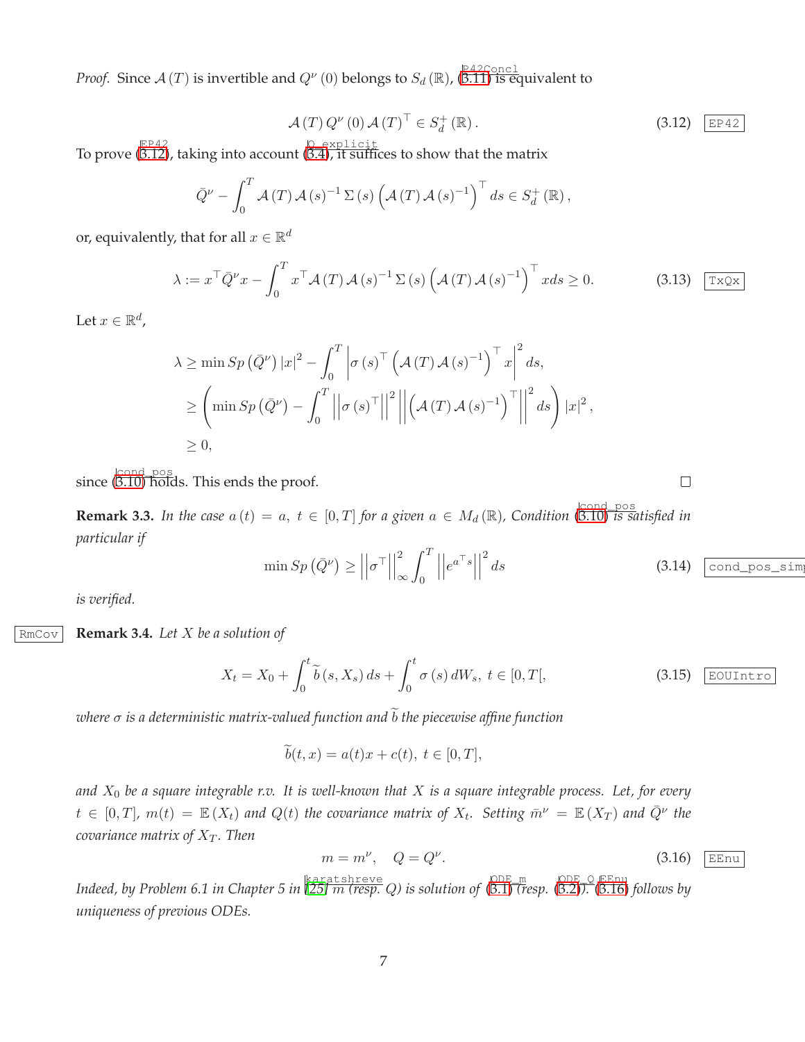*Proof.* Since $\mathcal{A}(T)$ is invertible and $Q^{\nu}(0)$ belongs to $S_d(\mathbb{R})$, (3.11) is equivalent to

$$\mathcal{A}(T)\, Q^{\nu}(0)\, \mathcal{A}(T)^{\top} \in S_d^{+}(\mathbb{R}). \tag{3.12}$$

To prove (3.12), taking into account (3.4), it suffices to show that the matrix

$$\bar{Q}^{\nu} - \int_0^T \mathcal{A}(T)\,\mathcal{A}(s)^{-1}\,\Sigma(s)\left(\mathcal{A}(T)\,\mathcal{A}(s)^{-1}\right)^{\top} ds \in S_d^{+}(\mathbb{R}),$$

or, equivalently, that for all $x \in \mathbb{R}^d$

$$\lambda := x^{\top}\bar{Q}^{\nu}x - \int_0^T x^{\top}\mathcal{A}(T)\,\mathcal{A}(s)^{-1}\,\Sigma(s)\left(\mathcal{A}(T)\,\mathcal{A}(s)^{-1}\right)^{\top} x ds \geq 0. \tag{3.13}$$

Let $x \in \mathbb{R}^d$,

$$\begin{aligned}
\lambda &\geq \min Sp\left(\bar{Q}^{\nu}\right)|x|^2 - \int_0^T \left|\sigma(s)^{\top}\left(\mathcal{A}(T)\,\mathcal{A}(s)^{-1}\right)^{\top} x\right|^2 ds,\\
&\geq \left(\min Sp\left(\bar{Q}^{\nu}\right) - \int_0^T \left|\left|\sigma(s)^{\top}\right|\right|^2 \left|\left|\left(\mathcal{A}(T)\,\mathcal{A}(s)^{-1}\right)^{\top}\right|\right|^2 ds\right)|x|^2,\\
&\geq 0,
\end{aligned}$$

since (3.10) holds. This ends the proof. $\square$

**Remark 3.3.** *In the case $a(t) = a,\ t \in [0,T]$ for a given $a \in M_d(\mathbb{R})$, Condition (3.10) is satisfied in particular if*

$$\min Sp\left(\bar{Q}^{\nu}\right) \geq \left|\left|\sigma^{\top}\right|\right|_{\infty}^2 \int_0^T \left|\left|e^{a^{\top}s}\right|\right|^2 ds \tag{3.14}$$

*is verified.*

**Remark 3.4.** *Let $X$ be a solution of*

$$X_t = X_0 + \int_0^t \widetilde{b}(s, X_s)\, ds + \int_0^t \sigma(s)\, dW_s,\ t \in [0,T[, \tag{3.15}$$

*where $\sigma$ is a deterministic matrix-valued function and $\widetilde{b}$ the piecewise affine function*

$$\widetilde{b}(t,x) = a(t)x + c(t),\ t \in [0,T],$$

*and $X_0$ be a square integrable r.v. It is well-known that $X$ is a square integrable process. Let, for every $t \in [0,T]$, $m(t) = \mathbb{E}(X_t)$ and $Q(t)$ the covariance matrix of $X_t$. Setting $\bar{m}^{\nu} = \mathbb{E}(X_T)$ and $\bar{Q}^{\nu}$ the covariance matrix of $X_T$. Then*

$$m = m^{\nu}, \quad Q = Q^{\nu}. \tag{3.16}$$

*Indeed, by Problem 6.1 in Chapter 5 in [25] $m$ (resp. $Q$) is solution of (3.1) (resp. (3.2)). (3.16) follows by uniqueness of previous ODEs.*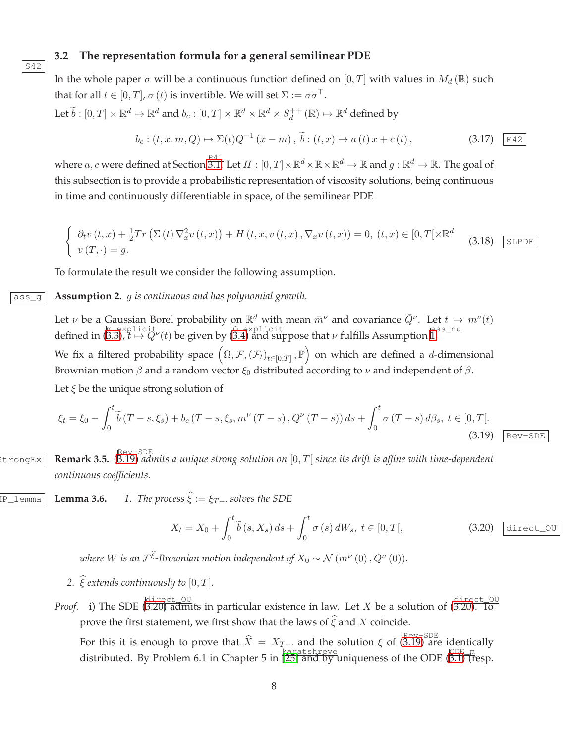### 3.2 The representation formula for a general semilinear PDE

In the whole paper $\sigma$ will be a continuous function defined on $[0,T]$ with values in $M_d(\mathbb{R})$ such that for all $t \in [0,T]$, $\sigma(t)$ is invertible. We will set $\Sigma := \sigma\sigma^\top$.

Let $\widetilde{b} : [0,T] \times \mathbb{R}^d \mapsto \mathbb{R}^d$ and $b_c : [0,T] \times \mathbb{R}^d \times \mathbb{R}^d \times S_d^{++}(\mathbb{R}) \mapsto \mathbb{R}^d$ defined by

$$b_c : (t,x,m,Q) \mapsto \Sigma(t) Q^{-1}(x-m), \; \widetilde{b} : (t,x) \mapsto a(t)x + c(t), \tag{3.17}$$

where $a, c$ were defined at Section 3.1. Let $H : [0,T] \times \mathbb{R}^d \times \mathbb{R} \times \mathbb{R}^d \to \mathbb{R}$ and $g : \mathbb{R}^d \to \mathbb{R}$. The goal of this subsection is to provide a probabilistic representation of viscosity solutions, being continuous in time and continuously differentiable in space, of the semilinear PDE

$$\begin{cases} \partial_t v(t,x) + \frac{1}{2} Tr\left(\Sigma(t) \nabla_x^2 v(t,x)\right) + H(t,x,v(t,x), \nabla_x v(t,x)) = 0, \; (t,x) \in [0,T[\times \mathbb{R}^d \\ v(T,\cdot) = g. \end{cases} \tag{3.18}$$

To formulate the result we consider the following assumption.

**Assumption 2.** *$g$ is continuous and has polynomial growth.*

Let $\nu$ be a Gaussian Borel probability on $\mathbb{R}^d$ with mean $\bar{m}^\nu$ and covariance $\bar{Q}^\nu$. Let $t \mapsto m^\nu(t)$ defined in (3.3), $t \mapsto Q^\nu(t)$ be given by (3.4) and suppose that $\nu$ fulfills Assumption 1.

We fix a filtered probability space $\left(\Omega, \mathcal{F}, (\mathcal{F}_t)_{t\in[0,T]}, \mathbb{P}\right)$ on which are defined a $d$-dimensional Brownian motion $\beta$ and a random vector $\xi_0$ distributed according to $\nu$ and independent of $\beta$.

Let $\xi$ be the unique strong solution of

$$\xi_t = \xi_0 - \int_0^t \widetilde{b}(T-s, \xi_s) + b_c(T-s, \xi_s, m^\nu(T-s), Q^\nu(T-s))\, ds + \int_0^t \sigma(T-s)\, d\beta_s, \; t \in [0,T[. \tag{3.19}$$

**Remark 3.5.** *(3.19) admits a unique strong solution on $[0,T[$ since its drift is affine with time-dependent continuous coefficients.*

**Lemma 3.6.** *1. The process $\widehat{\xi} := \xi_{T-\cdot}$ solves the SDE*

$$X_t = X_0 + \int_0^t \widetilde{b}(s, X_s)\, ds + \int_0^t \sigma(s)\, dW_s, \; t \in ]0,T[, \tag{3.20}$$

*where $W$ is an $\mathcal{F}^{\widehat{\xi}}$-Brownian motion independent of $X_0 \sim \mathcal{N}(m^\nu(0), Q^\nu(0))$.*

*2. $\widehat{\xi}$ extends continuously to $[0,T]$.*

*Proof.* i) The SDE (3.20) admits in particular existence in law. Let $X$ be a solution of (3.20). To prove the first statement, we first show that the laws of $\widehat{\xi}$ and $X$ coincide.

For this it is enough to prove that $\widehat{X} = X_{T-\cdot}$ and the solution $\xi$ of (3.19) are identically distributed. By Problem 6.1 in Chapter 5 in [25] and by uniqueness of the ODE (3.1) (resp.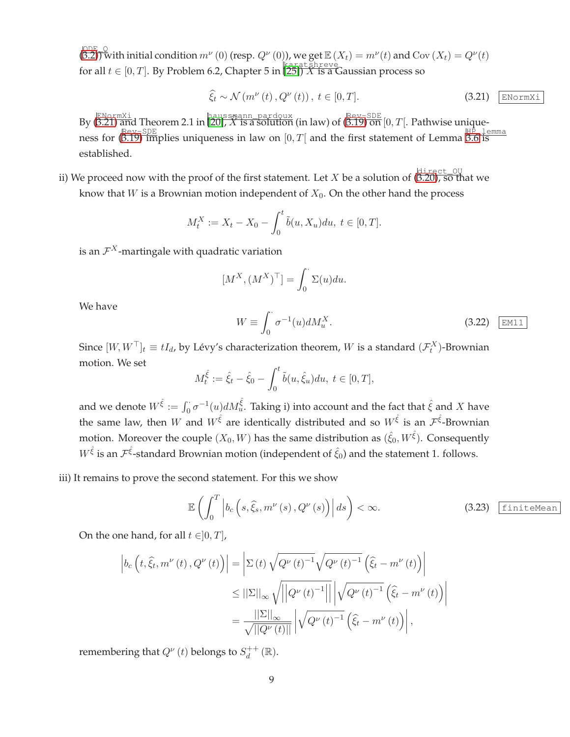(3.2)) with initial condition $m^\nu(0)$ (resp. $Q^\nu(0)$), we get $\mathbb{E}(X_t) = m^\nu(t)$ and $\mathrm{Cov}(X_t) = Q^\nu(t)$ for all $t \in [0,T]$. By Problem 6.2, Chapter 5 in [25]) $X$ is a Gaussian process so

$$\widehat{\xi}_t \sim \mathcal{N}\left(m^\nu(t), Q^\nu(t)\right),\ t \in [0,T]. \tag{3.21}$$

By (3.21) and Theorem 2.1 in [20], $X$ is a solution (in law) of (3.19) on $[0,T[$. Pathwise uniqueness for (3.19) implies uniqueness in law on $[0,T[$ and the first statement of Lemma 3.6 is established.

ii) We proceed now with the proof of the first statement. Let $X$ be a solution of (3.20), so that we know that $W$ is a Brownian motion independent of $X_0$. On the other hand the process

$$M_t^X := X_t - X_0 - \int_0^t \tilde{b}(u, X_u)du,\ t \in [0,T].$$

is an $\mathcal{F}^X$-martingale with quadratic variation

$$[M^X, (M^X)^\top] = \int_0^\cdot \Sigma(u)du.$$

We have

$$W \equiv \int_0^\cdot \sigma^{-1}(u)dM_u^X. \tag{3.22}$$

Since $[W, W^\top]_t \equiv tI_d$, by Lévy's characterization theorem, $W$ is a standard $(\mathcal{F}_t^X)$-Brownian motion. We set

$$M_t^{\hat{\xi}} := \hat{\xi}_t - \hat{\xi}_0 - \int_0^t \tilde{b}(u, \hat{\xi}_u)du,\ t \in [0,T],$$

and we denote $W^{\hat{\xi}} := \int_0^\cdot \sigma^{-1}(u)dM_u^{\hat{\xi}}$. Taking i) into account and the fact that $\hat{\xi}$ and $X$ have the same law, then $W$ and $W^{\hat{\xi}}$ are identically distributed and so $W^{\hat{\xi}}$ is an $\mathcal{F}^{\hat{\xi}}$-Brownian motion. Moreover the couple $(X_0, W)$ has the same distribution as $(\hat{\xi}_0, W^{\hat{\xi}})$. Consequently $W^{\hat{\xi}}$ is an $\mathcal{F}^{\hat{\xi}}$-standard Brownian motion (independent of $\hat{\xi}_0$) and the statement 1. follows.

iii) It remains to prove the second statement. For this we show

$$\mathbb{E}\left(\int_0^T \left| b_c\left(s, \widehat{\xi}_s, m^\nu(s), Q^\nu(s)\right)\right| ds\right) < \infty. \tag{3.23}$$

On the one hand, for all $t \in ]0,T]$,

$$\begin{aligned}
\left| b_c\left(t, \widehat{\xi}_t, m^\nu(t), Q^\nu(t)\right)\right| &= \left| \Sigma(t)\sqrt{Q^\nu(t)^{-1}}\sqrt{Q^\nu(t)^{-1}}\left(\widehat{\xi}_t - m^\nu(t)\right)\right| \\
&\leq ||\Sigma||_\infty \sqrt{\left|\left|Q^\nu(t)^{-1}\right|\right|}\left|\sqrt{Q^\nu(t)^{-1}}\left(\widehat{\xi}_t - m^\nu(t)\right)\right| \\
&= \frac{||\Sigma||_\infty}{\sqrt{||Q^\nu(t)||}}\left|\sqrt{Q^\nu(t)^{-1}}\left(\widehat{\xi}_t - m^\nu(t)\right)\right|,
\end{aligned}$$

remembering that $Q^\nu(t)$ belongs to $S_d^{++}(\mathbb{R})$.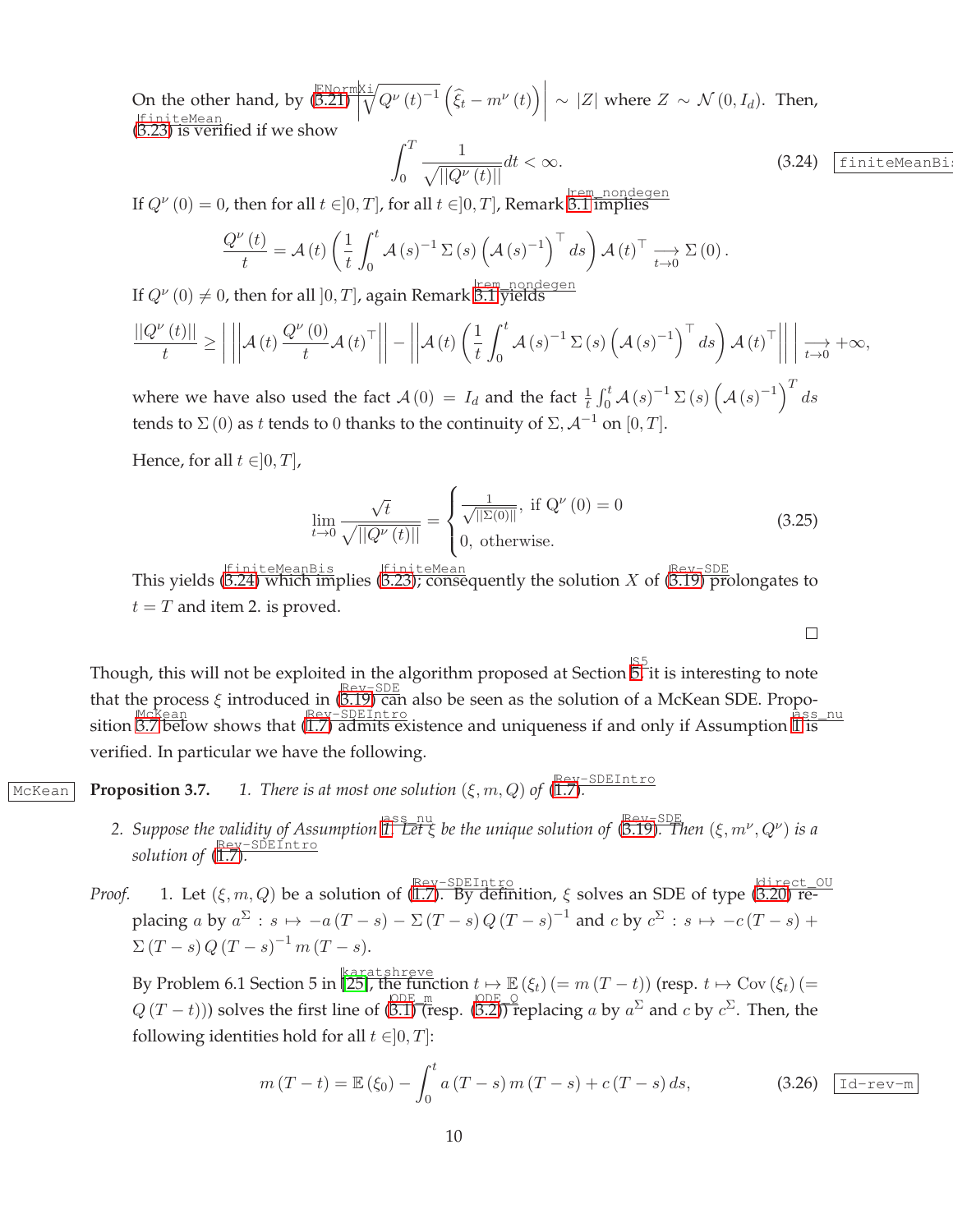On the other hand, by (3.21) $\left|\sqrt{Q^{\nu}(t)^{-1}}\left(\widehat{\xi}_t - m^{\nu}(t)\right)\right| \sim |Z|$ where $Z \sim \mathcal{N}(0, I_d)$. Then, (3.23) is verified if we show

$$\int_0^T \frac{1}{\sqrt{||Q^{\nu}(t)||}} dt < \infty. \tag{3.24}$$

If $Q^{\nu}(0) = 0$, then for all $t \in ]0, T]$, for all $t \in ]0, T]$, Remark 3.1 implies

$$\frac{Q^{\nu}(t)}{t} = \mathcal{A}(t)\left(\frac{1}{t}\int_0^t \mathcal{A}(s)^{-1}\Sigma(s)\left(\mathcal{A}(s)^{-1}\right)^{\top} ds\right)\mathcal{A}(t)^{\top} \underset{t\to 0}{\longrightarrow} \Sigma(0).$$

If $Q^{\nu}(0) \neq 0$, then for all $]0, T]$, again Remark 3.1 yields

$$\frac{||Q^{\nu}(t)||}{t} \geq \left| \left|\left|\mathcal{A}(t)\frac{Q^{\nu}(0)}{t}\mathcal{A}(t)^{\top}\right|\right| - \left|\left|\mathcal{A}(t)\left(\frac{1}{t}\int_0^t \mathcal{A}(s)^{-1}\Sigma(s)\left(\mathcal{A}(s)^{-1}\right)^{\top} ds\right)\mathcal{A}(t)^{\top}\right|\right| \right| \underset{t\to 0}{\longrightarrow} +\infty,$$

where we have also used the fact $\mathcal{A}(0) = I_d$ and the fact $\frac{1}{t}\int_0^t \mathcal{A}(s)^{-1}\Sigma(s)\left(\mathcal{A}(s)^{-1}\right)^{T} ds$ tends to $\Sigma(0)$ as $t$ tends to 0 thanks to the continuity of $\Sigma, \mathcal{A}^{-1}$ on $[0, T]$.

Hence, for all $t \in ]0, T]$,

$$\lim_{t\to 0}\frac{\sqrt{t}}{\sqrt{||Q^{\nu}(t)||}} = \begin{cases} \frac{1}{\sqrt{||\Sigma(0)||}}, & \text{if } Q^{\nu}(0) = 0 \\ 0, & \text{otherwise.} \end{cases} \tag{3.25}$$

This yields (3.24) which implies (3.23); consequently the solution $X$ of (3.19) prolongates to $t = T$ and item 2. is proved. □

Though, this will not be exploited in the algorithm proposed at Section 5 it is interesting to note that the process $\xi$ introduced in (3.19) can also be seen as the solution of a McKean SDE. Proposition 3.7 below shows that (1.7) admits existence and uniqueness if and only if Assumption 1 is verified. In particular we have the following.

**Proposition 3.7.** *1. There is at most one solution $(\xi, m, Q)$ of (1.7).*

*2. Suppose the validity of Assumption 1. Let $\xi$ be the unique solution of (3.19). Then $(\xi, m^{\nu}, Q^{\nu})$ is a solution of (1.7).*

*Proof.* 1. Let $(\xi, m, Q)$ be a solution of (1.7). By definition, $\xi$ solves an SDE of type (3.20) replacing $a$ by $a^{\Sigma} : s \mapsto -a(T-s) - \Sigma(T-s)Q(T-s)^{-1}$ and $c$ by $c^{\Sigma} : s \mapsto -c(T-s) + \Sigma(T-s)Q(T-s)^{-1}m(T-s)$.

By Problem 6.1 Section 5 in [25], the function $t \mapsto \mathbb{E}(\xi_t)\, (= m(T-t))$ (resp. $t \mapsto \mathrm{Cov}(\xi_t)\, (= Q(T-t))$) solves the first line of (3.1) (resp. (3.2)) replacing $a$ by $a^{\Sigma}$ and $c$ by $c^{\Sigma}$. Then, the following identities hold for all $t \in ]0, T]$:

$$m(T-t) = \mathbb{E}(\xi_0) - \int_0^t a(T-s)m(T-s) + c(T-s)\, ds, \tag{3.26}$$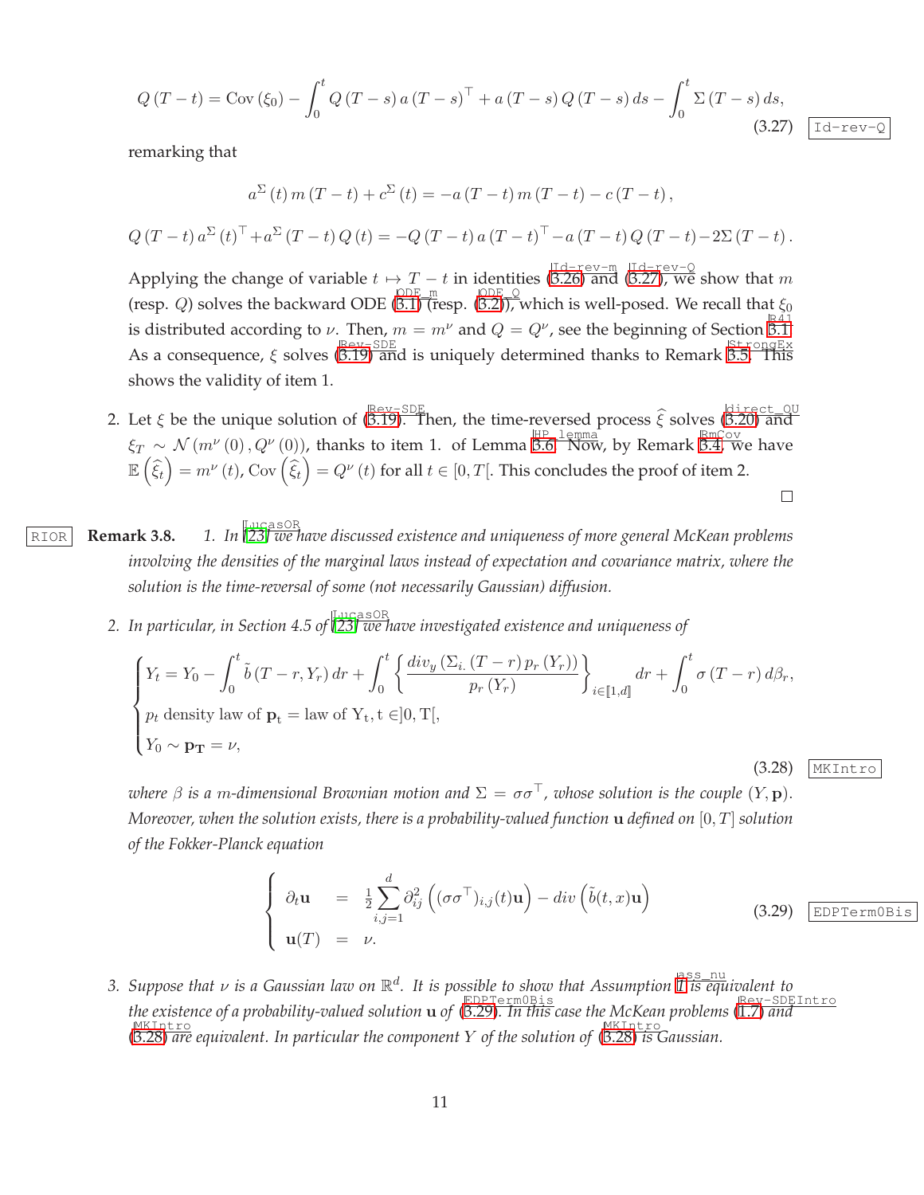$$
Q(T-t) = \mathrm{Cov}(\xi_0) - \int_0^t Q(T-s)\, a(T-s)^\top + a(T-s)\, Q(T-s)\, ds - \int_0^t \Sigma(T-s)\, ds, \tag{3.27}
$$

remarking that

$$
a^\Sigma(t)\, m(T-t) + c^\Sigma(t) = -a(T-t)\, m(T-t) - c(T-t),
$$

$$
Q(T-t)\, a^\Sigma(t)^\top + a^\Sigma(T-t)\, Q(t) = -Q(T-t)\, a(T-t)^\top - a(T-t)\, Q(T-t) - 2\Sigma(T-t).
$$

Applying the change of variable $t \mapsto T-t$ in identities (3.26) and (3.27), we show that $m$ (resp. $Q$) solves the backward ODE (3.1) (resp. (3.2)), which is well-posed. We recall that $\xi_0$ is distributed according to $\nu$. Then, $m = m^\nu$ and $Q = Q^\nu$, see the beginning of Section 3.1. As a consequence, $\xi$ solves (3.19) and is uniquely determined thanks to Remark 3.5. This shows the validity of item 1.

2. Let $\xi$ be the unique solution of (3.19). Then, the time-reversed process $\widehat{\xi}$ solves (3.20) and $\xi_T \sim \mathcal{N}(m^\nu(0), Q^\nu(0))$, thanks to item 1. of Lemma 3.6. Now, by Remark 3.4, we have $\mathbb{E}\left(\widehat{\xi}_t\right) = m^\nu(t)$, $\mathrm{Cov}\left(\widehat{\xi}_t\right) = Q^\nu(t)$ for all $t \in [0, T[$. This concludes the proof of item 2.

$\square$

**Remark 3.8.** *1. In [23] we have discussed existence and uniqueness of more general McKean problems involving the densities of the marginal laws instead of expectation and covariance matrix, where the solution is the time-reversal of some (not necessarily Gaussian) diffusion.*

*2. In particular, in Section 4.5 of [23] we have investigated existence and uniqueness of*

$$
\begin{cases}
Y_t = Y_0 - \displaystyle\int_0^t \tilde{b}(T-r, Y_r)\, dr + \int_0^t \left\{ \frac{div_y\left(\Sigma_{i.}(T-r)\, p_r(Y_r)\right)}{p_r(Y_r)} \right\}_{i \in [\![1,d]\!]} dr + \int_0^t \sigma(T-r)\, d\beta_r, \\
p_t \text{ density law of } \mathbf{p}_t = \text{law of } Y_t, t \in ]0, T[, \\
Y_0 \sim \mathbf{p}_T = \nu,
\end{cases} \tag{3.28}
$$

*where $\beta$ is a $m$-dimensional Brownian motion and $\Sigma = \sigma\sigma^\top$, whose solution is the couple $(Y, \mathbf{p})$. Moreover, when the solution exists, there is a probability-valued function $\mathbf{u}$ defined on $[0, T]$ solution of the Fokker-Planck equation*

$$
\begin{cases}
\partial_t \mathbf{u} &= \frac{1}{2} \displaystyle\sum_{i,j=1}^d \partial_{ij}^2 \left( (\sigma\sigma^\top)_{i,j}(t)\mathbf{u} \right) - div\left( \tilde{b}(t, x)\mathbf{u} \right) \\
\mathbf{u}(T) &= \nu.
\end{cases} \tag{3.29}
$$

*3. Suppose that $\nu$ is a Gaussian law on $\mathbb{R}^d$. It is possible to show that Assumption 1 is equivalent to the existence of a probability-valued solution $\mathbf{u}$ of (3.29). In this case the McKean problems (1.7) and (3.28) are equivalent. In particular the component $Y$ of the solution of (3.28) is Gaussian.*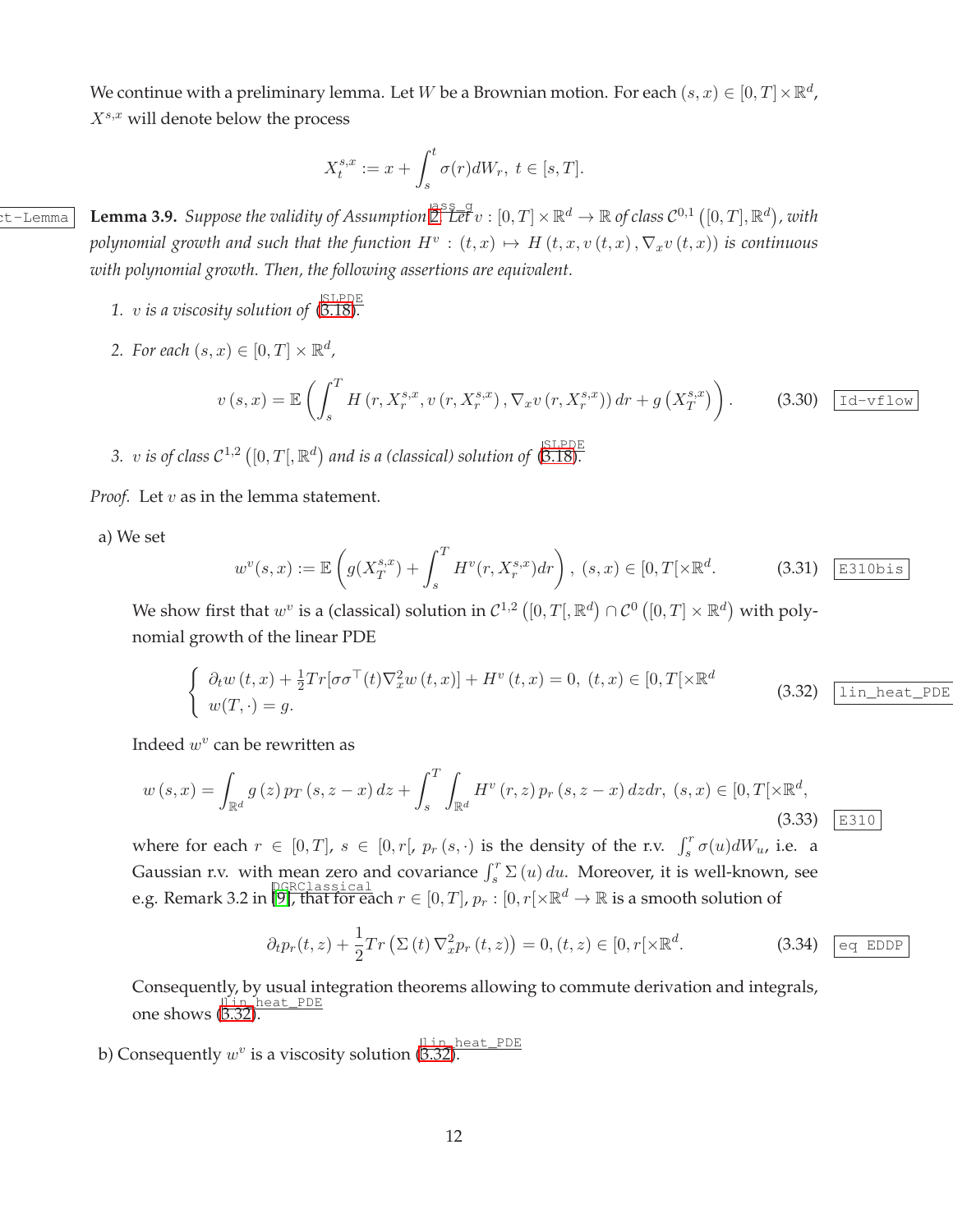We continue with a preliminary lemma. Let $W$ be a Brownian motion. For each $(s,x) \in [0,T] \times \mathbb{R}^d$, $X^{s,x}$ will denote below the process

$$X_t^{s,x} := x + \int_s^t \sigma(r) dW_r, \ t \in [s,T].$$

**Lemma 3.9.** *Suppose the validity of Assumption 2. Let $v : [0,T] \times \mathbb{R}^d \to \mathbb{R}$ of class $\mathcal{C}^{0,1}\left([0,T], \mathbb{R}^d\right)$, with polynomial growth and such that the function $H^v : (t,x) \mapsto H\left(t,x,v\left(t,x\right), \nabla_x v\left(t,x\right)\right)$ is continuous with polynomial growth. Then, the following assertions are equivalent.*

1. *$v$ is a viscosity solution of (3.18).*
2. *For each $(s,x) \in [0,T] \times \mathbb{R}^d$,*

$$v\left(s,x\right) = \mathbb{E}\left(\int_s^T H\left(r, X_r^{s,x}, v\left(r, X_r^{s,x}\right), \nabla_x v\left(r, X_r^{s,x}\right)\right) dr + g\left(X_T^{s,x}\right)\right). \tag{3.30}$$

3. *$v$ is of class $\mathcal{C}^{1,2}\left([0,T[, \mathbb{R}^d\right)$ and is a (classical) solution of (3.18).*

*Proof.* Let $v$ as in the lemma statement.

a) We set

$$w^v(s,x) := \mathbb{E}\left(g(X_T^{s,x}) + \int_s^T H^v(r, X_r^{s,x}) dr\right), \ (s,x) \in [0,T[\times \mathbb{R}^d. \tag{3.31}$$

We show first that $w^v$ is a (classical) solution in $\mathcal{C}^{1,2}\left([0,T[, \mathbb{R}^d\right) \cap \mathcal{C}^0\left([0,T] \times \mathbb{R}^d\right)$ with polynomial growth of the linear PDE

$$\begin{cases} \partial_t w\left(t,x\right) + \frac{1}{2} Tr[\sigma\sigma^\top(t) \nabla_x^2 w\left(t,x\right)] + H^v\left(t,x\right) = 0, \ (t,x) \in [0,T[\times \mathbb{R}^d \\ w(T,\cdot) = g. \end{cases} \tag{3.32}$$

Indeed $w^v$ can be rewritten as

$$w\left(s,x\right) = \int_{\mathbb{R}^d} g\left(z\right) p_T\left(s, z-x\right) dz + \int_s^T \int_{\mathbb{R}^d} H^v\left(r,z\right) p_r\left(s, z-x\right) dz dr, \ (s,x) \in [0,T[\times \mathbb{R}^d, \tag{3.33}$$

where for each $r \in [0,T]$, $s \in [0,r[$, $p_r(s,\cdot)$ is the density of the r.v. $\int_s^r \sigma(u) dW_u$, i.e. a Gaussian r.v. with mean zero and covariance $\int_s^r \Sigma\left(u\right) du$. Moreover, it is well-known, see e.g. Remark 3.2 in [9], that for each $r \in [0,T]$, $p_r : [0,r[\times \mathbb{R}^d \to \mathbb{R}$ is a smooth solution of

$$\partial_t p_r(t,z) + \frac{1}{2} Tr\left(\Sigma\left(t\right) \nabla_x^2 p_r\left(t,z\right)\right) = 0, (t,z) \in [0,r[\times \mathbb{R}^d. \tag{3.34}$$

Consequently, by usual integration theorems allowing to commute derivation and integrals, one shows (3.32).

b) Consequently $w^v$ is a viscosity solution (3.32).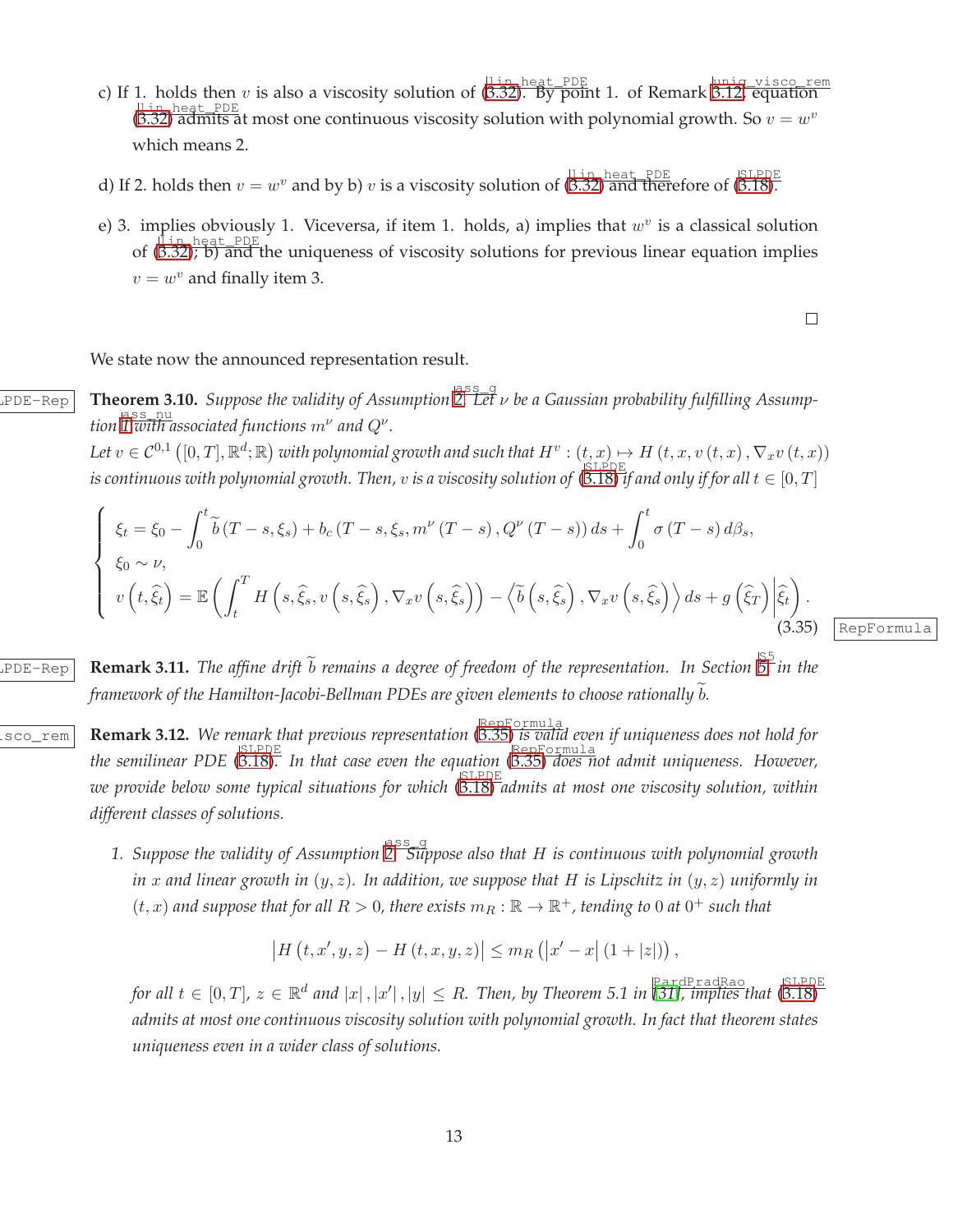c) If 1. holds then $v$ is also a viscosity solution of (3.32). By point 1. of Remark 3.12, equation (3.32) admits at most one continuous viscosity solution with polynomial growth. So $v = w^v$ which means 2.

d) If 2. holds then $v = w^v$ and by b) $v$ is a viscosity solution of (3.32) and therefore of (3.18).

e) 3. implies obviously 1. Viceversa, if item 1. holds, a) implies that $w^v$ is a classical solution of (3.32); b) and the uniqueness of viscosity solutions for previous linear equation implies $v = w^v$ and finally item 3.

□

We state now the announced representation result.

**Theorem 3.10.** *Suppose the validity of Assumption 2. Let $\nu$ be a Gaussian probability fulfilling Assumption 1 with associated functions $m^\nu$ and $Q^\nu$.*
*Let $v \in \mathcal{C}^{0,1}\left([0,T], \mathbb{R}^d; \mathbb{R}\right)$ with polynomial growth and such that $H^v : (t,x) \mapsto H\left(t, x, v\left(t,x\right), \nabla_x v\left(t,x\right)\right)$ is continuous with polynomial growth. Then, $v$ is a viscosity solution of (3.18) if and only if for all $t \in [0,T]$*

$$
\begin{cases}
\xi_t = \xi_0 - \displaystyle\int_0^t \widetilde{b}\left(T-s, \xi_s\right) + b_c\left(T-s, \xi_s, m^\nu\left(T-s\right), Q^\nu\left(T-s\right)\right) ds + \int_0^t \sigma\left(T-s\right) d\beta_s, \\
\xi_0 \sim \nu, \\
v\left(t, \widehat{\xi}_t\right) = \mathbb{E}\left(\displaystyle\int_t^T H\left(s, \widehat{\xi}_s, v\left(s, \widehat{\xi}_s\right), \nabla_x v\left(s, \widehat{\xi}_s\right)\right) - \left\langle \widetilde{b}\left(s, \widehat{\xi}_s\right), \nabla_x v\left(s, \widehat{\xi}_s\right)\right\rangle ds + g\left(\widehat{\xi}_T\right) \middle| \widehat{\xi}_t\right).
\end{cases}
\tag{3.35}
$$

**Remark 3.11.** *The affine drift $\widetilde{b}$ remains a degree of freedom of the representation. In Section 5 in the framework of the Hamilton-Jacobi-Bellman PDEs are given elements to choose rationally $\widetilde{b}$.*

**Remark 3.12.** *We remark that previous representation (3.35) is valid even if uniqueness does not hold for the semilinear PDE (3.18). In that case even the equation (3.35) does not admit uniqueness. However, we provide below some typical situations for which (3.18) admits at most one viscosity solution, within different classes of solutions.*

1. *Suppose the validity of Assumption 2. Suppose also that $H$ is continuous with polynomial growth in $x$ and linear growth in $(y,z)$. In addition, we suppose that $H$ is Lipschitz in $(y,z)$ uniformly in $(t,x)$ and suppose that for all $R > 0$, there exists $m_R : \mathbb{R} \to \mathbb{R}^+$, tending to 0 at $0^+$ such that*

$$
\left|H\left(t, x', y, z\right) - H\left(t, x, y, z\right)\right| \leq m_R\left(\left|x' - x\right|\left(1 + |z|\right)\right),
$$

*for all $t \in [0,T]$, $z \in \mathbb{R}^d$ and $|x|, |x'|, |y| \leq R$. Then, by Theorem 5.1 in [31], implies that (3.18) admits at most one continuous viscosity solution with polynomial growth. In fact that theorem states uniqueness even in a wider class of solutions.*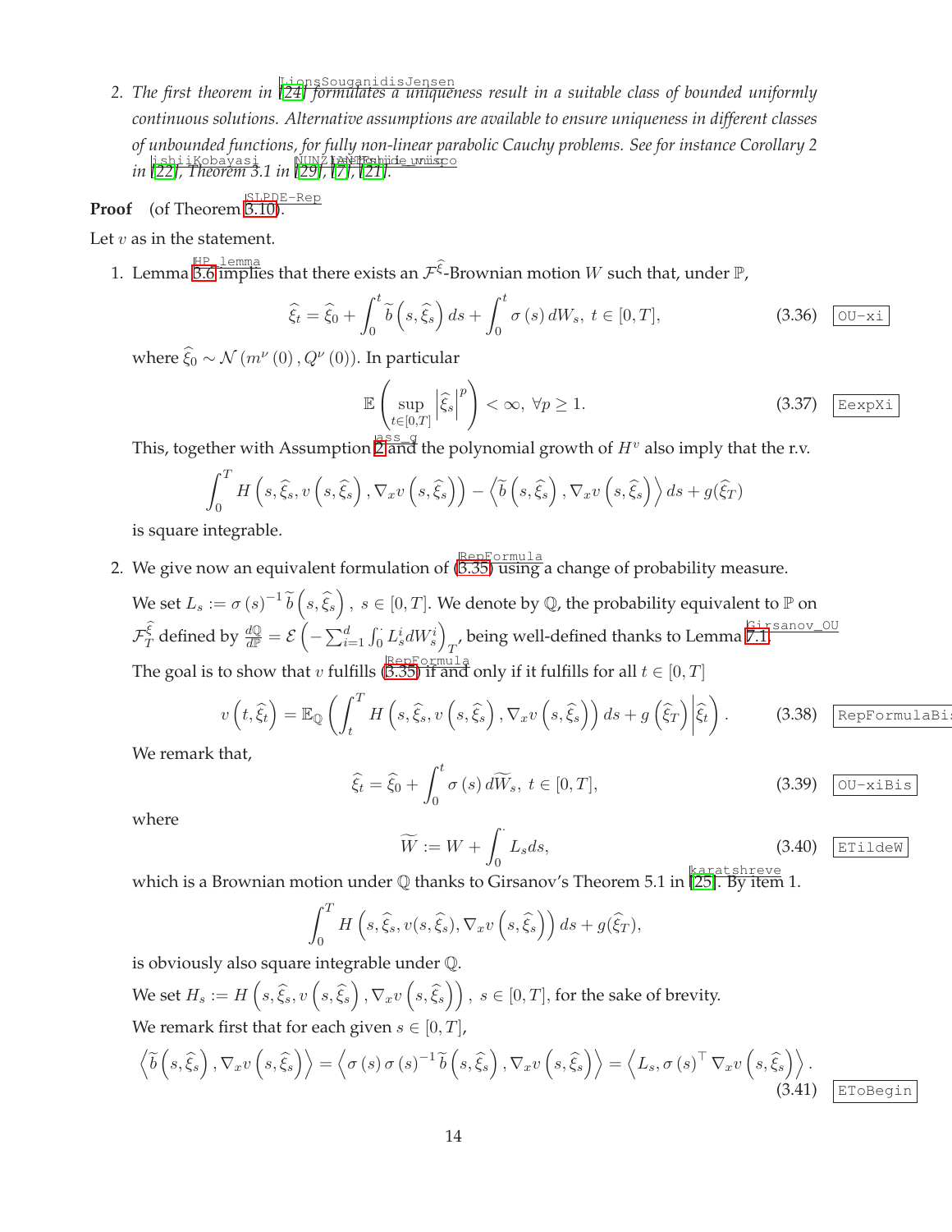2. The first theorem in [24] formulates a uniqueness result in a suitable class of bounded uniformly continuous solutions. Alternative assumptions are available to ensure uniqueness in different classes of unbounded functions, for fully non-linear parabolic Cauchy problems. See for instance Corollary 2 in [22], Theorem 3.1 in [29], [7], [21].

**Proof** (of Theorem 3.10).

Let $v$ as in the statement.

1. Lemma 3.6 implies that there exists an $\mathcal{F}^{\widehat{\xi}}$-Brownian motion $W$ such that, under $\mathbb{P}$,

$$\widehat{\xi}_t = \widehat{\xi}_0 + \int_0^t \widetilde{b}\left(s, \widehat{\xi}_s\right) ds + \int_0^t \sigma\left(s\right) dW_s,\ t \in [0,T], \tag{3.36}$$

where $\widehat{\xi}_0 \sim \mathcal{N}\left(m^\nu\left(0\right), Q^\nu\left(0\right)\right)$. In particular

$$\mathbb{E}\left(\sup_{t\in[0,T]} \left|\widehat{\xi}_s\right|^p\right) < \infty,\ \forall p \geq 1. \tag{3.37}$$

This, together with Assumption 2 and the polynomial growth of $H^v$ also imply that the r.v.

$$\int_0^T H\left(s, \widehat{\xi}_s, v\left(s, \widehat{\xi}_s\right), \nabla_x v\left(s, \widehat{\xi}_s\right)\right) - \left\langle \widetilde{b}\left(s, \widehat{\xi}_s\right), \nabla_x v\left(s, \widehat{\xi}_s\right)\right\rangle ds + g(\widehat{\xi}_T)$$

is square integrable.

2. We give now an equivalent formulation of (3.35) using a change of probability measure.

We set $L_s := \sigma\left(s\right)^{-1} \widetilde{b}\left(s, \widehat{\xi}_s\right),\ s \in [0,T]$. We denote by $\mathbb{Q}$, the probability equivalent to $\mathbb{P}$ on $\mathcal{F}_T^{\widehat{\xi}}$ defined by $\frac{d\mathbb{Q}}{d\mathbb{P}} = \mathcal{E}\left(-\sum_{i=1}^d \int_0^\cdot L_s^i dW_s^i\right)_T$, being well-defined thanks to Lemma 7.1.

The goal is to show that $v$ fulfills (3.35) if and only if it fulfills for all $t \in [0,T]$

$$v\left(t, \widehat{\xi}_t\right) = \mathbb{E}_{\mathbb{Q}}\left(\int_t^T H\left(s, \widehat{\xi}_s, v\left(s, \widehat{\xi}_s\right), \nabla_x v\left(s, \widehat{\xi}_s\right)\right) ds + g\left(\widehat{\xi}_T\right) \middle| \widehat{\xi}_t\right). \tag{3.38}$$

We remark that,

$$\widehat{\xi}_t = \widehat{\xi}_0 + \int_0^t \sigma\left(s\right) d\widetilde{W}_s,\ t \in [0,T], \tag{3.39}$$

where

$$\widetilde{W} := W + \int_0^\cdot L_s ds, \tag{3.40}$$

which is a Brownian motion under $\mathbb{Q}$ thanks to Girsanov's Theorem 5.1 in [25]. By item 1.

$$\int_0^T H\left(s, \widehat{\xi}_s, v(s, \widehat{\xi}_s), \nabla_x v\left(s, \widehat{\xi}_s\right)\right) ds + g(\widehat{\xi}_T),$$

is obviously also square integrable under $\mathbb{Q}$.

We set $H_s := H\left(s, \widehat{\xi}_s, v\left(s, \widehat{\xi}_s\right), \nabla_x v\left(s, \widehat{\xi}_s\right)\right),\ s \in [0,T]$, for the sake of brevity.

We remark first that for each given $s \in [0,T]$,

$$\left\langle \widetilde{b}\left(s, \widehat{\xi}_s\right), \nabla_x v\left(s, \widehat{\xi}_s\right)\right\rangle = \left\langle \sigma\left(s\right)\sigma\left(s\right)^{-1} \widetilde{b}\left(s, \widehat{\xi}_s\right), \nabla_x v\left(s, \widehat{\xi}_s\right)\right\rangle = \left\langle L_s, \sigma\left(s\right)^\top \nabla_x v\left(s, \widehat{\xi}_s\right)\right\rangle. \tag{3.41}$$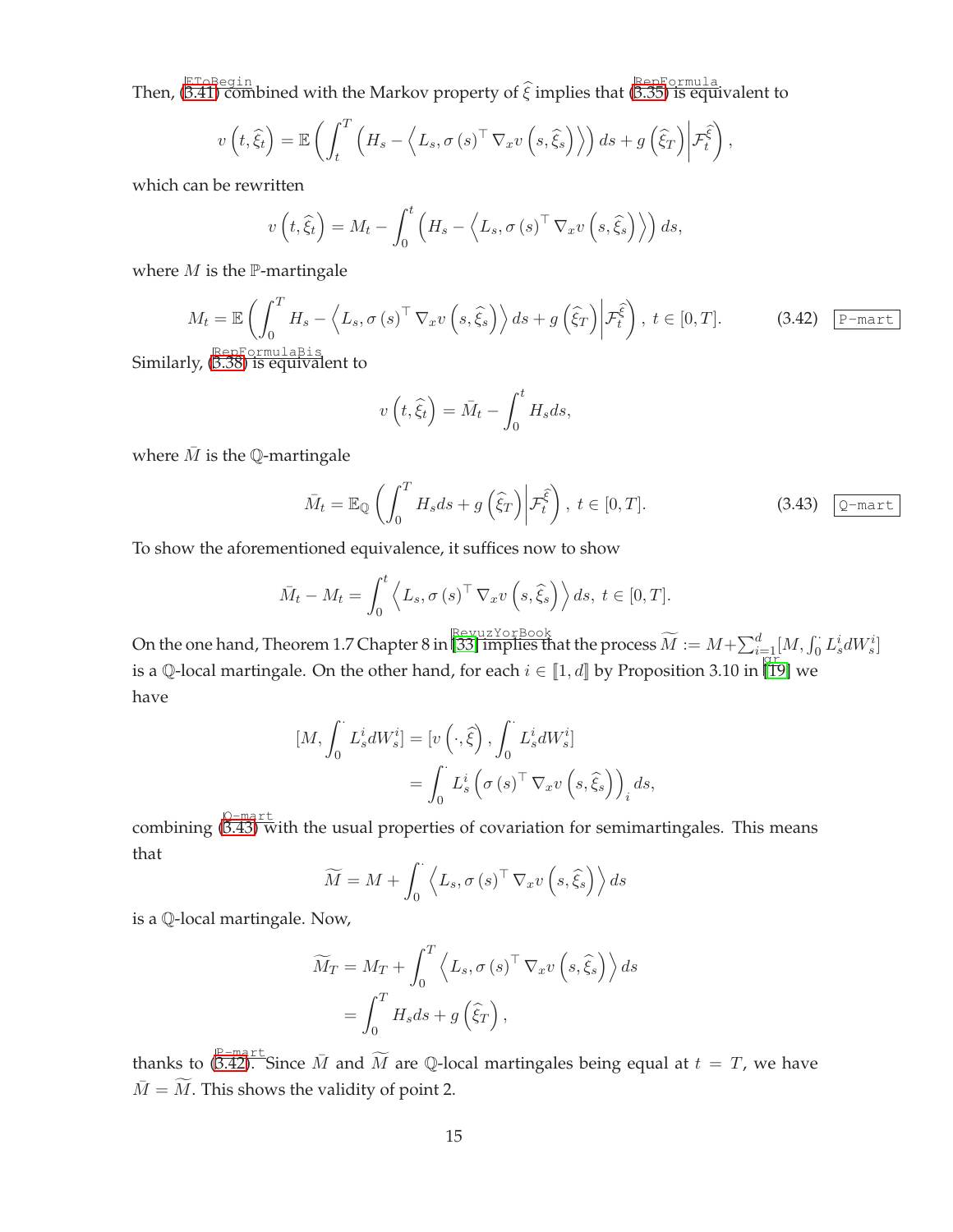Then, (3.41) combined with the Markov property of $\widehat{\xi}$ implies that (3.35) is equivalent to

$$v\left(t,\widehat{\xi}_t\right)=\mathbb{E}\left(\int_t^T\left(H_s-\left\langle L_s,\sigma\left(s\right)^\top\nabla_x v\left(s,\widehat{\xi}_s\right)\right\rangle\right)ds+g\left(\widehat{\xi}_T\right)\middle|\mathcal{F}_t^{\widehat{\xi}}\right),$$

which can be rewritten

$$v\left(t,\widehat{\xi}_t\right)=M_t-\int_0^t\left(H_s-\left\langle L_s,\sigma\left(s\right)^\top\nabla_x v\left(s,\widehat{\xi}_s\right)\right\rangle\right)ds,$$

where $M$ is the $\mathbb{P}$-martingale

$$M_t=\mathbb{E}\left(\int_0^T H_s-\left\langle L_s,\sigma\left(s\right)^\top\nabla_x v\left(s,\widehat{\xi}_s\right)\right\rangle ds+g\left(\widehat{\xi}_T\right)\middle|\mathcal{F}_t^{\widehat{\xi}}\right),\ t\in[0,T]. \tag{3.42}$$

Similarly, (3.38) is equivalent to

$$v\left(t,\widehat{\xi}_t\right)=\bar{M}_t-\int_0^t H_s ds,$$

where $\bar{M}$ is the $\mathbb{Q}$-martingale

$$\bar{M}_t=\mathbb{E}_{\mathbb{Q}}\left(\int_0^T H_s ds+g\left(\widehat{\xi}_T\right)\middle|\mathcal{F}_t^{\widehat{\xi}}\right),\ t\in[0,T]. \tag{3.43}$$

To show the aforementioned equivalence, it suffices now to show

$$\bar{M}_t-M_t=\int_0^t\left\langle L_s,\sigma\left(s\right)^\top\nabla_x v\left(s,\widehat{\xi}_s\right)\right\rangle ds,\ t\in[0,T].$$

On the one hand, Theorem 1.7 Chapter 8 in [33] implies that the process $\widetilde{M}:=M+\sum_{i=1}^d[M,\int_0^\cdot L_s^i dW_s^i]$ is a $\mathbb{Q}$-local martingale. On the other hand, for each $i\in[\![1,d]\!]$ by Proposition 3.10 in [19] we have

$$\begin{aligned}[M,\int_0^\cdot L_s^i dW_s^i]&=[v\left(\cdot,\widehat{\xi}\right),\int_0^\cdot L_s^i dW_s^i]\\&=\int_0^\cdot L_s^i\left(\sigma\left(s\right)^\top\nabla_x v\left(s,\widehat{\xi}_s\right)\right)_i ds,\end{aligned}$$

combining (3.43) with the usual properties of covariation for semimartingales. This means that

$$\widetilde{M}=M+\int_0^\cdot\left\langle L_s,\sigma\left(s\right)^\top\nabla_x v\left(s,\widehat{\xi}_s\right)\right\rangle ds$$

is a $\mathbb{Q}$-local martingale. Now,

$$\begin{aligned}\widetilde{M}_T&=M_T+\int_0^T\left\langle L_s,\sigma\left(s\right)^\top\nabla_x v\left(s,\widehat{\xi}_s\right)\right\rangle ds\\&=\int_0^T H_s ds+g\left(\widehat{\xi}_T\right),\end{aligned}$$

thanks to (3.42). Since $\bar{M}$ and $\widetilde{M}$ are $\mathbb{Q}$-local martingales being equal at $t=T$, we have $\bar{M}=\widetilde{M}$. This shows the validity of point 2.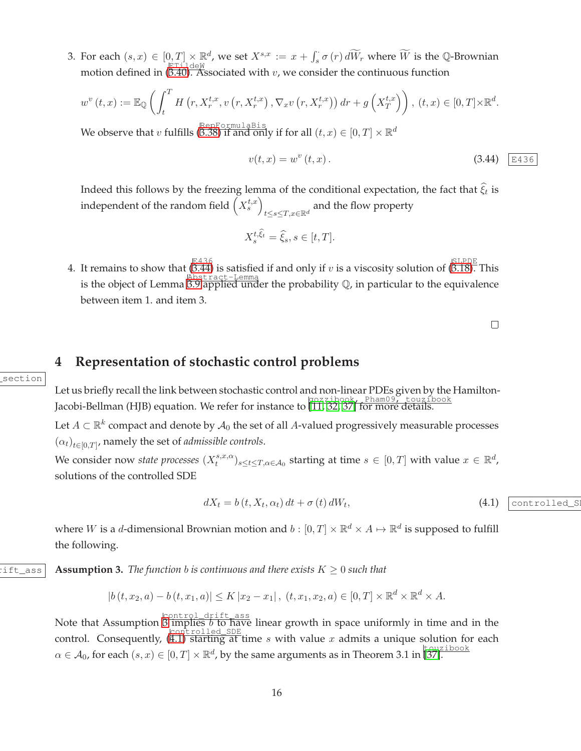3. For each $(s,x) \in [0,T] \times \mathbb{R}^d$, we set $X^{s,x} := x + \int_s^\cdot \sigma(r)\, d\widetilde{W}_r$ where $\widetilde{W}$ is the $\mathbb{Q}$-Brownian motion defined in (3.40). Associated with $v$, we consider the continuous function

$$w^v(t,x) := \mathbb{E}_{\mathbb{Q}}\left(\int_t^T H\left(r, X_r^{t,x}, v\left(r, X_r^{t,x}\right), \nabla_x v\left(r, X_r^{t,x}\right)\right) dr + g\left(X_T^{t,x}\right)\right),\ (t,x) \in [0,T] \times \mathbb{R}^d.$$

We observe that $v$ fulfills (3.38) if and only if for all $(t,x) \in [0,T] \times \mathbb{R}^d$

$$v(t,x) = w^v(t,x). \tag{3.44}$$

Indeed this follows by the freezing lemma of the conditional expectation, the fact that $\widehat{\xi}_t$ is independent of the random field $\left(X_s^{t,x}\right)_{t \le s \le T, x \in \mathbb{R}^d}$ and the flow property

$$X_s^{t,\widehat{\xi}_t} = \widehat{\xi}_s, s \in [t,T].$$

4. It remains to show that (3.44) is satisfied if and only if $v$ is a viscosity solution of (3.18). This is the object of Lemma 3.9 applied under the probability $\mathbb{Q}$, in particular to the equivalence between item 1. and item 3.

□

# 4 Representation of stochastic control problems

Let us briefly recall the link between stochastic control and non-linear PDEs given by the Hamilton-Jacobi-Bellman (HJB) equation. We refer for instance to [11, 32, 37] for more details.

Let $A \subset \mathbb{R}^k$ compact and denote by $\mathcal{A}_0$ the set of all $A$-valued progressively measurable processes $(\alpha_t)_{t \in [0,T]}$, namely the set of *admissible controls*.

We consider now *state processes* $(X_t^{s,x,\alpha})_{s \le t \le T, \alpha \in \mathcal{A}_0}$ starting at time $s \in [0,T]$ with value $x \in \mathbb{R}^d$, solutions of the controlled SDE

$$dX_t = b(t, X_t, \alpha_t)\, dt + \sigma(t)\, dW_t, \tag{4.1}$$

where $W$ is a $d$-dimensional Brownian motion and $b : [0,T] \times \mathbb{R}^d \times A \mapsto \mathbb{R}^d$ is supposed to fulfill the following.

**Assumption 3.** *The function $b$ is continuous and there exists $K \ge 0$ such that*

$$|b(t, x_2, a) - b(t, x_1, a)| \le K|x_2 - x_1|,\ (t, x_1, x_2, a) \in [0,T] \times \mathbb{R}^d \times \mathbb{R}^d \times A.$$

Note that Assumption 3 implies $b$ to have linear growth in space uniformly in time and in the control. Consequently, (4.1) starting at time $s$ with value $x$ admits a unique solution for each $\alpha \in \mathcal{A}_0$, for each $(s,x) \in [0,T] \times \mathbb{R}^d$, by the same arguments as in Theorem 3.1 in [37].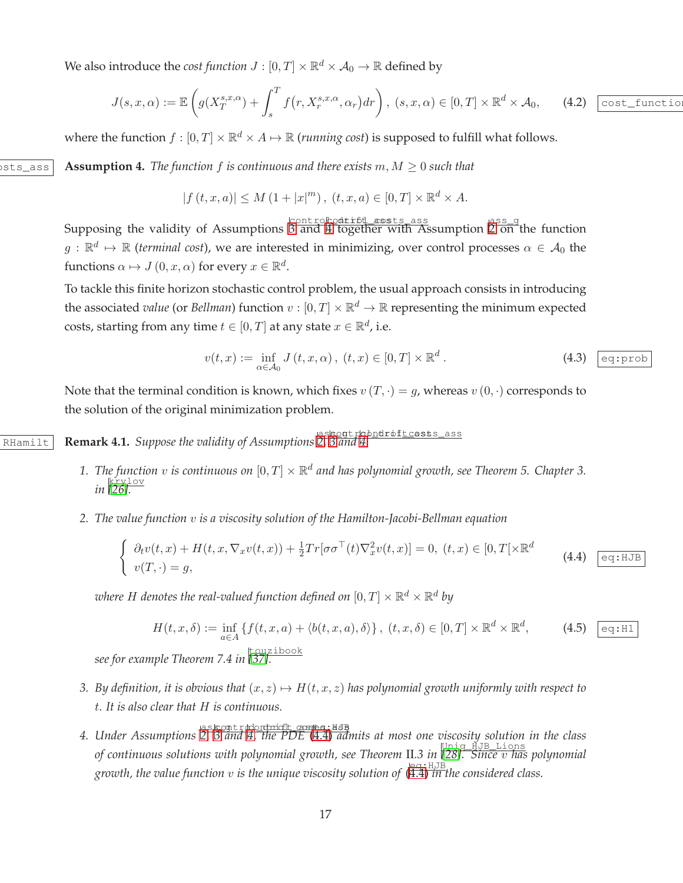We also introduce the *cost function* $J : [0,T] \times \mathbb{R}^d \times \mathcal{A}_0 \to \mathbb{R}$ defined by

$$J(s,x,\alpha) := \mathbb{E}\left( g(X_T^{s,x,\alpha}) + \int_s^T f\big(r, X_r^{s,x,\alpha}, \alpha_r\big) dr \right), \ (s,x,\alpha) \in [0,T] \times \mathbb{R}^d \times \mathcal{A}_0, \tag{4.2}$$

where the function $f : [0,T] \times \mathbb{R}^d \times A \mapsto \mathbb{R}$ (*running cost*) is supposed to fulfill what follows.

**Assumption 4.** *The function $f$ is continuous and there exists $m, M \geq 0$ such that*

$$|f(t,x,a)| \leq M(1 + |x|^m), \ (t,x,a) \in [0,T] \times \mathbb{R}^d \times A.$$

Supposing the validity of Assumptions 3 and 4 together with Assumption 2 on the function $g : \mathbb{R}^d \mapsto \mathbb{R}$ (*terminal cost*), we are interested in minimizing, over control processes $\alpha \in \mathcal{A}_0$ the functions $\alpha \mapsto J(0,x,\alpha)$ for every $x \in \mathbb{R}^d$.

To tackle this finite horizon stochastic control problem, the usual approach consists in introducing the associated *value* (or *Bellman*) function $v : [0,T] \times \mathbb{R}^d \to \mathbb{R}$ representing the minimum expected costs, starting from any time $t \in [0,T]$ at any state $x \in \mathbb{R}^d$, i.e.

$$v(t,x) := \inf_{\alpha \in \mathcal{A}_0} J(t,x,\alpha), \ (t,x) \in [0,T] \times \mathbb{R}^d. \tag{4.3}$$

Note that the terminal condition is known, which fixes $v(T,\cdot) = g$, whereas $v(0,\cdot)$ corresponds to the solution of the original minimization problem.

**Remark 4.1.** *Suppose the validity of Assumptions 2, 3 and 4.*

1. *The function $v$ is continuous on $[0,T] \times \mathbb{R}^d$ and has polynomial growth, see Theorem 5. Chapter 3. in [26].*

2. *The value function $v$ is a viscosity solution of the Hamilton-Jacobi-Bellman equation*

$$\begin{cases} \partial_t v(t,x) + H(t,x,\nabla_x v(t,x)) + \frac{1}{2} Tr[\sigma\sigma^\top(t) \nabla_x^2 v(t,x)] = 0, \ (t,x) \in [0,T[\times\mathbb{R}^d \\ v(T,\cdot) = g, \end{cases} \tag{4.4}$$

   *where $H$ denotes the real-valued function defined on $[0,T] \times \mathbb{R}^d \times \mathbb{R}^d$ by*

$$H(t,x,\delta) := \inf_{a \in A} \{f(t,x,a) + \langle b(t,x,a), \delta \rangle\}, \ (t,x,\delta) \in [0,T] \times \mathbb{R}^d \times \mathbb{R}^d, \tag{4.5}$$

   *see for example Theorem 7.4 in [37].*

3. *By definition, it is obvious that $(x,z) \mapsto H(t,x,z)$ has polynomial growth uniformly with respect to $t$. It is also clear that $H$ is continuous.*

4. *Under Assumptions 2, 3 and 4, the PDE (4.4) admits at most one viscosity solution in the class of continuous solutions with polynomial growth, see Theorem II.3 in [28]. Since $v$ has polynomial growth, the value function $v$ is the unique viscosity solution of (4.4) in the considered class.*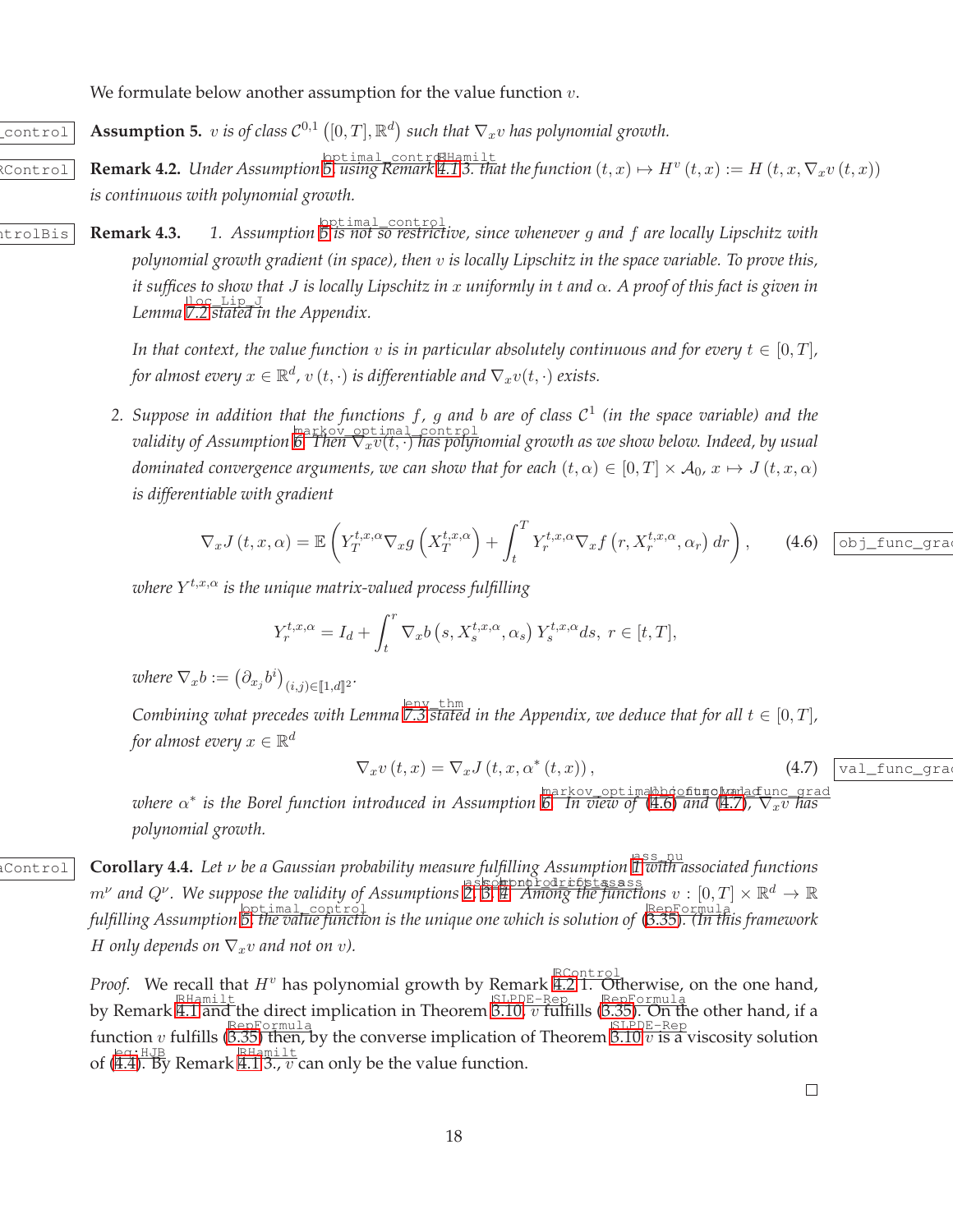We formulate below another assumption for the value function $v$.

**Assumption 5.** *$v$ is of class $\mathcal{C}^{0,1}\left([0,T],\mathbb{R}^d\right)$ such that $\nabla_x v$ has polynomial growth.*

**Remark 4.2.** *Under Assumption 5 using Remark 4.1 3. that the function $(t,x) \mapsto H^v(t,x) := H(t,x,\nabla_x v(t,x))$ is continuous with polynomial growth.*

**Remark 4.3.**

1. *Assumption 5 is not so restrictive, since whenever $g$ and $f$ are locally Lipschitz with polynomial growth gradient (in space), then $v$ is locally Lipschitz in the space variable. To prove this, it suffices to show that $J$ is locally Lipschitz in $x$ uniformly in $t$ and $\alpha$. A proof of this fact is given in Lemma 7.2 stated in the Appendix.*

   *In that context, the value function $v$ is in particular absolutely continuous and for every $t \in [0,T]$, for almost every $x \in \mathbb{R}^d$, $v(t,\cdot)$ is differentiable and $\nabla_x v(t,\cdot)$ exists.*

2. *Suppose in addition that the functions $f$, $g$ and $b$ are of class $\mathcal{C}^1$ (in the space variable) and the validity of Assumption 6. Then $\nabla_x v(t,\cdot)$ has polynomial growth as we show below. Indeed, by usual dominated convergence arguments, we can show that for each $(t,\alpha) \in [0,T] \times \mathcal{A}_0$, $x \mapsto J(t,x,\alpha)$ is differentiable with gradient*

$$\nabla_x J(t,x,\alpha) = \mathbb{E}\left(Y_T^{t,x,\alpha} \nabla_x g\left(X_T^{t,x,\alpha}\right) + \int_t^T Y_r^{t,x,\alpha} \nabla_x f\left(r, X_r^{t,x,\alpha}, \alpha_r\right) dr\right), \tag{4.6}$$

   *where $Y^{t,x,\alpha}$ is the unique matrix-valued process fulfilling*

$$Y_r^{t,x,\alpha} = I_d + \int_t^r \nabla_x b\left(s, X_s^{t,x,\alpha}, \alpha_s\right) Y_s^{t,x,\alpha} ds, \; r \in [t,T],$$

   *where $\nabla_x b := \left(\partial_{x_j} b^i\right)_{(i,j)\in[\![1,d]\!]^2}$.*

   *Combining what precedes with Lemma 7.3 stated in the Appendix, we deduce that for all $t \in [0,T]$, for almost every $x \in \mathbb{R}^d$*

$$\nabla_x v(t,x) = \nabla_x J(t,x,\alpha^*(t,x)), \tag{4.7}$$

   *where $\alpha^*$ is the Borel function introduced in Assumption 6. In view of (4.6) and (4.7), $\nabla_x v$ has polynomial growth.*

**Corollary 4.4.** *Let $\nu$ be a Gaussian probability measure fulfilling Assumption 1 with associated functions $m^\nu$ and $Q^\nu$. We suppose the validity of Assumptions 2, 3, 4. Among the functions $v : [0,T] \times \mathbb{R}^d \to \mathbb{R}$ fulfilling Assumption 5, the value function is the unique one which is solution of (3.35). (In this framework $H$ only depends on $\nabla_x v$ and not on $v$).*

*Proof.* We recall that $H^v$ has polynomial growth by Remark 4.2 1. Otherwise, on the one hand, by Remark 4.1 and the direct implication in Theorem 3.10, $v$ fulfills (3.35). On the other hand, if a function $v$ fulfills (3.35) then, by the converse implication of Theorem 3.10 $v$ is a viscosity solution of (4.4). By Remark 4.1 3., $v$ can only be the value function.

□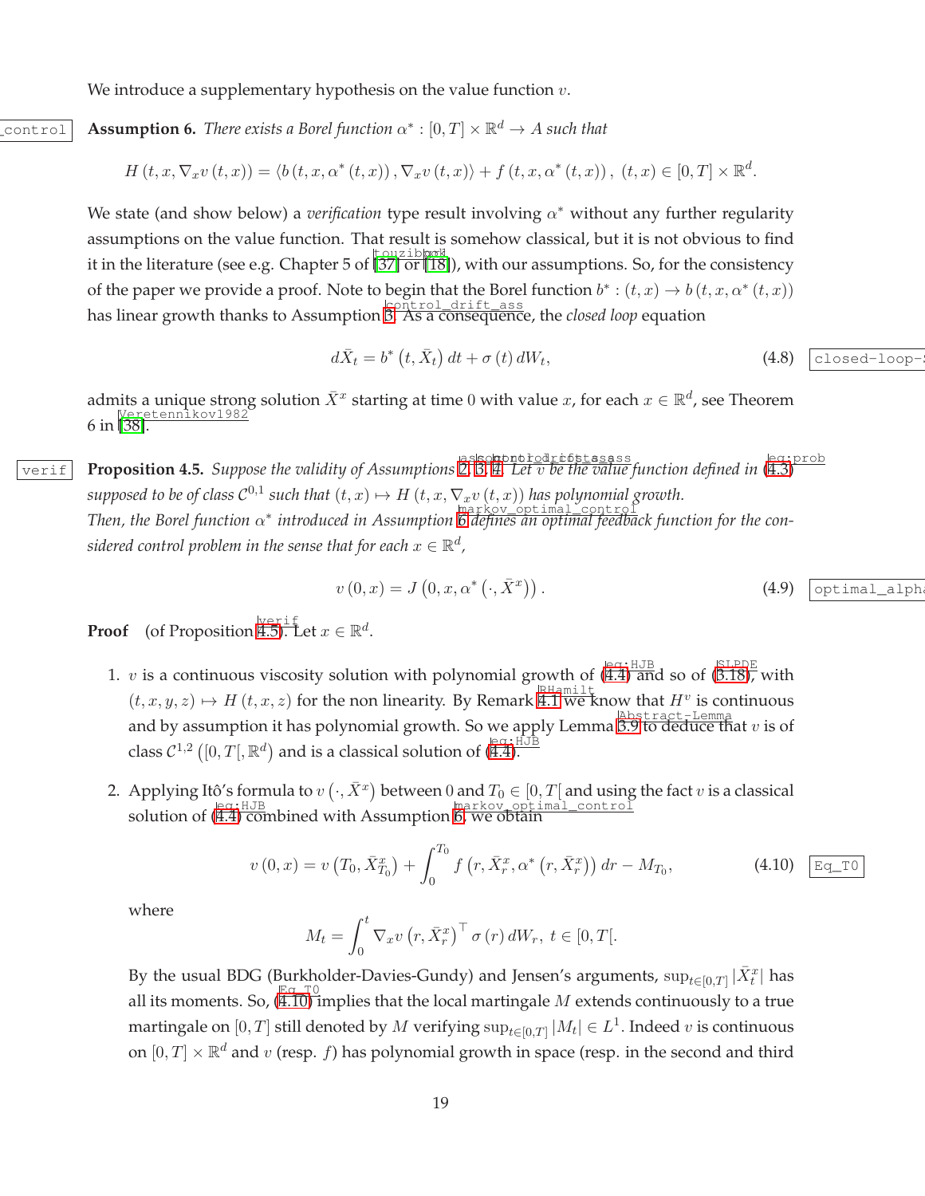We introduce a supplementary hypothesis on the value function $v$.

**Assumption 6.** *There exists a Borel function $\alpha^* : [0,T] \times \mathbb{R}^d \to A$ such that*

$$H\left(t,x,\nabla_x v\left(t,x\right)\right) = \left\langle b\left(t,x,\alpha^*\left(t,x\right)\right), \nabla_x v\left(t,x\right)\right\rangle + f\left(t,x,\alpha^*\left(t,x\right)\right),\ (t,x) \in [0,T] \times \mathbb{R}^d.$$

We state (and show below) a *verification* type result involving $\alpha^*$ without any further regularity assumptions on the value function. That result is somehow classical, but it is not obvious to find it in the literature (see e.g. Chapter 5 of [37] or [18]), with our assumptions. So, for the consistency of the paper we provide a proof. Note to begin that the Borel function $b^* : (t,x) \to b\left(t,x,\alpha^*\left(t,x\right)\right)$ has linear growth thanks to Assumption 3. As a consequence, the *closed loop* equation

$$d\bar{X}_t = b^*\left(t,\bar{X}_t\right)dt + \sigma\left(t\right)dW_t, \tag{4.8}$$

admits a unique strong solution $\bar{X}^x$ starting at time $0$ with value $x$, for each $x \in \mathbb{R}^d$, see Theorem 6 in [38].

**Proposition 4.5.** *Suppose the validity of Assumptions 2, 3, 4. Let $v$ be the value function defined in (4.3) supposed to be of class $\mathcal{C}^{0,1}$ such that $(t,x) \mapsto H\left(t,x,\nabla_x v\left(t,x\right)\right)$ has polynomial growth.*
*Then, the Borel function $\alpha^*$ introduced in Assumption 6 defines an optimal feedback function for the considered control problem in the sense that for each $x \in \mathbb{R}^d$,*

$$v\left(0,x\right) = J\left(0,x,\alpha^*\left(\cdot,\bar{X}^x\right)\right). \tag{4.9}$$

**Proof** (of Proposition 4.5). Let $x \in \mathbb{R}^d$.

1. $v$ is a continuous viscosity solution with polynomial growth of (4.4) and so of (3.18), with $(t,x,y,z) \mapsto H\left(t,x,z\right)$ for the non linearity. By Remark 4.1 we know that $H^v$ is continuous and by assumption it has polynomial growth. So we apply Lemma 3.9 to deduce that $v$ is of class $\mathcal{C}^{1,2}\left([0,T[,\mathbb{R}^d\right)$ and is a classical solution of (4.4).

2. Applying Itô's formula to $v\left(\cdot,\bar{X}^x\right)$ between $0$ and $T_0 \in [0,T[$ and using the fact $v$ is a classical solution of (4.4) combined with Assumption 6, we obtain

$$v\left(0,x\right) = v\left(T_0,\bar{X}^x_{T_0}\right) + \int_0^{T_0} f\left(r,\bar{X}^x_r,\alpha^*\left(r,\bar{X}^x_r\right)\right)dr - M_{T_0}, \tag{4.10}$$

where

$$M_t = \int_0^t \nabla_x v\left(r,\bar{X}^x_r\right)^\top \sigma\left(r\right)dW_r,\ t \in [0,T[.$$

By the usual BDG (Burkholder-Davies-Gundy) and Jensen's arguments, $\sup_{t\in[0,T]} |\bar{X}^x_t|$ has all its moments. So, (4.10) implies that the local martingale $M$ extends continuously to a true martingale on $[0,T]$ still denoted by $M$ verifying $\sup_{t\in[0,T]} |M_t| \in L^1$. Indeed $v$ is continuous on $[0,T] \times \mathbb{R}^d$ and $v$ (resp. $f$) has polynomial growth in space (resp. in the second and third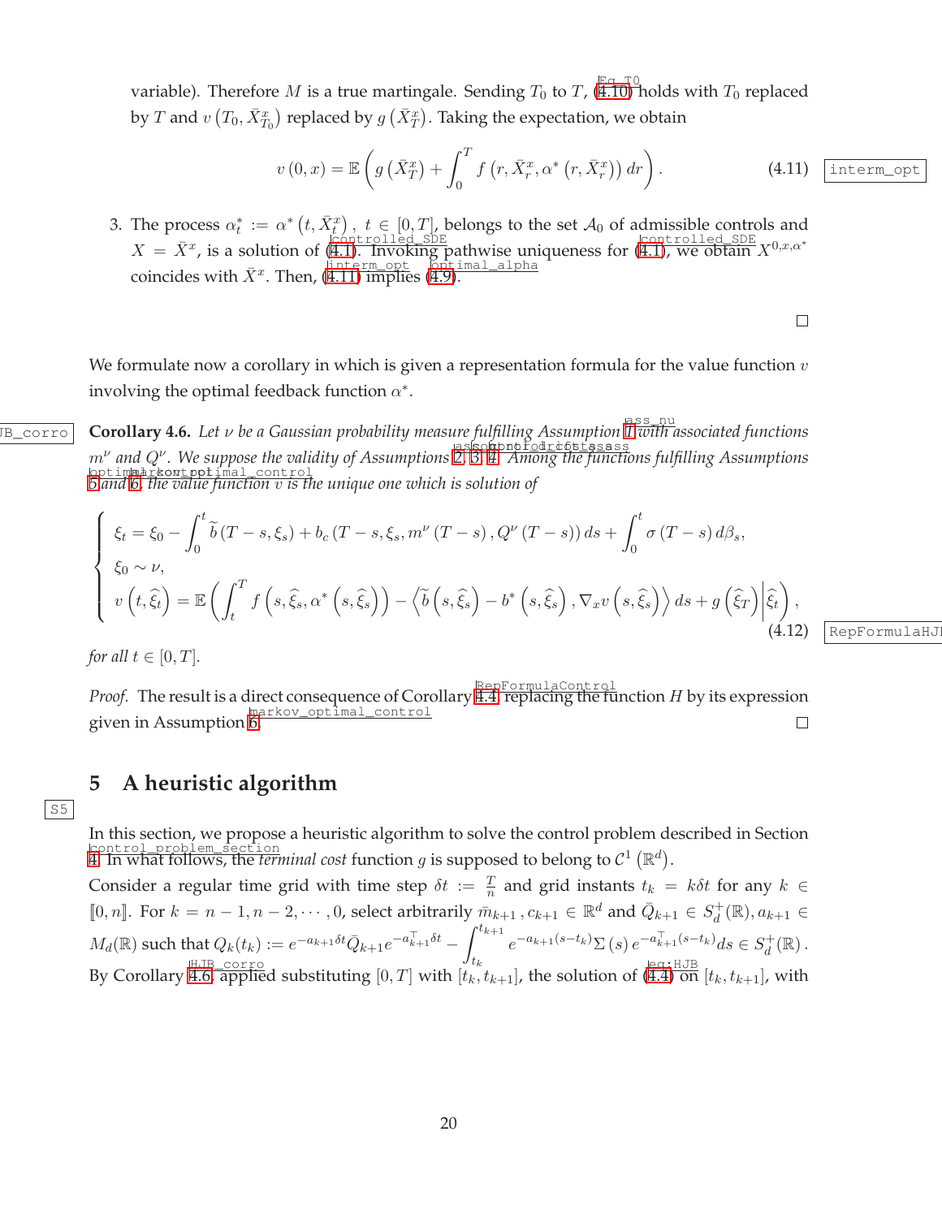variable). Therefore $M$ is a true martingale. Sending $T_0$ to $T$, (4.10) holds with $T_0$ replaced by $T$ and $v\left(T_0, \bar{X}^x_{T_0}\right)$ replaced by $g\left(\bar{X}^x_T\right)$. Taking the expectation, we obtain

$$v(0,x) = \mathbb{E}\left( g\left(\bar{X}^x_T\right) + \int_0^T f\left(r, \bar{X}^x_r, \alpha^*\left(r, \bar{X}^x_r\right)\right) dr \right). \tag{4.11}$$

3. The process $\alpha^*_t := \alpha^*\left(t, \bar{X}^x_t\right)$, $t \in [0,T]$, belongs to the set $\mathcal{A}_0$ of admissible controls and $X = \bar{X}^x$, is a solution of (4.1). Invoking pathwise uniqueness for (4.1), we obtain $X^{0,x,\alpha^*}$ coincides with $\bar{X}^x$. Then, (4.11) implies (4.9).

□

We formulate now a corollary in which is given a representation formula for the value function $v$ involving the optimal feedback function $\alpha^*$.

**Corollary 4.6.** *Let $\nu$ be a Gaussian probability measure fulfilling Assumption 1 with associated functions $m^\nu$ and $Q^\nu$. We suppose the validity of Assumptions 2, 3, 4. Among the functions fulfilling Assumptions 5 and 6, the value function $v$ is the unique one which is solution of*

$$\begin{cases} \xi_t = \xi_0 - \int_0^t \widetilde{b}\left(T-s, \xi_s\right) + b_c\left(T-s, \xi_s, m^\nu\left(T-s\right), Q^\nu\left(T-s\right)\right) ds + \int_0^t \sigma\left(T-s\right) d\beta_s, \\ \xi_0 \sim \nu, \\ v\left(t, \widehat{\xi}_t\right) = \mathbb{E}\left( \int_t^T f\left(s, \widehat{\xi}_s, \alpha^*\left(s, \widehat{\xi}_s\right)\right) - \left\langle \widetilde{b}\left(s, \widehat{\xi}_s\right) - b^*\left(s, \widehat{\xi}_s\right), \nabla_x v\left(s, \widehat{\xi}_s\right) \right\rangle ds + g\left(\widehat{\xi}_T\right) \middle| \widehat{\xi}_t \right), \end{cases} \tag{4.12}$$

*for all $t \in [0,T]$.*

*Proof.* The result is a direct consequence of Corollary 4.4 replacing the function $H$ by its expression given in Assumption 6. □

## 5 A heuristic algorithm

In this section, we propose a heuristic algorithm to solve the control problem described in Section 4. In what follows, the *terminal cost* function $g$ is supposed to belong to $\mathcal{C}^1\left(\mathbb{R}^d\right)$.

Consider a regular time grid with time step $\delta t := \frac{T}{n}$ and grid instants $t_k = k\delta t$ for any $k \in [\![0,n]\!]$. For $k = n-1, n-2, \cdots, 0$, select arbitrarily $\bar{m}_{k+1}, c_{k+1} \in \mathbb{R}^d$ and $\bar{Q}_{k+1} \in S^+_d(\mathbb{R}), a_{k+1} \in M_d(\mathbb{R})$ such that $Q_k(t_k) := e^{-a_{k+1}\delta t}\bar{Q}_{k+1}e^{-a^\top_{k+1}\delta t} - \int_{t_k}^{t_{k+1}} e^{-a_{k+1}(s-t_k)}\Sigma(s)\, e^{-a^\top_{k+1}(s-t_k)} ds \in S^+_d(\mathbb{R})$.

By Corollary 4.6, applied substituting $[0,T]$ with $[t_k, t_{k+1}]$, the solution of (4.4) on $[t_k, t_{k+1}]$, with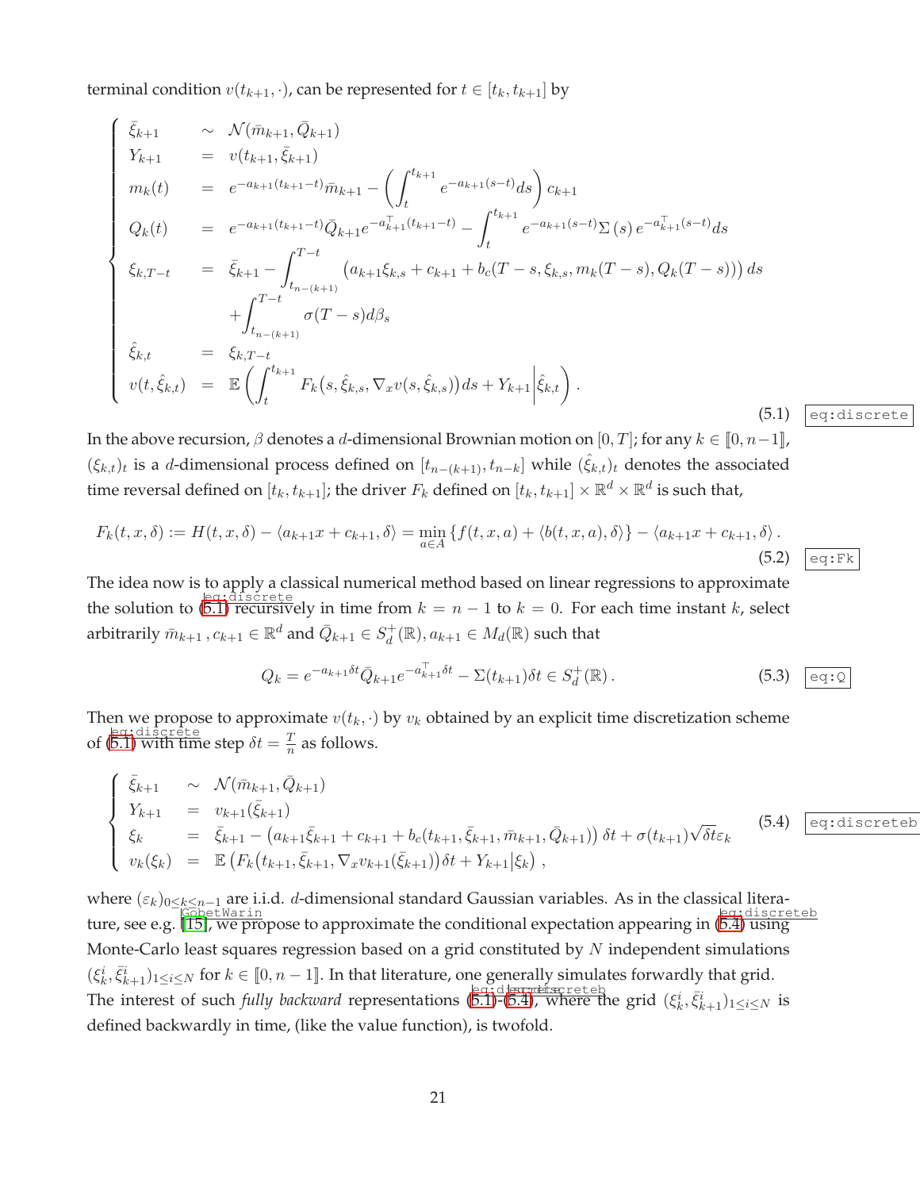terminal condition $v(t_{k+1}, \cdot)$, can be represented for $t \in [t_k, t_{k+1}]$ by

$$
\begin{cases}
\bar{\xi}_{k+1} & \sim \mathcal{N}(\bar{m}_{k+1}, \bar{Q}_{k+1}) \\
Y_{k+1} & = v(t_{k+1}, \bar{\xi}_{k+1}) \\
m_k(t) & = e^{-a_{k+1}(t_{k+1}-t)}\bar{m}_{k+1} - \left( \int_t^{t_{k+1}} e^{-a_{k+1}(s-t)} ds \right) c_{k+1} \\
Q_k(t) & = e^{-a_{k+1}(t_{k+1}-t)} \bar{Q}_{k+1} e^{-a_{k+1}^\top (t_{k+1}-t)} - \int_t^{t_{k+1}} e^{-a_{k+1}(s-t)} \Sigma(s) e^{-a_{k+1}^\top (s-t)} ds \\
\xi_{k,T-t} & = \bar{\xi}_{k+1} - \int_{t_{n-(k+1)}}^{T-t} \left( a_{k+1}\xi_{k,s} + c_{k+1} + b_c(T-s, \xi_{k,s}, m_k(T-s), Q_k(T-s)) \right) ds \\
& \quad + \int_{t_{n-(k+1)}}^{T-t} \sigma(T-s) d\beta_s \\
\hat{\xi}_{k,t} & = \xi_{k,T-t} \\
v(t, \hat{\xi}_{k,t}) & = \mathbb{E}\left( \int_t^{t_{k+1}} F_k\big(s, \hat{\xi}_{k,s}, \nabla_x v(s, \hat{\xi}_{k,s})\big) ds + Y_{k+1} \Big| \hat{\xi}_{k,t} \right).
\end{cases}
\tag{5.1}
$$

In the above recursion, $\beta$ denotes a $d$-dimensional Brownian motion on $[0, T]$; for any $k \in [\![0, n-1]\!]$, $(\xi_{k,t})_t$ is a $d$-dimensional process defined on $[t_{n-(k+1)}, t_{n-k}]$ while $(\hat{\xi}_{k,t})_t$ denotes the associated time reversal defined on $[t_k, t_{k+1}]$; the driver $F_k$ defined on $[t_k, t_{k+1}] \times \mathbb{R}^d \times \mathbb{R}^d$ is such that,

$$
F_k(t, x, \delta) := H(t, x, \delta) - \langle a_{k+1}x + c_{k+1}, \delta \rangle = \min_{a \in A} \{ f(t, x, a) + \langle b(t, x, a), \delta \rangle \} - \langle a_{k+1}x + c_{k+1}, \delta \rangle .
\tag{5.2}
$$

The idea now is to apply a classical numerical method based on linear regressions to approximate the solution to (5.1) recursively in time from $k = n-1$ to $k = 0$. For each time instant $k$, select arbitrarily $\bar{m}_{k+1}, c_{k+1} \in \mathbb{R}^d$ and $\bar{Q}_{k+1} \in S_d^+(\mathbb{R})$, $a_{k+1} \in M_d(\mathbb{R})$ such that

$$
Q_k = e^{-a_{k+1}\delta t} \bar{Q}_{k+1} e^{-a_{k+1}^\top \delta t} - \Sigma(t_{k+1})\delta t \in S_d^+(\mathbb{R}).
\tag{5.3}
$$

Then we propose to approximate $v(t_k, \cdot)$ by $v_k$ obtained by an explicit time discretization scheme of (5.1) with time step $\delta t = \frac{T}{n}$ as follows.

$$
\begin{cases}
\bar{\xi}_{k+1} & \sim \mathcal{N}(\bar{m}_{k+1}, \bar{Q}_{k+1}) \\
Y_{k+1} & = v_{k+1}(\bar{\xi}_{k+1}) \\
\xi_k & = \bar{\xi}_{k+1} - \left( a_{k+1}\bar{\xi}_{k+1} + c_{k+1} + b_c(t_{k+1}, \bar{\xi}_{k+1}, \bar{m}_{k+1}, \bar{Q}_{k+1}) \right) \delta t + \sigma(t_{k+1}) \sqrt{\delta t} \varepsilon_k \\
v_k(\xi_k) & = \mathbb{E}\left( F_k(t_{k+1}, \bar{\xi}_{k+1}, \nabla_x v_{k+1}(\bar{\xi}_{k+1})) \delta t + Y_{k+1} | \xi_k \right),
\end{cases}
\tag{5.4}
$$

where $(\varepsilon_k)_{0 \le k \le n-1}$ are i.i.d. $d$-dimensional standard Gaussian variables. As in the classical literature, see e.g. [15], we propose to approximate the conditional expectation appearing in (5.4) using Monte-Carlo least squares regression based on a grid constituted by $N$ independent simulations $(\xi_k^i, \bar{\xi}_{k+1}^i)_{1 \le i \le N}$ for $k \in [\![0, n-1]\!]$. In that literature, one generally simulates forwardly that grid. The interest of such *fully backward* representations (5.1)-(5.4), where the grid $(\xi_k^i, \bar{\xi}_{k+1}^i)_{1 \le i \le N}$ is defined backwardly in time, (like the value function), is twofold.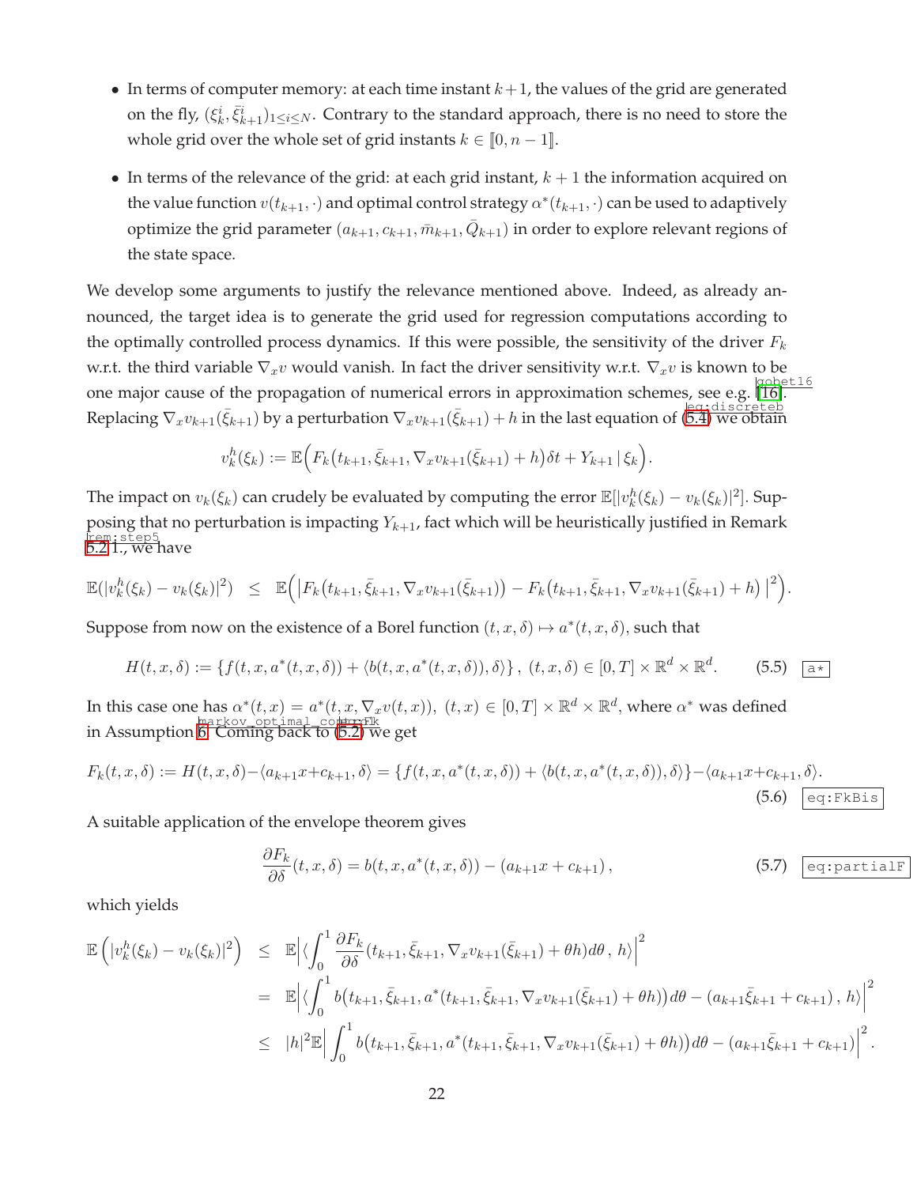- In terms of computer memory: at each time instant $k+1$, the values of the grid are generated on the fly, $(\xi_k^i, \bar{\xi}_{k+1}^i)_{1\leq i\leq N}$. Contrary to the standard approach, there is no need to store the whole grid over the whole set of grid instants $k \in [\![0, n-1]\!]$.
- In terms of the relevance of the grid: at each grid instant, $k+1$ the information acquired on the value function $v(t_{k+1}, \cdot)$ and optimal control strategy $\alpha^*(t_{k+1}, \cdot)$ can be used to adaptively optimize the grid parameter $(a_{k+1}, c_{k+1}, \bar{m}_{k+1}, \bar{Q}_{k+1})$ in order to explore relevant regions of the state space.

We develop some arguments to justify the relevance mentioned above. Indeed, as already announced, the target idea is to generate the grid used for regression computations according to the optimally controlled process dynamics. If this were possible, the sensitivity of the driver $F_k$ w.r.t. the third variable $\nabla_x v$ would vanish. In fact the driver sensitivity w.r.t. $\nabla_x v$ is known to be one major cause of the propagation of numerical errors in approximation schemes, see e.g. [16]. Replacing $\nabla_x v_{k+1}(\bar{\xi}_{k+1})$ by a perturbation $\nabla_x v_{k+1}(\bar{\xi}_{k+1}) + h$ in the last equation of (5.4) we obtain

$$v_k^h(\xi_k) := \mathbb{E}\Big(F_k\big(t_{k+1}, \bar{\xi}_{k+1}, \nabla_x v_{k+1}(\bar{\xi}_{k+1}) + h\big)\delta t + Y_{k+1} \,|\, \xi_k\Big).$$

The impact on $v_k(\xi_k)$ can crudely be evaluated by computing the error $\mathbb{E}[|v_k^h(\xi_k) - v_k(\xi_k)|^2]$. Supposing that no perturbation is impacting $Y_{k+1}$, fact which will be heuristically justified in Remark 5.2 1., we have

$$\mathbb{E}(|v_k^h(\xi_k) - v_k(\xi_k)|^2) \;\; \leq \;\; \mathbb{E}\Big(\big|F_k\big(t_{k+1}, \bar{\xi}_{k+1}, \nabla_x v_{k+1}(\bar{\xi}_{k+1})\big) - F_k\big(t_{k+1}, \bar{\xi}_{k+1}, \nabla_x v_{k+1}(\bar{\xi}_{k+1}) + h\big)\,\big|^2\Big).$$

Suppose from now on the existence of a Borel function $(t, x, \delta) \mapsto a^*(t, x, \delta)$, such that

$$H(t, x, \delta) := \{f(t, x, a^*(t, x, \delta)) + \langle b(t, x, a^*(t, x, \delta)), \delta\rangle\}\,,\; (t, x, \delta) \in [0, T] \times \mathbb{R}^d \times \mathbb{R}^d. \tag{5.5}$$

In this case one has $\alpha^*(t, x) = a^*(t, x, \nabla_x v(t, x)),\; (t, x) \in [0, T] \times \mathbb{R}^d \times \mathbb{R}^d$, where $\alpha^*$ was defined in Assumption 6. Coming back to (5.2) we get

$$F_k(t, x, \delta) := H(t, x, \delta) - \langle a_{k+1}x + c_{k+1}, \delta\rangle = \{f(t, x, a^*(t, x, \delta)) + \langle b(t, x, a^*(t, x, \delta)), \delta\rangle\} - \langle a_{k+1}x + c_{k+1}, \delta\rangle. \tag{5.6}$$

A suitable application of the envelope theorem gives

$$\frac{\partial F_k}{\partial \delta}(t, x, \delta) = b(t, x, a^*(t, x, \delta)) - (a_{k+1}x + c_{k+1})\,, \tag{5.7}$$

which yields

$$\begin{aligned}
\mathbb{E}\left(|v_k^h(\xi_k) - v_k(\xi_k)|^2\right) \;\; &\leq \;\; \mathbb{E}\Big|\langle \int_0^1 \frac{\partial F_k}{\partial \delta}(t_{k+1}, \bar{\xi}_{k+1}, \nabla_x v_{k+1}(\bar{\xi}_{k+1}) + \theta h) d\theta\,,\, h\rangle\Big|^2 \\
&= \;\; \mathbb{E}\Big|\langle \int_0^1 b\big(t_{k+1}, \bar{\xi}_{k+1}, a^*(t_{k+1}, \bar{\xi}_{k+1}, \nabla_x v_{k+1}(\bar{\xi}_{k+1}) + \theta h)\big) d\theta - (a_{k+1}\bar{\xi}_{k+1} + c_{k+1})\,,\, h\rangle\Big|^2 \\
&\leq \;\; |h|^2 \mathbb{E}\Big|\int_0^1 b\big(t_{k+1}, \bar{\xi}_{k+1}, a^*(t_{k+1}, \bar{\xi}_{k+1}, \nabla_x v_{k+1}(\bar{\xi}_{k+1}) + \theta h)\big) d\theta - (a_{k+1}\bar{\xi}_{k+1} + c_{k+1})\Big|^2.
\end{aligned}$$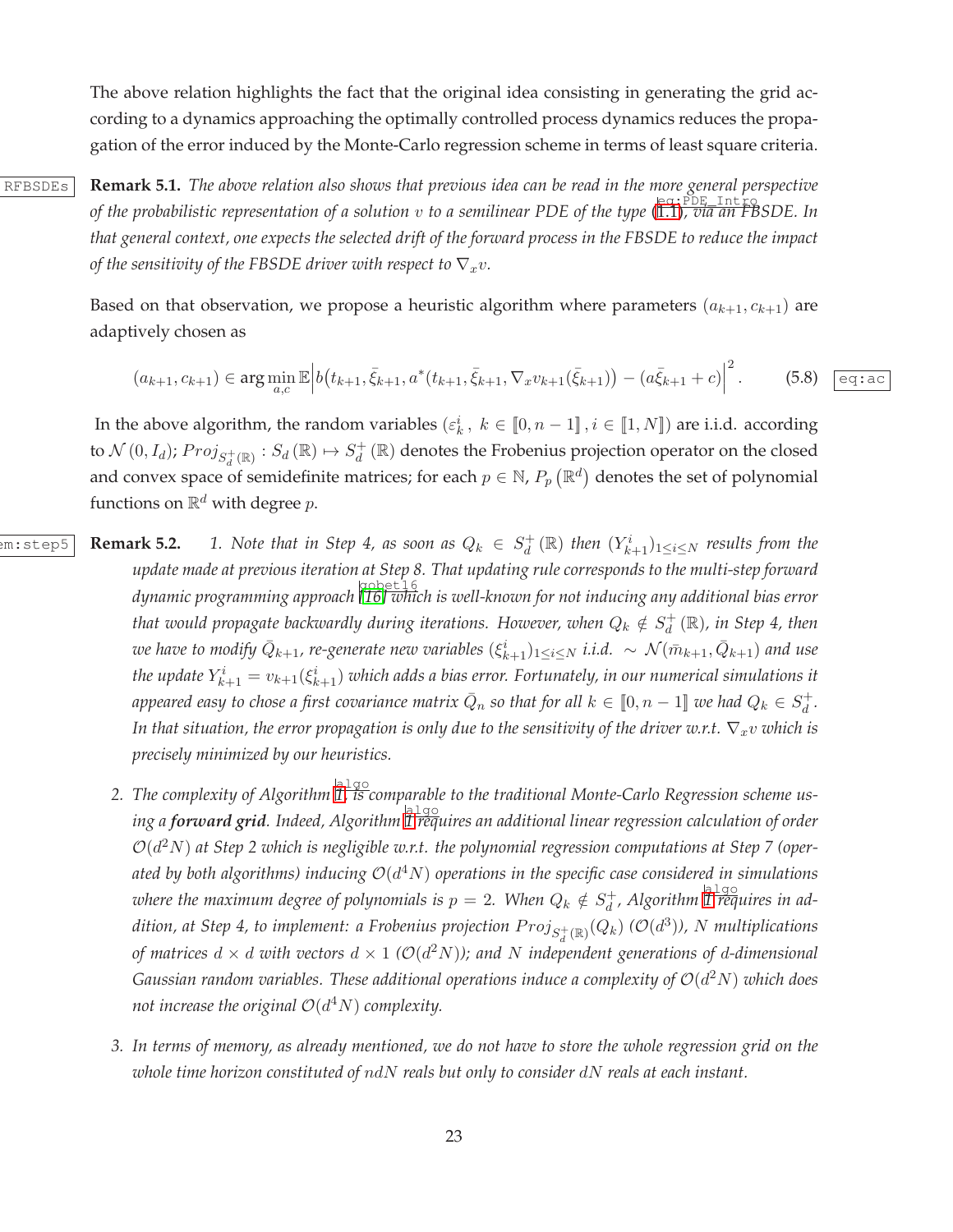The above relation highlights the fact that the original idea consisting in generating the grid according to a dynamics approaching the optimally controlled process dynamics reduces the propagation of the error induced by the Monte-Carlo regression scheme in terms of least square criteria.

**Remark 5.1.** *The above relation also shows that previous idea can be read in the more general perspective of the probabilistic representation of a solution $v$ to a semilinear PDE of the type (1.1), via an FBSDE. In that general context, one expects the selected drift of the forward process in the FBSDE to reduce the impact of the sensitivity of the FBSDE driver with respect to $\nabla_x v$.*

Based on that observation, we propose a heuristic algorithm where parameters $(a_{k+1}, c_{k+1})$ are adaptively chosen as

$$(a_{k+1}, c_{k+1}) \in \arg\min_{a,c} \mathbb{E}\Big| b\big(t_{k+1}, \bar{\xi}_{k+1}, a^*(t_{k+1}, \bar{\xi}_{k+1}, \nabla_x v_{k+1}(\bar{\xi}_{k+1})\big) - (a\bar{\xi}_{k+1} + c)\Big|^2. \tag{5.8}$$

In the above algorithm, the random variables $(\varepsilon_k^i\,,\ k \in [\![0, n-1]\!]\,, i \in [\![1, N]\!])$ are i.i.d. according to $\mathcal{N}(0, I_d)$; $Proj_{S_d^+(\mathbb{R})} : S_d(\mathbb{R}) \mapsto S_d^+(\mathbb{R})$ denotes the Frobenius projection operator on the closed and convex space of semidefinite matrices; for each $p \in \mathbb{N}$, $P_p(\mathbb{R}^d)$ denotes the set of polynomial functions on $\mathbb{R}^d$ with degree $p$.

**Remark 5.2.**

1. *Note that in Step 4, as soon as $Q_k \in S_d^+(\mathbb{R})$ then $(Y_{k+1}^i)_{1 \le i \le N}$ results from the update made at previous iteration at Step 8. That updating rule corresponds to the multi-step forward dynamic programming approach [16] which is well-known for not inducing any additional bias error that would propagate backwardly during iterations. However, when $Q_k \notin S_d^+(\mathbb{R})$, in Step 4, then we have to modify $\bar{Q}_{k+1}$, re-generate new variables $(\xi_{k+1}^i)_{1 \le i \le N}$ i.i.d. $\sim \mathcal{N}(\bar{m}_{k+1}, \bar{Q}_{k+1})$ and use the update $Y_{k+1}^i = v_{k+1}(\xi_{k+1}^i)$ which adds a bias error. Fortunately, in our numerical simulations it appeared easy to chose a first covariance matrix $\bar{Q}_n$ so that for all $k \in [\![0, n-1]\!]$ we had $Q_k \in S_d^+$. In that situation, the error propagation is only due to the sensitivity of the driver w.r.t. $\nabla_x v$ which is precisely minimized by our heuristics.*

2. *The complexity of Algorithm 1 is comparable to the traditional Monte-Carlo Regression scheme using a **forward grid**. Indeed, Algorithm 1 requires an additional linear regression calculation of order $\mathcal{O}(d^2 N)$ at Step 2 which is negligible w.r.t. the polynomial regression computations at Step 7 (operated by both algorithms) inducing $\mathcal{O}(d^4 N)$ operations in the specific case considered in simulations where the maximum degree of polynomials is $p = 2$. When $Q_k \notin S_d^+$, Algorithm 1 requires in addition, at Step 4, to implement: a Frobenius projection $Proj_{S_d^+(\mathbb{R})}(Q_k)$ ($\mathcal{O}(d^3)$), $N$ multiplications of matrices $d \times d$ with vectors $d \times 1$ ($\mathcal{O}(d^2 N)$); and $N$ independent generations of $d$-dimensional Gaussian random variables. These additional operations induce a complexity of $\mathcal{O}(d^2 N)$ which does not increase the original $\mathcal{O}(d^4 N)$ complexity.*

3. *In terms of memory, as already mentioned, we do not have to store the whole regression grid on the whole time horizon constituted of $ndN$ reals but only to consider $dN$ reals at each instant.*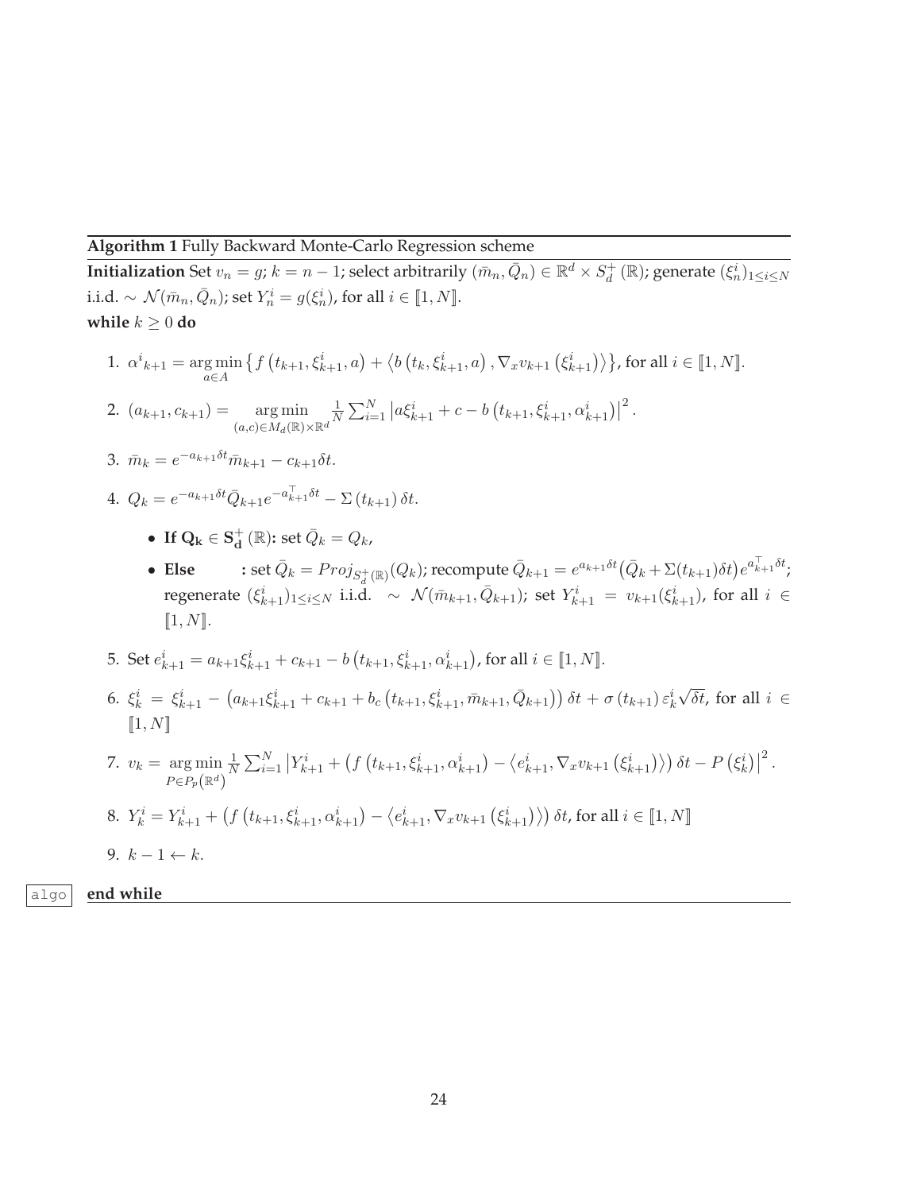**Algorithm 1** Fully Backward Monte-Carlo Regression scheme

**Initialization** Set $v_n = g$; $k = n-1$; select arbitrarily $(\bar{m}_n, \bar{Q}_n) \in \mathbb{R}^d \times S_d^+(\mathbb{R})$; generate $(\xi_n^i)_{1\leq i\leq N}$ i.i.d. $\sim \mathcal{N}(\bar{m}_n, \bar{Q}_n)$; set $Y_n^i = g(\xi_n^i)$, for all $i \in [\![1, N]\!]$.

**while** $k \geq 0$ **do**

1. $\alpha^i{}_{k+1} = \underset{a\in A}{\arg\min} \left\{ f\left(t_{k+1}, \xi_{k+1}^i, a\right) + \left\langle b\left(t_k, \xi_{k+1}^i, a\right), \nabla_x v_{k+1}\left(\xi_{k+1}^i\right)\right\rangle \right\}$, for all $i \in [\![1, N]\!]$.
2. $(a_{k+1}, c_{k+1}) = \underset{(a,c)\in M_d(\mathbb{R})\times\mathbb{R}^d}{\arg\min} \frac{1}{N}\sum_{i=1}^N \left| a\xi_{k+1}^i + c - b\left(t_{k+1}, \xi_{k+1}^i, \alpha_{k+1}^i\right)\right|^2$.
3. $\bar{m}_k = e^{-a_{k+1}\delta t}\bar{m}_{k+1} - c_{k+1}\delta t$.
4. $Q_k = e^{-a_{k+1}\delta t}\bar{Q}_{k+1}e^{-a_{k+1}^\top \delta t} - \Sigma\left(t_{k+1}\right)\delta t$.
   - **If $\mathbf{Q_k} \in \mathbf{S_d^+}(\mathbb{R})$:** set $\bar{Q}_k = Q_k$,
   - **Else** : set $\bar{Q}_k = Proj_{S_d^+(\mathbb{R})}(Q_k)$; recompute $\bar{Q}_{k+1} = e^{a_{k+1}\delta t}\big(\bar{Q}_k + \Sigma(t_{k+1})\delta t\big)e^{a_{k+1}^\top \delta t}$; regenerate $(\xi_{k+1}^i)_{1\leq i\leq N}$ i.i.d. $\sim \mathcal{N}(\bar{m}_{k+1}, \bar{Q}_{k+1})$; set $Y_{k+1}^i = v_{k+1}(\xi_{k+1}^i)$, for all $i \in [\![1, N]\!]$.
5. Set $e_{k+1}^i = a_{k+1}\xi_{k+1}^i + c_{k+1} - b\left(t_{k+1}, \xi_{k+1}^i, \alpha_{k+1}^i\right)$, for all $i \in [\![1, N]\!]$.
6. $\xi_k^i = \xi_{k+1}^i - \left(a_{k+1}\xi_{k+1}^i + c_{k+1} + b_c\left(t_{k+1}, \xi_{k+1}^i, \bar{m}_{k+1}, \bar{Q}_{k+1}\right)\right)\delta t + \sigma\left(t_{k+1}\right)\varepsilon_k^i\sqrt{\delta t}$, for all $i \in [\![1, N]\!]$
7. $v_k = \underset{P\in P_p\left(\mathbb{R}^d\right)}{\arg\min} \frac{1}{N}\sum_{i=1}^N \left| Y_{k+1}^i + \left(f\left(t_{k+1}, \xi_{k+1}^i, \alpha_{k+1}^i\right) - \left\langle e_{k+1}^i, \nabla_x v_{k+1}\left(\xi_{k+1}^i\right)\right\rangle\right)\delta t - P\left(\xi_k^i\right)\right|^2$.
8. $Y_k^i = Y_{k+1}^i + \left(f\left(t_{k+1}, \xi_{k+1}^i, \alpha_{k+1}^i\right) - \left\langle e_{k+1}^i, \nabla_x v_{k+1}\left(\xi_{k+1}^i\right)\right\rangle\right)\delta t$, for all $i \in [\![1, N]\!]$
9. $k - 1 \leftarrow k$.

algo **end while**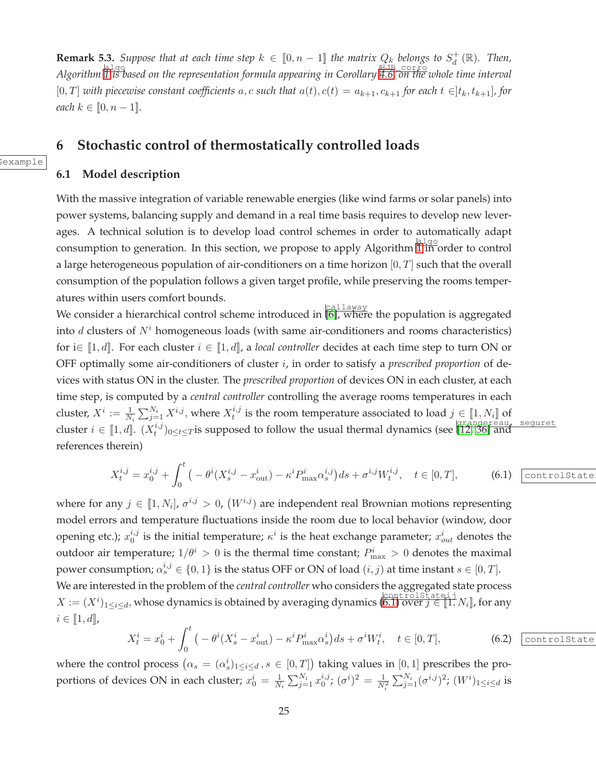**Remark 5.3.** *Suppose that at each time step $k \in [\![0, n-1]\!]$ the matrix $Q_k$ belongs to $S_d^+(\mathbb{R})$. Then, Algorithm 1 is based on the representation formula appearing in Corollary 4.6 on the whole time interval $[0,T]$ with piecewise constant coefficients $a, c$ such that $a(t), c(t) = a_{k+1}, c_{k+1}$ for each $t \in ]t_k, t_{k+1}]$, for each $k \in [\![0, n-1]\!]$.*

## 6 Stochastic control of thermostatically controlled loads

### 6.1 Model description

With the massive integration of variable renewable energies (like wind farms or solar panels) into power systems, balancing supply and demand in a real time basis requires to develop new leverages. A technical solution is to develop load control schemes in order to automatically adapt consumption to generation. In this section, we propose to apply Algorithm 1 in order to control a large heterogeneous population of air-conditioners on a time horizon $[0,T]$ such that the overall consumption of the population follows a given target profile, while preserving the rooms temperatures within users comfort bounds.

We consider a hierarchical control scheme introduced in [6], where the population is aggregated into $d$ clusters of $N^i$ homogeneous loads (with same air-conditioners and rooms characteristics) for i$\in [\![1, d]\!]$. For each cluster $i \in [\![1, d]\!]$, a *local controller* decides at each time step to turn ON or OFF optimally some air-conditioners of cluster $i$, in order to satisfy a *prescribed proportion* of devices with status ON in the cluster. The *prescribed proportion* of devices ON in each cluster, at each time step, is computed by a *central controller* controlling the average rooms temperatures in each cluster, $X^i := \frac{1}{N_i}\sum_{j=1}^{N_i} X^{i,j}$, where $X_t^{i,j}$ is the room temperature associated to load $j \in [\![1, N_i]\!]$ of cluster $i \in [\![1, d]\!]$. $(X_t^{i,j})_{0\le t\le T}$is supposed to follow the usual thermal dynamics (see [12, 36] and references therein)

$$X_t^{i,j} = x_0^{i,j} + \int_0^t \big( -\theta^i(X_s^{i,j} - x_{\text{out}}^i) - \kappa^i P_{\max}^i \alpha_s^{i,j}\big)\,ds + \sigma^{i,j} W_t^{i,j}, \quad t \in [0,T], \tag{6.1}$$

where for any $j \in [\![1, N_i]\!]$, $\sigma^{i,j} > 0$, $(W^{i,j})$ are independent real Brownian motions representing model errors and temperature fluctuations inside the room due to local behavior (window, door opening etc.); $x_0^{i,j}$ is the initial temperature; $\kappa^i$ is the heat exchange parameter; $x_{out}^i$ denotes the outdoor air temperature; $1/\theta^i > 0$ is the thermal time constant; $P_{\max}^i > 0$ denotes the maximal power consumption; $\alpha_s^{i,j} \in \{0,1\}$ is the status OFF or ON of load $(i,j)$ at time instant $s \in [0,T]$.

We are interested in the problem of the *central controller* who considers the aggregated state process $X := (X^i)_{1\le i\le d}$, whose dynamics is obtained by averaging dynamics (6.1) over $j \in [\![1, N_i]\!]$, for any $i \in [\![1, d]\!]$,

$$X_t^{i} = x_0^{i} + \int_0^t \big( -\theta^i(X_s^{i} - x_{\text{out}}^i) - \kappa^i P_{\max}^i \alpha_s^{i}\big)\,ds + \sigma^{i} W_t^{i}, \quad t \in [0,T], \tag{6.2}$$

where the control process $\big(\alpha_s = (\alpha_s^i)_{1\le i\le d}\,, s \in [0,T]\big)$ taking values in $[0,1]$ prescribes the proportions of devices ON in each cluster; $x_0^i = \frac{1}{N_i}\sum_{j=1}^{N_i} x_0^{i,j}$; $(\sigma^i)^2 = \frac{1}{N_i^2}\sum_{j=1}^{N_i}(\sigma^{i,j})^2$; $(W^i)_{1\le i\le d}$ is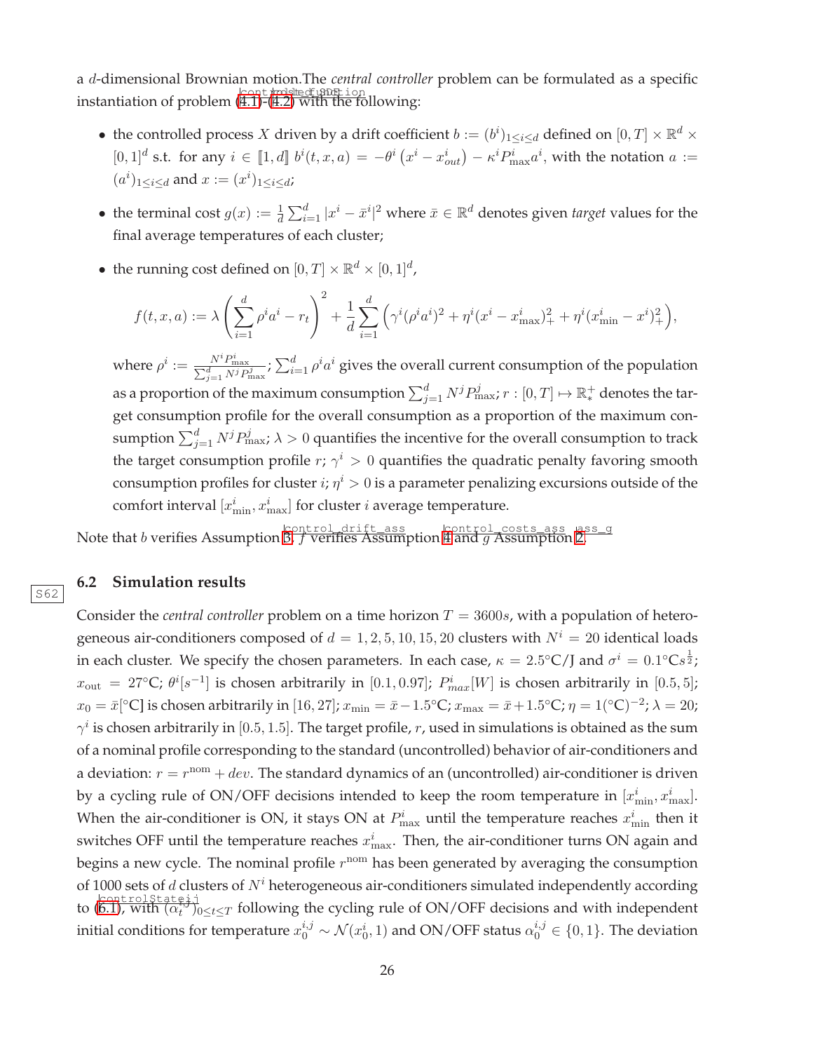a $d$-dimensional Brownian motion.The *central controller* problem can be formulated as a specific instantiation of problem (4.1)-(4.2) with the following:

- the controlled process $X$ driven by a drift coefficient $b := (b^i)_{1\le i\le d}$ defined on $[0,T]\times\mathbb{R}^d\times[0,1]^d$ s.t. for any $i\in[\![1,d]\!]$ $b^i(t,x,a) = -\theta^i\left(x^i - x^i_{out}\right) - \kappa^i P^i_{\max} a^i$, with the notation $a := (a^i)_{1\le i\le d}$ and $x := (x^i)_{1\le i\le d}$;
- the terminal cost $g(x) := \frac{1}{d}\sum_{i=1}^d |x^i - \bar{x}^i|^2$ where $\bar{x}\in\mathbb{R}^d$ denotes given *target* values for the final average temperatures of each cluster;
- the running cost defined on $[0,T]\times\mathbb{R}^d\times[0,1]^d$,

$$
f(t,x,a) := \lambda\left(\sum_{i=1}^d \rho^i a^i - r_t\right)^2 + \frac{1}{d}\sum_{i=1}^d\left(\gamma^i(\rho^i a^i)^2 + \eta^i(x^i - x^i_{\max})_+^2 + \eta^i(x^i_{\min} - x^i)_+^2\right),
$$

where $\rho^i := \frac{N^i P^i_{\max}}{\sum_{j=1}^d N^j P^j_{\max}}$; $\sum_{i=1}^d \rho^i a^i$ gives the overall current consumption of the population as a proportion of the maximum consumption $\sum_{j=1}^d N^j P^j_{\max}$; $r:[0,T]\mapsto\mathbb{R}_*^+$ denotes the target consumption profile for the overall consumption as a proportion of the maximum consumption $\sum_{j=1}^d N^j P^j_{\max}$; $\lambda > 0$ quantifies the incentive for the overall consumption to track the target consumption profile $r$; $\gamma^i > 0$ quantifies the quadratic penalty favoring smooth consumption profiles for cluster $i$; $\eta^i > 0$ is a parameter penalizing excursions outside of the comfort interval $[x^i_{\min}, x^i_{\max}]$ for cluster $i$ average temperature.

Note that $b$ verifies Assumption 3, $f$ verifies Assumption 4 and $g$ Assumption 2.

### 6.2 Simulation results

Consider the *central controller* problem on a time horizon $T = 3600s$, with a population of heterogeneous air-conditioners composed of $d = 1, 2, 5, 10, 15, 20$ clusters with $N^i = 20$ identical loads in each cluster. We specify the chosen parameters. In each case, $\kappa = 2.5°\text{C/J}$ and $\sigma^i = 0.1°\text{C}s^{\frac{1}{2}}$; $x_{\text{out}} = 27°\text{C}$; $\theta^i[s^{-1}]$ is chosen arbitrarily in $[0.1, 0.97]$; $P^i_{max}[W]$ is chosen arbitrarily in $[0.5, 5]$; $x_0 = \bar{x}[°\text{C}]$ is chosen arbitrarily in $[16, 27]$; $x_{\min} = \bar{x} - 1.5°\text{C}$; $x_{\max} = \bar{x} + 1.5°\text{C}$; $\eta = 1(°\text{C})^{-2}$; $\lambda = 20$; $\gamma^i$ is chosen arbitrarily in $[0.5, 1.5]$. The target profile, $r$, used in simulations is obtained as the sum of a nominal profile corresponding to the standard (uncontrolled) behavior of air-conditioners and a deviation: $r = r^{\text{nom}} + dev$. The standard dynamics of an (uncontrolled) air-conditioner is driven by a cycling rule of ON/OFF decisions intended to keep the room temperature in $[x^i_{\min}, x^i_{\max}]$. When the air-conditioner is ON, it stays ON at $P^i_{\max}$ until the temperature reaches $x^i_{\min}$ then it switches OFF until the temperature reaches $x^i_{\max}$. Then, the air-conditioner turns ON again and begins a new cycle. The nominal profile $r^{\text{nom}}$ has been generated by averaging the consumption of 1000 sets of $d$ clusters of $N^i$ heterogeneous air-conditioners simulated independently according to (6.1), with $(\alpha^{i,j}_t)_{0\le t\le T}$ following the cycling rule of ON/OFF decisions and with independent initial conditions for temperature $x^{i,j}_0 \sim \mathcal{N}(x^i_0, 1)$ and ON/OFF status $\alpha^{i,j}_0 \in \{0, 1\}$. The deviation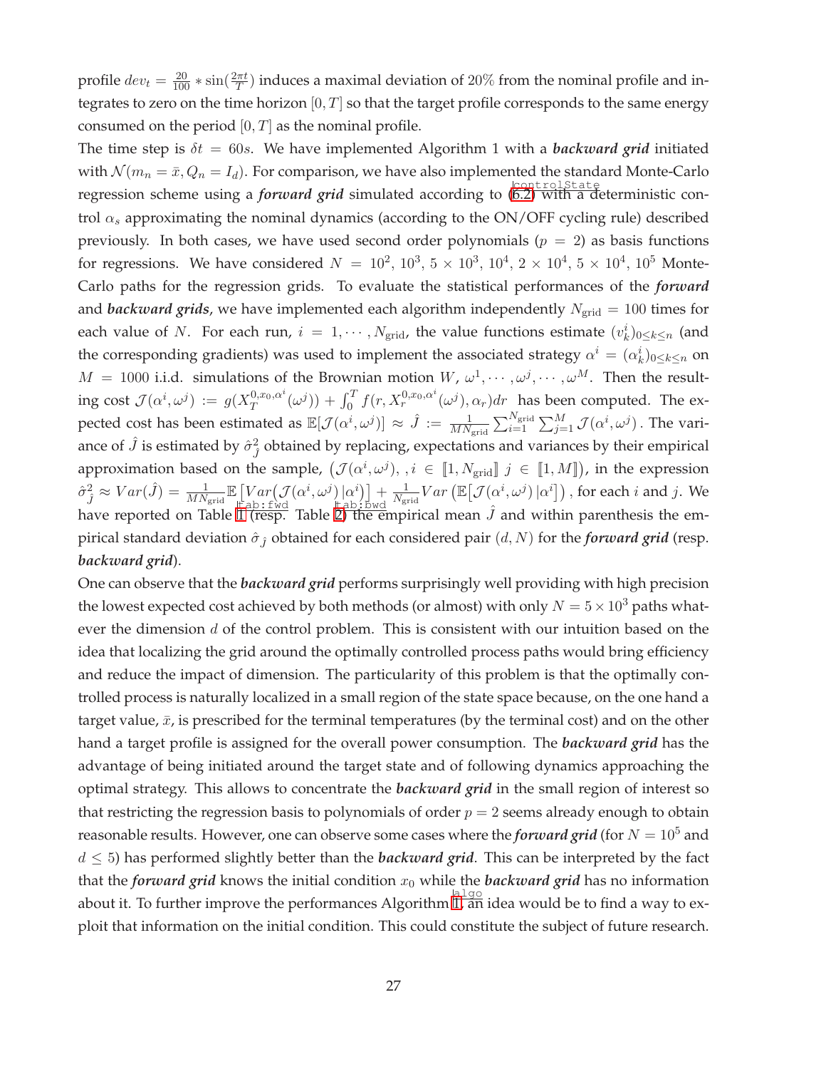profile $dev_t = \frac{20}{100} * \sin(\frac{2\pi t}{T})$ induces a maximal deviation of $20\%$ from the nominal profile and integrates to zero on the time horizon $[0, T]$ so that the target profile corresponds to the same energy consumed on the period $[0, T]$ as the nominal profile.

The time step is $\delta t = 60s$. We have implemented Algorithm 1 with a ***backward grid*** initiated with $\mathcal{N}(m_n = \bar{x}, Q_n = I_d)$. For comparison, we have also implemented the standard Monte-Carlo regression scheme using a ***forward grid*** simulated according to (6.2) with a deterministic control $\alpha_s$ approximating the nominal dynamics (according to the ON/OFF cycling rule) described previously. In both cases, we have used second order polynomials ($p = 2$) as basis functions for regressions. We have considered $N = 10^2,\ 10^3,\ 5 \times 10^3,\ 10^4,\ 2 \times 10^4,\ 5 \times 10^4,\ 10^5$ Monte-Carlo paths for the regression grids. To evaluate the statistical performances of the ***forward*** and ***backward grids***, we have implemented each algorithm independently $N_{\text{grid}} = 100$ times for each value of $N$. For each run, $i = 1, \cdots, N_{\text{grid}}$, the value functions estimate $(v^i_k)_{0 \le k \le n}$ (and the corresponding gradients) was used to implement the associated strategy $\alpha^i = (\alpha^i_k)_{0 \le k \le n}$ on $M = 1000$ i.i.d. simulations of the Brownian motion $W$, $\omega^1, \cdots, \omega^j, \cdots, \omega^M$. Then the resulting cost $\mathcal{J}(\alpha^i, \omega^j) := g(X^{0,x_0,\alpha^i}_T(\omega^j)) + \int_0^T f(r, X^{0,x_0,\alpha^i}_r(\omega^j), \alpha_r)dr$ has been computed. The expected cost has been estimated as $\mathbb{E}[\mathcal{J}(\alpha^i, \omega^j)] \approx \hat{J} := \frac{1}{MN_{\text{grid}}} \sum_{i=1}^{N_{\text{grid}}} \sum_{j=1}^{M} \mathcal{J}(\alpha^i, \omega^j)$. The variance of $\hat{J}$ is estimated by $\hat{\sigma}^2_{\hat{J}}$ obtained by replacing, expectations and variances by their empirical approximation based on the sample, $(\mathcal{J}(\alpha^i, \omega^j), , i \in [\![1, N_{\text{grid}}]\!]\ j \in [\![1, M]\!])$, in the expression $\hat{\sigma}^2_{\hat{J}} \approx Var(\hat{J}) = \frac{1}{MN_{\text{grid}}} \mathbb{E}\big[Var\big(\mathcal{J}(\alpha^i, \omega^j)\,|\alpha^i\big)\big] + \frac{1}{N_{\text{grid}}} Var\left(\mathbb{E}\big[\mathcal{J}(\alpha^i, \omega^j)\,|\alpha^i\big]\right)$, for each $i$ and $j$. We have reported on Table 1 (resp. Table 2) the empirical mean $\hat{J}$ and within parenthesis the empirical standard deviation $\hat{\sigma}_{\hat{J}}$ obtained for each considered pair $(d, N)$ for the ***forward grid*** (resp. ***backward grid***).

One can observe that the ***backward grid*** performs surprisingly well providing with high precision the lowest expected cost achieved by both methods (or almost) with only $N = 5 \times 10^3$ paths whatever the dimension $d$ of the control problem. This is consistent with our intuition based on the idea that localizing the grid around the optimally controlled process paths would bring efficiency and reduce the impact of dimension. The particularity of this problem is that the optimally controlled process is naturally localized in a small region of the state space because, on the one hand a target value, $\bar{x}$, is prescribed for the terminal temperatures (by the terminal cost) and on the other hand a target profile is assigned for the overall power consumption. The ***backward grid*** has the advantage of being initiated around the target state and of following dynamics approaching the optimal strategy. This allows to concentrate the ***backward grid*** in the small region of interest so that restricting the regression basis to polynomials of order $p = 2$ seems already enough to obtain reasonable results. However, one can observe some cases where the ***forward grid*** (for $N = 10^5$ and $d \le 5$) has performed slightly better than the ***backward grid***. This can be interpreted by the fact that the ***forward grid*** knows the initial condition $x_0$ while the ***backward grid*** has no information about it. To further improve the performances Algorithm 1, an idea would be to find a way to exploit that information on the initial condition. This could constitute the subject of future research.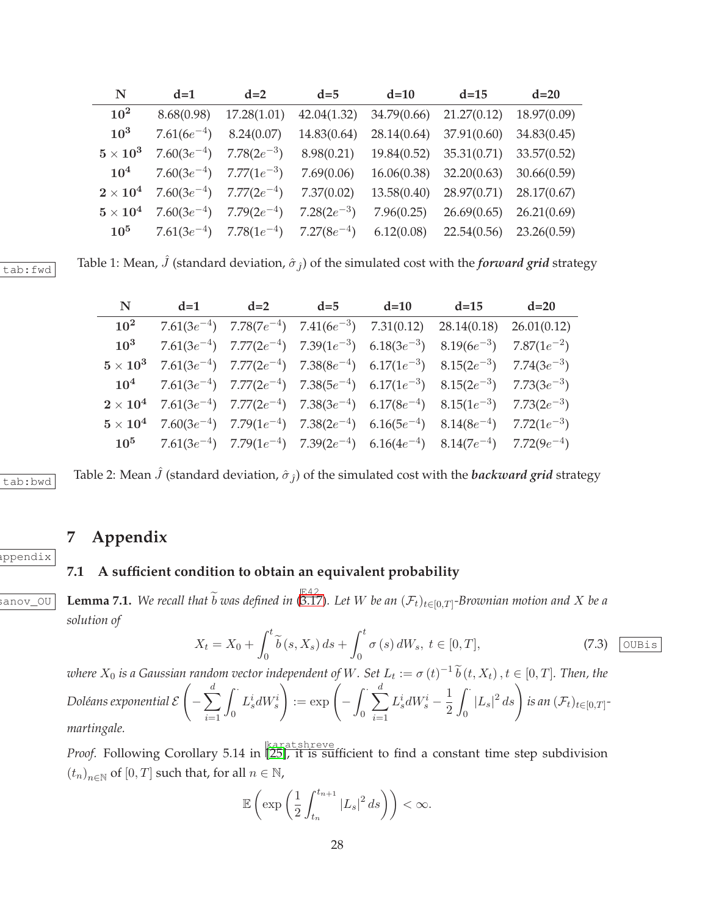| N | d=1 | d=2 | d=5 | d=10 | d=15 | d=20 |
|---|---|---|---|---|---|---|
| $\mathbf{10^2}$ | 8.68(0.98) | 17.28(1.01) | 42.04(1.32) | 34.79(0.66) | 21.27(0.12) | 18.97(0.09) |
| $\mathbf{10^3}$ | 7.61($6e^{-4}$) | 8.24(0.07) | 14.83(0.64) | 28.14(0.64) | 37.91(0.60) | 34.83(0.45) |
| $\mathbf{5\times 10^3}$ | 7.60($3e^{-4}$) | 7.78($2e^{-3}$) | 8.98(0.21) | 19.84(0.52) | 35.31(0.71) | 33.57(0.52) |
| $\mathbf{10^4}$ | 7.60($3e^{-4}$) | 7.77($1e^{-3}$) | 7.69(0.06) | 16.06(0.38) | 32.20(0.63) | 30.66(0.59) |
| $\mathbf{2\times 10^4}$ | 7.60($3e^{-4}$) | 7.77($2e^{-4}$) | 7.37(0.02) | 13.58(0.40) | 28.97(0.71) | 28.17(0.67) |
| $\mathbf{5\times 10^4}$ | 7.60($3e^{-4}$) | 7.79($2e^{-4}$) | 7.28($2e^{-3}$) | 7.96(0.25) | 26.69(0.65) | 26.21(0.69) |
| $\mathbf{10^5}$ | 7.61($3e^{-4}$) | 7.78($1e^{-4}$) | 7.27($8e^{-4}$) | 6.12(0.08) | 22.54(0.56) | 23.26(0.59) |

Table 1: Mean, $\hat{J}$ (standard deviation, $\hat{\sigma}_{\hat{J}}$) of the simulated cost with the ***forward grid*** strategy

| N | d=1 | d=2 | d=5 | d=10 | d=15 | d=20 |
|---|---|---|---|---|---|---|
| $\mathbf{10^2}$ | 7.61($3e^{-4}$) | 7.78($7e^{-4}$) | 7.41($6e^{-3}$) | 7.31(0.12) | 28.14(0.18) | 26.01(0.12) |
| $\mathbf{10^3}$ | 7.61($3e^{-4}$) | 7.77($2e^{-4}$) | 7.39($1e^{-3}$) | 6.18($3e^{-3}$) | 8.19($6e^{-3}$) | 7.87($1e^{-2}$) |
| $\mathbf{5\times 10^3}$ | 7.61($3e^{-4}$) | 7.77($2e^{-4}$) | 7.38($8e^{-4}$) | 6.17($1e^{-3}$) | 8.15($2e^{-3}$) | 7.74($3e^{-3}$) |
| $\mathbf{10^4}$ | 7.61($3e^{-4}$) | 7.77($2e^{-4}$) | 7.38($5e^{-4}$) | 6.17($1e^{-3}$) | 8.15($2e^{-3}$) | 7.73($3e^{-3}$) |
| $\mathbf{2\times 10^4}$ | 7.61($3e^{-4}$) | 7.77($2e^{-4}$) | 7.38($3e^{-4}$) | 6.17($8e^{-4}$) | 8.15($1e^{-3}$) | 7.73($2e^{-3}$) |
| $\mathbf{5\times 10^4}$ | 7.60($3e^{-4}$) | 7.79($1e^{-4}$) | 7.38($2e^{-4}$) | 6.16($5e^{-4}$) | 8.14($8e^{-4}$) | 7.72($1e^{-3}$) |
| $\mathbf{10^5}$ | 7.61($3e^{-4}$) | 7.79($1e^{-4}$) | 7.39($2e^{-4}$) | 6.16($4e^{-4}$) | 8.14($7e^{-4}$) | 7.72($9e^{-4}$) |

Table 2: Mean $\hat{J}$ (standard deviation, $\hat{\sigma}_{\hat{J}}$) of the simulated cost with the ***backward grid*** strategy

# 7 Appendix

## 7.1 A sufficient condition to obtain an equivalent probability

**Lemma 7.1.** *We recall that $\widetilde{b}$ was defined in (3.17). Let $W$ be an $(\mathcal{F}_t)_{t\in[0,T]}$-Brownian motion and $X$ be a solution of*

$$X_t = X_0 + \int_0^t \widetilde{b}\,(s, X_s)\,ds + \int_0^t \sigma\,(s)\,dW_s,\ t\in[0,T], \tag{7.3}$$

*where $X_0$ is a Gaussian random vector independent of $W$. Set $L_t := \sigma\,(t)^{-1}\,\widetilde{b}\,(t, X_t)\,, t\in[0,T]$. Then, the Doléans exponential $\mathcal{E}\left(-\sum_{i=1}^{d}\int_0^{\cdot} L_s^i dW_s^i\right) := \exp\left(-\int_0^{\cdot}\sum_{i=1}^{d} L_s^i dW_s^i - \frac{1}{2}\int_0^{\cdot} |L_s|^2\,ds\right)$ is an $(\mathcal{F}_t)_{t\in[0,T]}$-martingale.*

*Proof.* Following Corollary 5.14 in [25], it is sufficient to find a constant time step subdivision $(t_n)_{n\in\mathbb{N}}$ of $[0,T]$ such that, for all $n\in\mathbb{N}$,

$$\mathbb{E}\left(\exp\left(\frac{1}{2}\int_{t_n}^{t_{n+1}} |L_s|^2\,ds\right)\right) < \infty.$$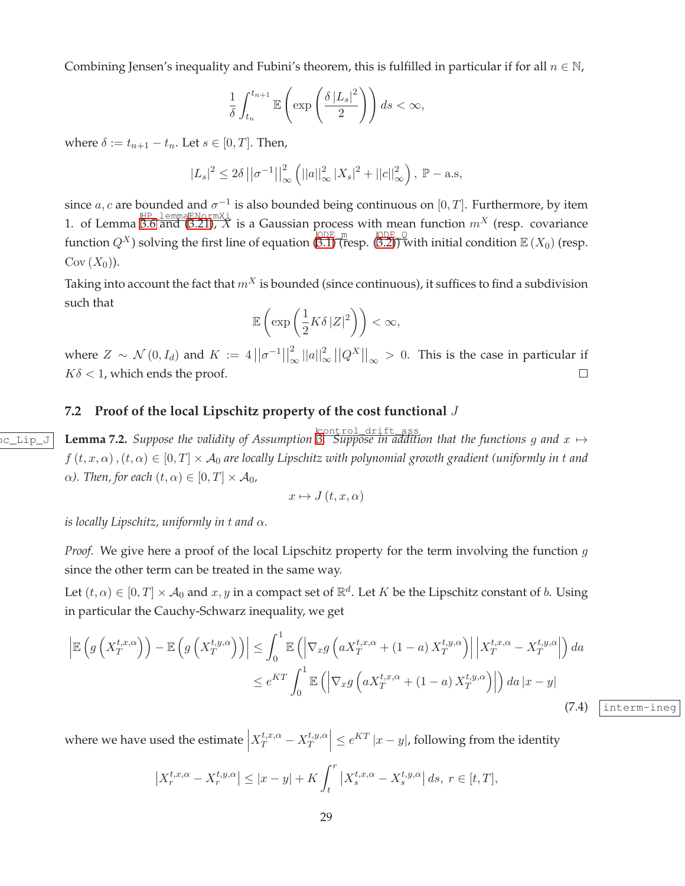Combining Jensen's inequality and Fubini's theorem, this is fulfilled in particular if for all $n \in \mathbb{N}$,

$$\frac{1}{\delta}\int_{t_n}^{t_{n+1}} \mathbb{E}\left(\exp\left(\frac{\delta\,|L_s|^2}{2}\right)\right) ds < \infty,$$

where $\delta := t_{n+1} - t_n$. Let $s \in [0,T]$. Then,

$$|L_s|^2 \leq 2\delta\,\left|\left|\sigma^{-1}\right|\right|_\infty^2 \left(||a||_\infty^2\,|X_s|^2 + ||c||_\infty^2\right),\ \mathbb{P}-\text{a.s},$$

since $a, c$ are bounded and $\sigma^{-1}$ is also bounded being continuous on $[0,T]$. Furthermore, by item 1. of Lemma 3.6 and (3.21), $X$ is a Gaussian process with mean function $m^X$ (resp. covariance function $Q^X$) solving the first line of equation (3.1) (resp. (3.2)) with initial condition $\mathbb{E}(X_0)$ (resp. $\mathrm{Cov}(X_0)$).

Taking into account the fact that $m^X$ is bounded (since continuous), it suffices to find a subdivision such that

$$\mathbb{E}\left(\exp\left(\frac{1}{2}K\delta\,|Z|^2\right)\right) < \infty,$$

where $Z \sim \mathcal{N}(0, I_d)$ and $K := 4\left|\left|\sigma^{-1}\right|\right|_\infty^2 ||a||_\infty^2 \left|\left|Q^X\right|\right|_\infty > 0$. This is the case in particular if $K\delta < 1$, which ends the proof. □

## 7.2 Proof of the local Lipschitz property of the cost functional $J$

**Lemma 7.2.** *Suppose the validity of Assumption 3. Suppose in addition that the functions $g$ and $x \mapsto f(t,x,\alpha), (t,\alpha) \in [0,T]\times\mathcal{A}_0$ are locally Lipschitz with polynomial growth gradient (uniformly in $t$ and $\alpha$). Then, for each $(t,\alpha) \in [0,T]\times\mathcal{A}_0$,*

$$x \mapsto J(t,x,\alpha)$$

*is locally Lipschitz, uniformly in $t$ and $\alpha$.*

*Proof.* We give here a proof of the local Lipschitz property for the term involving the function $g$ since the other term can be treated in the same way.

Let $(t,\alpha) \in [0,T]\times\mathcal{A}_0$ and $x, y$ in a compact set of $\mathbb{R}^d$. Let $K$ be the Lipschitz constant of $b$. Using in particular the Cauchy-Schwarz inequality, we get

$$\begin{aligned}
\left|\mathbb{E}\left(g\left(X_T^{t,x,\alpha}\right)\right) - \mathbb{E}\left(g\left(X_T^{t,y,\alpha}\right)\right)\right| &\leq \int_0^1 \mathbb{E}\left(\left|\nabla_x g\left(aX_T^{t,x,\alpha} + (1-a)\,X_T^{t,y,\alpha}\right)\right|\left|X_T^{t,x,\alpha} - X_T^{t,y,\alpha}\right|\right) da \\
&\leq e^{KT}\int_0^1 \mathbb{E}\left(\left|\nabla_x g\left(aX_T^{t,x,\alpha} + (1-a)\,X_T^{t,y,\alpha}\right)\right|\right) da\,|x-y|
\end{aligned} \tag{7.4}$$

where we have used the estimate $\left|X_T^{t,x,\alpha} - X_T^{t,y,\alpha}\right| \leq e^{KT}|x-y|$, following from the identity

$$\left|X_r^{t,x,\alpha} - X_r^{t,y,\alpha}\right| \leq |x-y| + K\int_t^r \left|X_s^{t,x,\alpha} - X_s^{t,y,\alpha}\right| ds,\ r \in [t,T],$$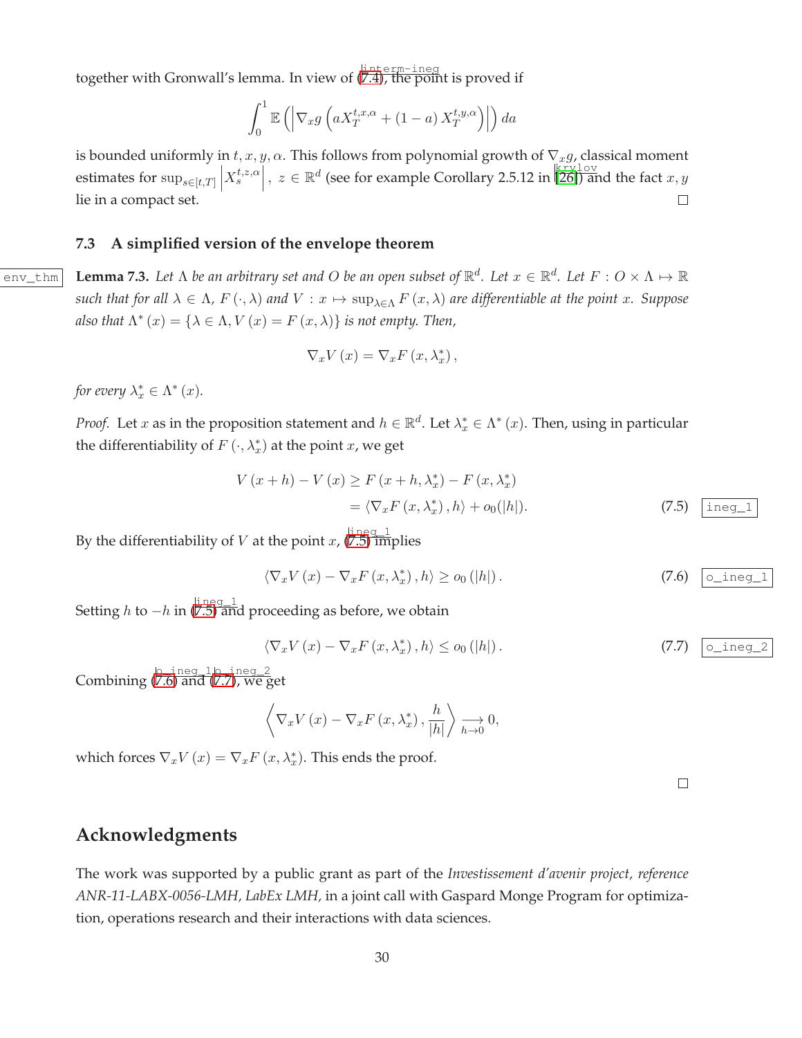together with Gronwall's lemma. In view of (7.4), the point is proved if

$$\int_0^1 \mathbb{E}\left(\left|\nabla_x g\left(aX_T^{t,x,\alpha}+(1-a)\,X_T^{t,y,\alpha}\right)\right|\right)da$$

is bounded uniformly in $t,x,y,\alpha$. This follows from polynomial growth of $\nabla_x g$, classical moment estimates for $\sup_{s\in[t,T]}\left|X_s^{t,z,\alpha}\right|,\ z\in\mathbb{R}^d$ (see for example Corollary 2.5.12 in [26]) and the fact $x,y$ lie in a compact set. □

### 7.3 A simplified version of the envelope theorem

**Lemma 7.3.** *Let $\Lambda$ be an arbitrary set and $O$ be an open subset of $\mathbb{R}^d$. Let $x\in\mathbb{R}^d$. Let $F:O\times\Lambda\mapsto\mathbb{R}$ such that for all $\lambda\in\Lambda$, $F(\cdot,\lambda)$ and $V:x\mapsto\sup_{\lambda\in\Lambda}F(x,\lambda)$ are differentiable at the point $x$. Suppose also that $\Lambda^*(x)=\{\lambda\in\Lambda, V(x)=F(x,\lambda)\}$ is not empty. Then,*

$$\nabla_x V(x)=\nabla_x F(x,\lambda_x^*),$$

*for every $\lambda_x^*\in\Lambda^*(x)$.*

*Proof.* Let $x$ as in the proposition statement and $h\in\mathbb{R}^d$. Let $\lambda_x^*\in\Lambda^*(x)$. Then, using in particular the differentiability of $F(\cdot,\lambda_x^*)$ at the point $x$, we get

$$\begin{aligned} V(x+h)-V(x) &\geq F(x+h,\lambda_x^*)-F(x,\lambda_x^*) \\ &= \langle\nabla_x F(x,\lambda_x^*),h\rangle+o_0(|h|). \end{aligned} \tag{7.5}$$

By the differentiability of $V$ at the point $x$, (7.5) implies

$$\langle\nabla_x V(x)-\nabla_x F(x,\lambda_x^*),h\rangle\geq o_0(|h|). \tag{7.6}$$

Setting $h$ to $-h$ in (7.5) and proceeding as before, we obtain

$$\langle\nabla_x V(x)-\nabla_x F(x,\lambda_x^*),h\rangle\leq o_0(|h|). \tag{7.7}$$

Combining (7.6) and (7.7), we get

$$\left\langle\nabla_x V(x)-\nabla_x F(x,\lambda_x^*),\frac{h}{|h|}\right\rangle\underset{h\to 0}{\longrightarrow}0,$$

which forces $\nabla_x V(x)=\nabla_x F(x,\lambda_x^*)$. This ends the proof.

□

## Acknowledgments

The work was supported by a public grant as part of the *Investissement d'avenir project, reference ANR-11-LABX-0056-LMH, LabEx LMH,* in a joint call with Gaspard Monge Program for optimization, operations research and their interactions with data sciences.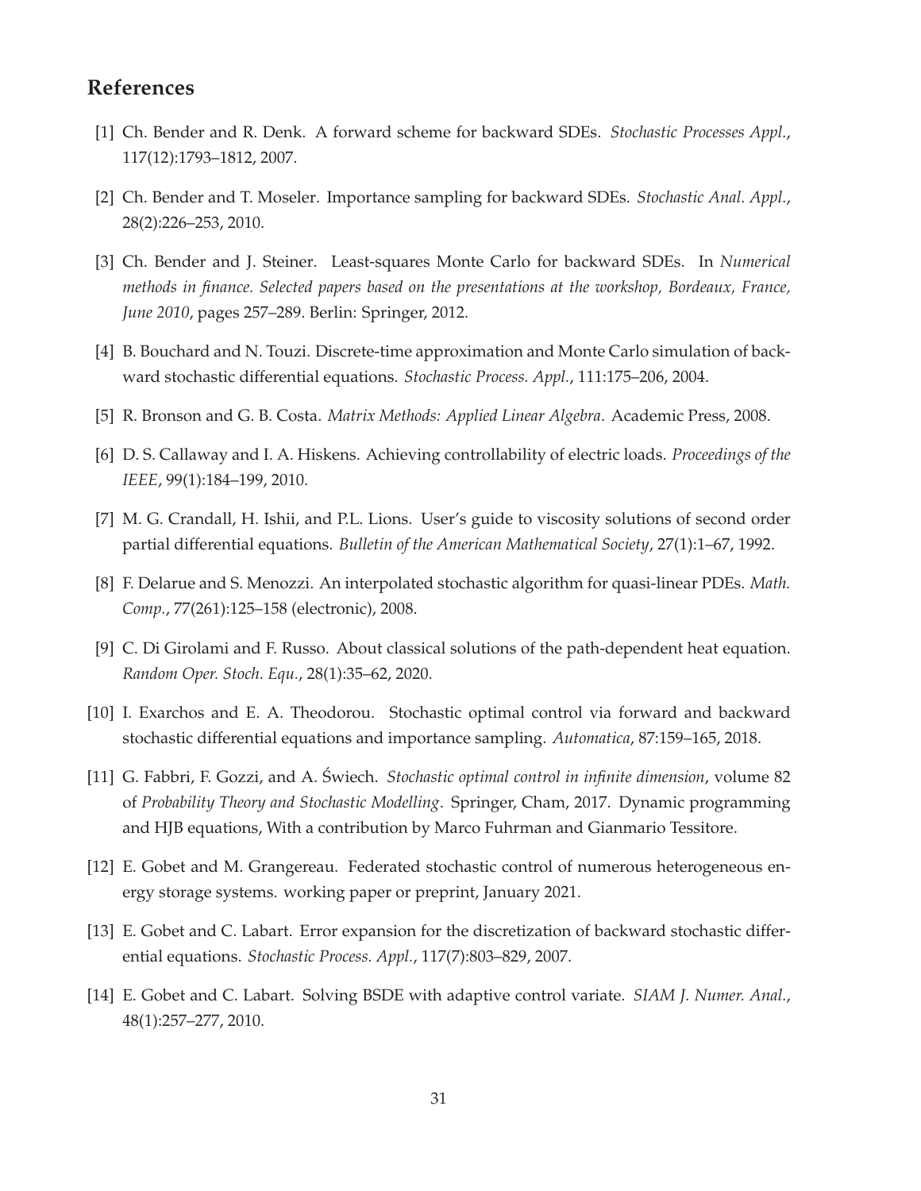## References

[1] Ch. Bender and R. Denk. A forward scheme for backward SDEs. *Stochastic Processes Appl.*, 117(12):1793–1812, 2007.

[2] Ch. Bender and T. Moseler. Importance sampling for backward SDEs. *Stochastic Anal. Appl.*, 28(2):226–253, 2010.

[3] Ch. Bender and J. Steiner. Least-squares Monte Carlo for backward SDEs. In *Numerical methods in finance. Selected papers based on the presentations at the workshop, Bordeaux, France, June 2010*, pages 257–289. Berlin: Springer, 2012.

[4] B. Bouchard and N. Touzi. Discrete-time approximation and Monte Carlo simulation of backward stochastic differential equations. *Stochastic Process. Appl.*, 111:175–206, 2004.

[5] R. Bronson and G. B. Costa. *Matrix Methods: Applied Linear Algebra*. Academic Press, 2008.

[6] D. S. Callaway and I. A. Hiskens. Achieving controllability of electric loads. *Proceedings of the IEEE*, 99(1):184–199, 2010.

[7] M. G. Crandall, H. Ishii, and P.L. Lions. User's guide to viscosity solutions of second order partial differential equations. *Bulletin of the American Mathematical Society*, 27(1):1–67, 1992.

[8] F. Delarue and S. Menozzi. An interpolated stochastic algorithm for quasi-linear PDEs. *Math. Comp.*, 77(261):125–158 (electronic), 2008.

[9] C. Di Girolami and F. Russo. About classical solutions of the path-dependent heat equation. *Random Oper. Stoch. Equ.*, 28(1):35–62, 2020.

[10] I. Exarchos and E. A. Theodorou. Stochastic optimal control via forward and backward stochastic differential equations and importance sampling. *Automatica*, 87:159–165, 2018.

[11] G. Fabbri, F. Gozzi, and A. Święch. *Stochastic optimal control in infinite dimension*, volume 82 of *Probability Theory and Stochastic Modelling*. Springer, Cham, 2017. Dynamic programming and HJB equations, With a contribution by Marco Fuhrman and Gianmario Tessitore.

[12] E. Gobet and M. Grangereau. Federated stochastic control of numerous heterogeneous energy storage systems. working paper or preprint, January 2021.

[13] E. Gobet and C. Labart. Error expansion for the discretization of backward stochastic differential equations. *Stochastic Process. Appl.*, 117(7):803–829, 2007.

[14] E. Gobet and C. Labart. Solving BSDE with adaptive control variate. *SIAM J. Numer. Anal.*, 48(1):257–277, 2010.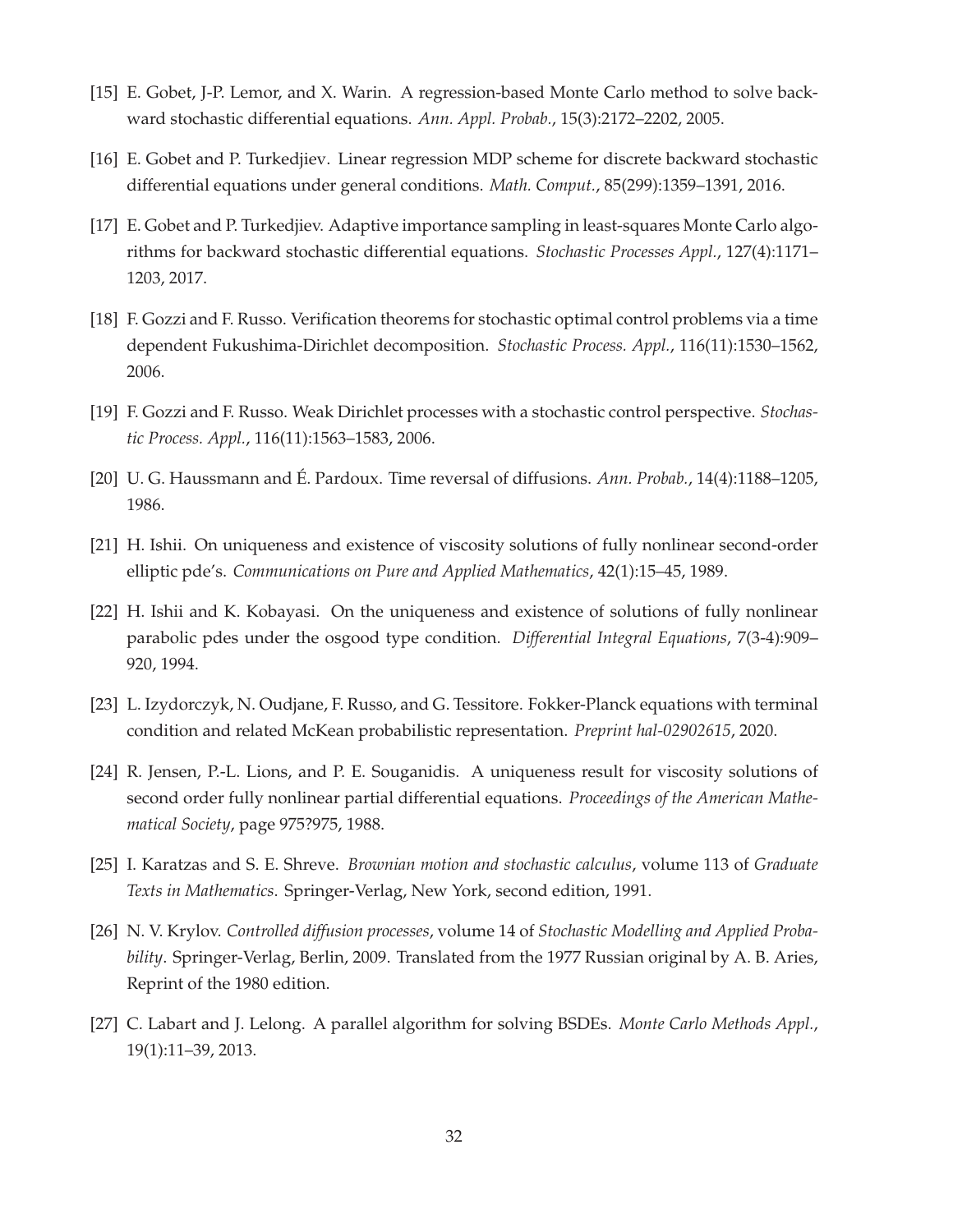[15] E. Gobet, J-P. Lemor, and X. Warin. A regression-based Monte Carlo method to solve backward stochastic differential equations. *Ann. Appl. Probab.*, 15(3):2172–2202, 2005.

[16] E. Gobet and P. Turkedjiev. Linear regression MDP scheme for discrete backward stochastic differential equations under general conditions. *Math. Comput.*, 85(299):1359–1391, 2016.

[17] E. Gobet and P. Turkedjiev. Adaptive importance sampling in least-squares Monte Carlo algorithms for backward stochastic differential equations. *Stochastic Processes Appl.*, 127(4):1171–1203, 2017.

[18] F. Gozzi and F. Russo. Verification theorems for stochastic optimal control problems via a time dependent Fukushima-Dirichlet decomposition. *Stochastic Process. Appl.*, 116(11):1530–1562, 2006.

[19] F. Gozzi and F. Russo. Weak Dirichlet processes with a stochastic control perspective. *Stochastic Process. Appl.*, 116(11):1563–1583, 2006.

[20] U. G. Haussmann and É. Pardoux. Time reversal of diffusions. *Ann. Probab.*, 14(4):1188–1205, 1986.

[21] H. Ishii. On uniqueness and existence of viscosity solutions of fully nonlinear second-order elliptic pde's. *Communications on Pure and Applied Mathematics*, 42(1):15–45, 1989.

[22] H. Ishii and K. Kobayasi. On the uniqueness and existence of solutions of fully nonlinear parabolic pdes under the osgood type condition. *Differential Integral Equations*, 7(3-4):909–920, 1994.

[23] L. Izydorczyk, N. Oudjane, F. Russo, and G. Tessitore. Fokker-Planck equations with terminal condition and related McKean probabilistic representation. *Preprint hal-02902615*, 2020.

[24] R. Jensen, P.-L. Lions, and P. E. Souganidis. A uniqueness result for viscosity solutions of second order fully nonlinear partial differential equations. *Proceedings of the American Mathematical Society*, page 975?975, 1988.

[25] I. Karatzas and S. E. Shreve. *Brownian motion and stochastic calculus*, volume 113 of *Graduate Texts in Mathematics*. Springer-Verlag, New York, second edition, 1991.

[26] N. V. Krylov. *Controlled diffusion processes*, volume 14 of *Stochastic Modelling and Applied Probability*. Springer-Verlag, Berlin, 2009. Translated from the 1977 Russian original by A. B. Aries, Reprint of the 1980 edition.

[27] C. Labart and J. Lelong. A parallel algorithm for solving BSDEs. *Monte Carlo Methods Appl.*, 19(1):11–39, 2013.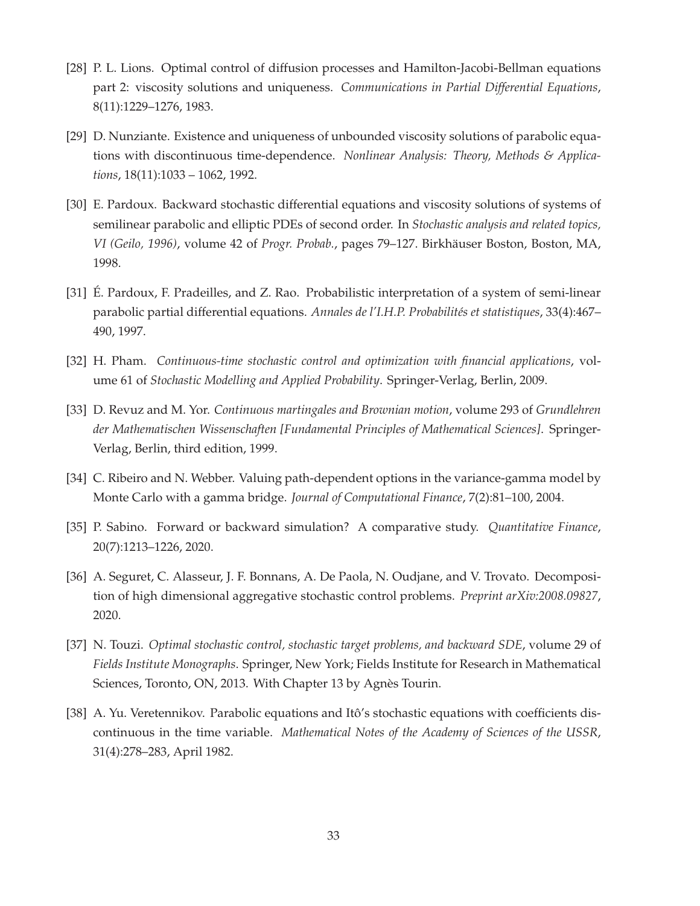[28] P. L. Lions. Optimal control of diffusion processes and Hamilton-Jacobi-Bellman equations part 2: viscosity solutions and uniqueness. *Communications in Partial Differential Equations*, 8(11):1229–1276, 1983.

[29] D. Nunziante. Existence and uniqueness of unbounded viscosity solutions of parabolic equations with discontinuous time-dependence. *Nonlinear Analysis: Theory, Methods & Applications*, 18(11):1033 – 1062, 1992.

[30] E. Pardoux. Backward stochastic differential equations and viscosity solutions of systems of semilinear parabolic and elliptic PDEs of second order. In *Stochastic analysis and related topics, VI (Geilo, 1996)*, volume 42 of *Progr. Probab.*, pages 79–127. Birkhäuser Boston, Boston, MA, 1998.

[31] É. Pardoux, F. Pradeilles, and Z. Rao. Probabilistic interpretation of a system of semi-linear parabolic partial differential equations. *Annales de l'I.H.P. Probabilités et statistiques*, 33(4):467–490, 1997.

[32] H. Pham. *Continuous-time stochastic control and optimization with financial applications*, volume 61 of *Stochastic Modelling and Applied Probability*. Springer-Verlag, Berlin, 2009.

[33] D. Revuz and M. Yor. *Continuous martingales and Brownian motion*, volume 293 of *Grundlehren der Mathematischen Wissenschaften [Fundamental Principles of Mathematical Sciences]*. Springer-Verlag, Berlin, third edition, 1999.

[34] C. Ribeiro and N. Webber. Valuing path-dependent options in the variance-gamma model by Monte Carlo with a gamma bridge. *Journal of Computational Finance*, 7(2):81–100, 2004.

[35] P. Sabino. Forward or backward simulation? A comparative study. *Quantitative Finance*, 20(7):1213–1226, 2020.

[36] A. Seguret, C. Alasseur, J. F. Bonnans, A. De Paola, N. Oudjane, and V. Trovato. Decomposition of high dimensional aggregative stochastic control problems. *Preprint arXiv:2008.09827*, 2020.

[37] N. Touzi. *Optimal stochastic control, stochastic target problems, and backward SDE*, volume 29 of *Fields Institute Monographs*. Springer, New York; Fields Institute for Research in Mathematical Sciences, Toronto, ON, 2013. With Chapter 13 by Agnès Tourin.

[38] A. Yu. Veretennikov. Parabolic equations and Itô's stochastic equations with coefficients discontinuous in the time variable. *Mathematical Notes of the Academy of Sciences of the USSR*, 31(4):278–283, April 1982.